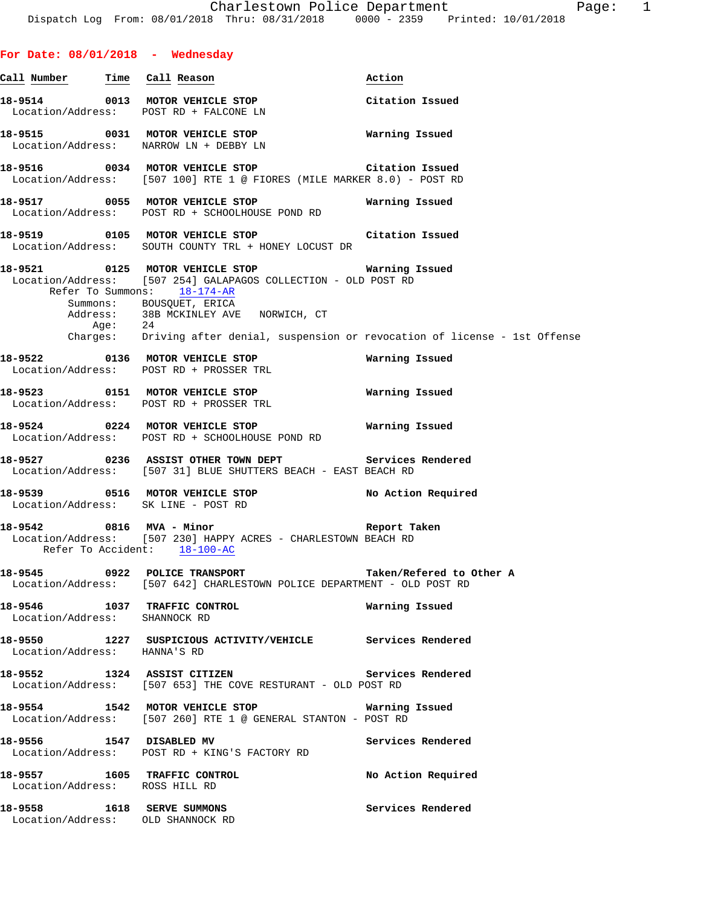# Charlestown Police Department

Dispatch Log From: 08/01/2018 Thru: 08/31/2018 0000 - 2359 Printed: 10/01/2018

## For Date: 08/01/2018 - Wednesday

| Call Number | Time | Call Reason | Action |
|---|---|---|---|
| 18-9514 | 0013 | MOTOR VEHICLE STOP | Citation Issued |

Location/Address: POST RD + FALCONE LN

**18-9515** 0031 **MOTOR VEHICLE STOP** — **Warning Issued**
Location/Address: NARROW LN + DEBBY LN

**18-9516** 0034 **MOTOR VEHICLE STOP** — **Citation Issued**
Location/Address: [507 100] RTE 1 @ FIORES (MILE MARKER 8.0) - POST RD

**18-9517** 0055 **MOTOR VEHICLE STOP** — **Warning Issued**
Location/Address: POST RD + SCHOOLHOUSE POND RD

**18-9519** 0105 **MOTOR VEHICLE STOP** — **Citation Issued**
Location/Address: SOUTH COUNTY TRL + HONEY LOCUST DR

**18-9521** 0125 **MOTOR VEHICLE STOP** — **Warning Issued**
Location/Address: [507 254] GALAPAGOS COLLECTION - OLD POST RD
Refer To Summons: 18-174-AR
Summons: BOUSQUET, ERICA
Address: 38B MCKINLEY AVE NORWICH, CT
Age: 24
Charges: Driving after denial, suspension or revocation of license - 1st Offense

**18-9522** 0136 **MOTOR VEHICLE STOP** — **Warning Issued**
Location/Address: POST RD + PROSSER TRL

**18-9523** 0151 **MOTOR VEHICLE STOP** — **Warning Issued**
Location/Address: POST RD + PROSSER TRL

**18-9524** 0224 **MOTOR VEHICLE STOP** — **Warning Issued**
Location/Address: POST RD + SCHOOLHOUSE POND RD

**18-9527** 0236 **ASSIST OTHER TOWN DEPT** — **Services Rendered**
Location/Address: [507 31] BLUE SHUTTERS BEACH - EAST BEACH RD

**18-9539** 0516 **MOTOR VEHICLE STOP** — **No Action Required**
Location/Address: SK LINE - POST RD

**18-9542** 0816 **MVA - Minor** — **Report Taken**
Location/Address: [507 230] HAPPY ACRES - CHARLESTOWN BEACH RD
Refer To Accident: 18-100-AC

**18-9545** 0922 **POLICE TRANSPORT** — **Taken/Refered to Other A**
Location/Address: [507 642] CHARLESTOWN POLICE DEPARTMENT - OLD POST RD

**18-9546** 1037 **TRAFFIC CONTROL** — **Warning Issued**
Location/Address: SHANNOCK RD

**18-9550** 1227 **SUSPICIOUS ACTIVITY/VEHICLE** — **Services Rendered**
Location/Address: HANNA'S RD

**18-9552** 1324 **ASSIST CITIZEN** — **Services Rendered**
Location/Address: [507 653] THE COVE RESTURANT - OLD POST RD

**18-9554** 1542 **MOTOR VEHICLE STOP** — **Warning Issued**
Location/Address: [507 260] RTE 1 @ GENERAL STANTON - POST RD

**18-9556** 1547 **DISABLED MV** — **Services Rendered**
Location/Address: POST RD + KING'S FACTORY RD

**18-9557** 1605 **TRAFFIC CONTROL** — **No Action Required**
Location/Address: ROSS HILL RD

**18-9558** 1618 **SERVE SUMMONS** — **Services Rendered**
Location/Address: OLD SHANNOCK RD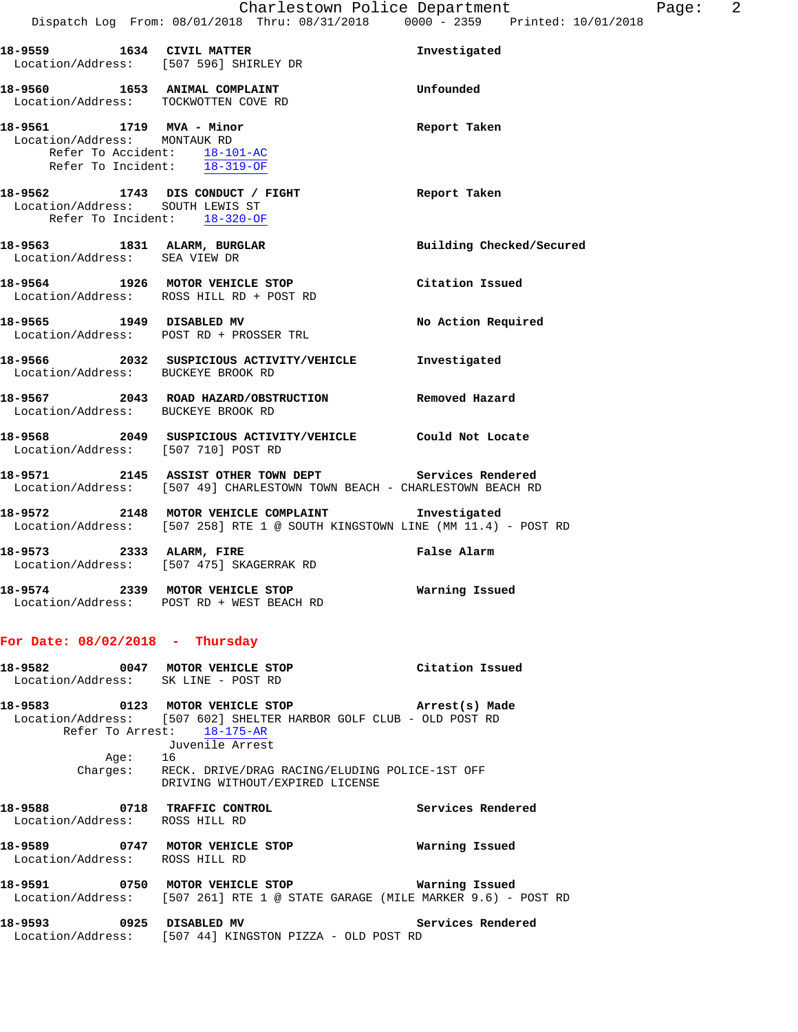**18-9559 1634 CIVIL MATTER** — **Investigated**
Location/Address: [507 596] SHIRLEY DR

**18-9560 1653 ANIMAL COMPLAINT** — **Unfounded**
Location/Address: TOCKWOTTEN COVE RD

**18-9561 1719 MVA - Minor** — **Report Taken**
Location/Address: MONTAUK RD
Refer To Accident: 18-101-AC
Refer To Incident: 18-319-OF

**18-9562 1743 DIS CONDUCT / FIGHT** — **Report Taken**
Location/Address: SOUTH LEWIS ST
Refer To Incident: 18-320-OF

**18-9563 1831 ALARM, BURGLAR** — **Building Checked/Secured**
Location/Address: SEA VIEW DR

**18-9564 1926 MOTOR VEHICLE STOP** — **Citation Issued**
Location/Address: ROSS HILL RD + POST RD

**18-9565 1949 DISABLED MV** — **No Action Required**
Location/Address: POST RD + PROSSER TRL

**18-9566 2032 SUSPICIOUS ACTIVITY/VEHICLE** — **Investigated**
Location/Address: BUCKEYE BROOK RD

**18-9567 2043 ROAD HAZARD/OBSTRUCTION** — **Removed Hazard**
Location/Address: BUCKEYE BROOK RD

**18-9568 2049 SUSPICIOUS ACTIVITY/VEHICLE** — **Could Not Locate**
Location/Address: [507 710] POST RD

**18-9571 2145 ASSIST OTHER TOWN DEPT** — **Services Rendered**
Location/Address: [507 49] CHARLESTOWN TOWN BEACH - CHARLESTOWN BEACH RD

**18-9572 2148 MOTOR VEHICLE COMPLAINT** — **Investigated**
Location/Address: [507 258] RTE 1 @ SOUTH KINGSTOWN LINE (MM 11.4) - POST RD

**18-9573 2333 ALARM, FIRE** — **False Alarm**
Location/Address: [507 475] SKAGERRAK RD

**18-9574 2339 MOTOR VEHICLE STOP** — **Warning Issued**
Location/Address: POST RD + WEST BEACH RD

## For Date: 08/02/2018 - Thursday

**18-9582 0047 MOTOR VEHICLE STOP** — **Citation Issued**
Location/Address: SK LINE - POST RD

**18-9583 0123 MOTOR VEHICLE STOP** — **Arrest(s) Made**
Location/Address: [507 602] SHELTER HARBOR GOLF CLUB - OLD POST RD
Refer To Arrest: 18-175-AR
Juvenile Arrest
Age: 16
Charges: RECK. DRIVE/DRAG RACING/ELUDING POLICE-1ST OFF
DRIVING WITHOUT/EXPIRED LICENSE

**18-9588 0718 TRAFFIC CONTROL** — **Services Rendered**
Location/Address: ROSS HILL RD

**18-9589 0747 MOTOR VEHICLE STOP** — **Warning Issued**
Location/Address: ROSS HILL RD

**18-9591 0750 MOTOR VEHICLE STOP** — **Warning Issued**
Location/Address: [507 261] RTE 1 @ STATE GARAGE (MILE MARKER 9.6) - POST RD

**18-9593 0925 DISABLED MV** — **Services Rendered**
Location/Address: [507 44] KINGSTON PIZZA - OLD POST RD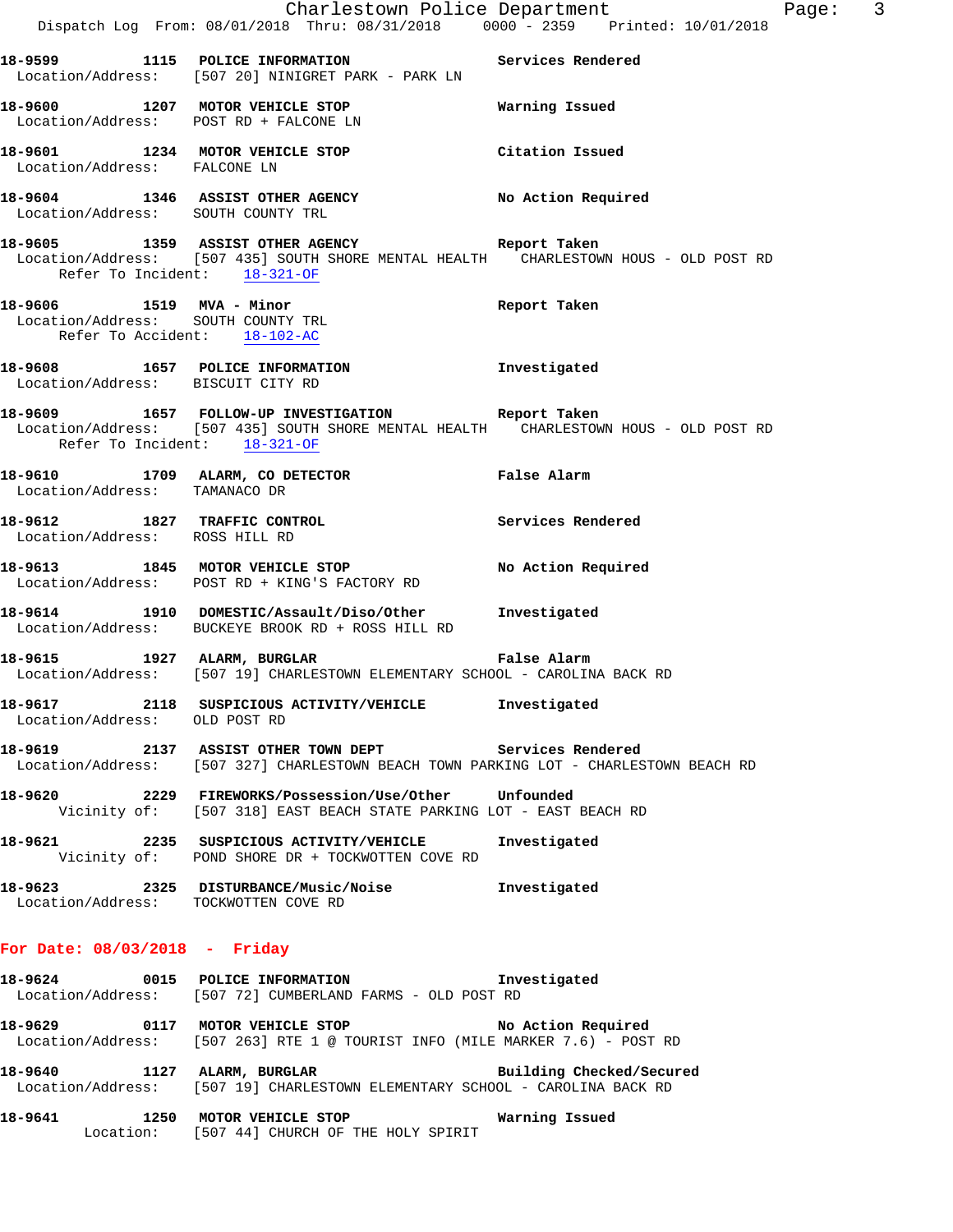**18-9599** 1115 **POLICE INFORMATION** Services Rendered
Location/Address: [507 20] NINIGRET PARK - PARK LN

**18-9600** 1207 **MOTOR VEHICLE STOP** Warning Issued
Location/Address: POST RD + FALCONE LN

**18-9601** 1234 **MOTOR VEHICLE STOP** Citation Issued
Location/Address: FALCONE LN

**18-9604** 1346 **ASSIST OTHER AGENCY** No Action Required
Location/Address: SOUTH COUNTY TRL

**18-9605** 1359 **ASSIST OTHER AGENCY** Report Taken
Location/Address: [507 435] SOUTH SHORE MENTAL HEALTH CHARLESTOWN HOUS - OLD POST RD
Refer To Incident: 18-321-OF

**18-9606** 1519 **MVA - Minor** Report Taken
Location/Address: SOUTH COUNTY TRL
Refer To Accident: 18-102-AC

**18-9608** 1657 **POLICE INFORMATION** Investigated
Location/Address: BISCUIT CITY RD

**18-9609** 1657 **FOLLOW-UP INVESTIGATION** Report Taken
Location/Address: [507 435] SOUTH SHORE MENTAL HEALTH CHARLESTOWN HOUS - OLD POST RD
Refer To Incident: 18-321-OF

**18-9610** 1709 **ALARM, CO DETECTOR** False Alarm
Location/Address: TAMANACO DR

**18-9612** 1827 **TRAFFIC CONTROL** Services Rendered
Location/Address: ROSS HILL RD

**18-9613** 1845 **MOTOR VEHICLE STOP** No Action Required
Location/Address: POST RD + KING'S FACTORY RD

**18-9614** 1910 **DOMESTIC/Assault/Diso/Other** Investigated
Location/Address: BUCKEYE BROOK RD + ROSS HILL RD

**18-9615** 1927 **ALARM, BURGLAR** False Alarm
Location/Address: [507 19] CHARLESTOWN ELEMENTARY SCHOOL - CAROLINA BACK RD

**18-9617** 2118 **SUSPICIOUS ACTIVITY/VEHICLE** Investigated
Location/Address: OLD POST RD

**18-9619** 2137 **ASSIST OTHER TOWN DEPT** Services Rendered
Location/Address: [507 327] CHARLESTOWN BEACH TOWN PARKING LOT - CHARLESTOWN BEACH RD

**18-9620** 2229 **FIREWORKS/Possession/Use/Other** Unfounded
Vicinity of: [507 318] EAST BEACH STATE PARKING LOT - EAST BEACH RD

**18-9621** 2235 **SUSPICIOUS ACTIVITY/VEHICLE** Investigated
Vicinity of: POND SHORE DR + TOCKWOTTEN COVE RD

**18-9623** 2325 **DISTURBANCE/Music/Noise** Investigated
Location/Address: TOCKWOTTEN COVE RD

## For Date: 08/03/2018 - Friday

**18-9624** 0015 **POLICE INFORMATION** Investigated
Location/Address: [507 72] CUMBERLAND FARMS - OLD POST RD

**18-9629** 0117 **MOTOR VEHICLE STOP** No Action Required
Location/Address: [507 263] RTE 1 @ TOURIST INFO (MILE MARKER 7.6) - POST RD

**18-9640** 1127 **ALARM, BURGLAR** Building Checked/Secured
Location/Address: [507 19] CHARLESTOWN ELEMENTARY SCHOOL - CAROLINA BACK RD

**18-9641** 1250 **MOTOR VEHICLE STOP** Warning Issued
Location: [507 44] CHURCH OF THE HOLY SPIRIT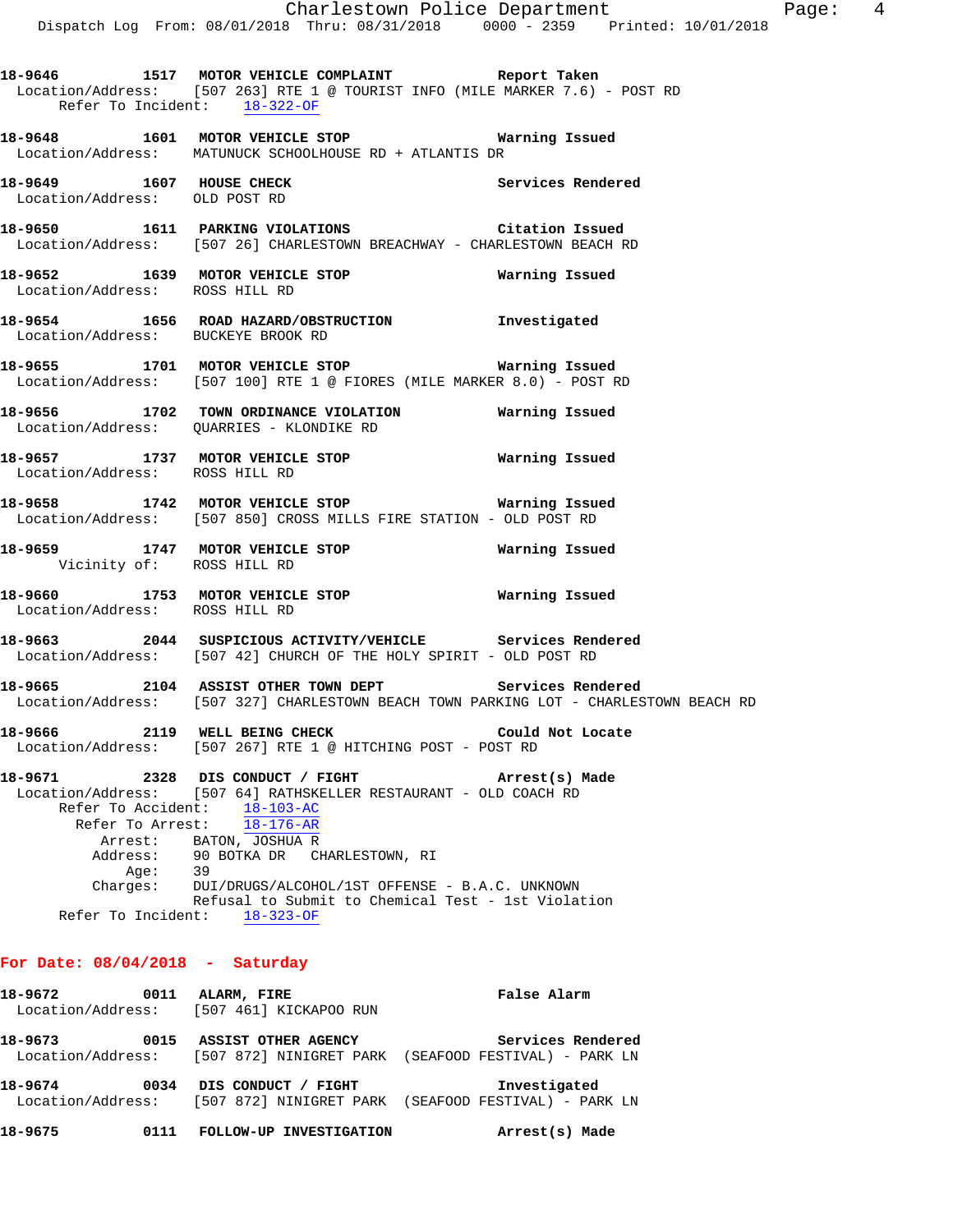**18-9646** 1517 **MOTOR VEHICLE COMPLAINT** **Report Taken**
Location/Address: [507 263] RTE 1 @ TOURIST INFO (MILE MARKER 7.6) - POST RD
Refer To Incident: 18-322-OF

**18-9648** 1601 **MOTOR VEHICLE STOP** **Warning Issued**
Location/Address: MATUNUCK SCHOOLHOUSE RD + ATLANTIS DR

**18-9649** 1607 **HOUSE CHECK** **Services Rendered**
Location/Address: OLD POST RD

**18-9650** 1611 **PARKING VIOLATIONS** **Citation Issued**
Location/Address: [507 26] CHARLESTOWN BREACHWAY - CHARLESTOWN BEACH RD

**18-9652** 1639 **MOTOR VEHICLE STOP** **Warning Issued**
Location/Address: ROSS HILL RD

**18-9654** 1656 **ROAD HAZARD/OBSTRUCTION** **Investigated**
Location/Address: BUCKEYE BROOK RD

**18-9655** 1701 **MOTOR VEHICLE STOP** **Warning Issued**
Location/Address: [507 100] RTE 1 @ FIORES (MILE MARKER 8.0) - POST RD

**18-9656** 1702 **TOWN ORDINANCE VIOLATION** **Warning Issued**
Location/Address: QUARRIES - KLONDIKE RD

**18-9657** 1737 **MOTOR VEHICLE STOP** **Warning Issued**
Location/Address: ROSS HILL RD

**18-9658** 1742 **MOTOR VEHICLE STOP** **Warning Issued**
Location/Address: [507 850] CROSS MILLS FIRE STATION - OLD POST RD

**18-9659** 1747 **MOTOR VEHICLE STOP** **Warning Issued**
Vicinity of: ROSS HILL RD

**18-9660** 1753 **MOTOR VEHICLE STOP** **Warning Issued**
Location/Address: ROSS HILL RD

**18-9663** 2044 **SUSPICIOUS ACTIVITY/VEHICLE** **Services Rendered**
Location/Address: [507 42] CHURCH OF THE HOLY SPIRIT - OLD POST RD

**18-9665** 2104 **ASSIST OTHER TOWN DEPT** **Services Rendered**
Location/Address: [507 327] CHARLESTOWN BEACH TOWN PARKING LOT - CHARLESTOWN BEACH RD

**18-9666** 2119 **WELL BEING CHECK** **Could Not Locate**
Location/Address: [507 267] RTE 1 @ HITCHING POST - POST RD

**18-9671** 2328 **DIS CONDUCT / FIGHT** **Arrest(s) Made**
Location/Address: [507 64] RATHSKELLER RESTAURANT - OLD COACH RD
Refer To Accident: 18-103-AC
Refer To Arrest: 18-176-AR
Arrest: BATON, JOSHUA R
Address: 90 BOTKA DR CHARLESTOWN, RI
Age: 39
Charges: DUI/DRUGS/ALCOHOL/1ST OFFENSE - B.A.C. UNKNOWN
Refusal to Submit to Chemical Test - 1st Violation
Refer To Incident: 18-323-OF

## For Date: 08/04/2018 - Saturday

**18-9672** 0011 **ALARM, FIRE** **False Alarm**
Location/Address: [507 461] KICKAPOO RUN

**18-9673** 0015 **ASSIST OTHER AGENCY** **Services Rendered**
Location/Address: [507 872] NINIGRET PARK (SEAFOOD FESTIVAL) - PARK LN

**18-9674** 0034 **DIS CONDUCT / FIGHT** **Investigated**
Location/Address: [507 872] NINIGRET PARK (SEAFOOD FESTIVAL) - PARK LN

**18-9675** 0111 **FOLLOW-UP INVESTIGATION** **Arrest(s) Made**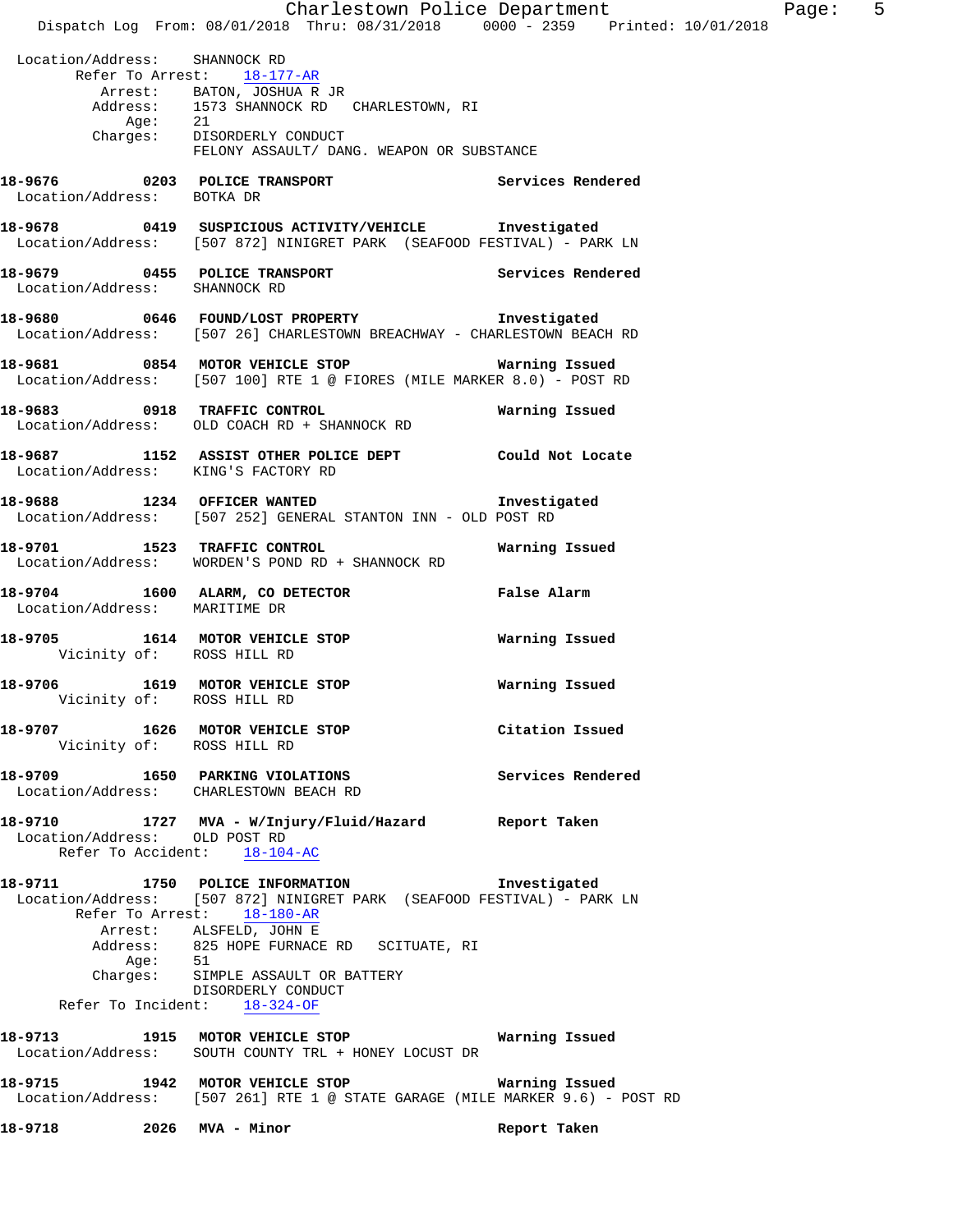Location/Address: SHANNOCK RD
Refer To Arrest: 18-177-AR
Arrest: BATON, JOSHUA R JR
Address: 1573 SHANNOCK RD CHARLESTOWN, RI
Age: 21
Charges: DISORDERLY CONDUCT
FELONY ASSAULT/ DANG. WEAPON OR SUBSTANCE

**18-9676 0203 POLICE TRANSPORT** Services Rendered
Location/Address: BOTKA DR

**18-9678 0419 SUSPICIOUS ACTIVITY/VEHICLE** Investigated
Location/Address: [507 872] NINIGRET PARK (SEAFOOD FESTIVAL) - PARK LN

**18-9679 0455 POLICE TRANSPORT** Services Rendered
Location/Address: SHANNOCK RD

**18-9680 0646 FOUND/LOST PROPERTY** Investigated
Location/Address: [507 26] CHARLESTOWN BREACHWAY - CHARLESTOWN BEACH RD

**18-9681 0854 MOTOR VEHICLE STOP** Warning Issued
Location/Address: [507 100] RTE 1 @ FIORES (MILE MARKER 8.0) - POST RD

**18-9683 0918 TRAFFIC CONTROL** Warning Issued
Location/Address: OLD COACH RD + SHANNOCK RD

**18-9687 1152 ASSIST OTHER POLICE DEPT** Could Not Locate
Location/Address: KING'S FACTORY RD

**18-9688 1234 OFFICER WANTED** Investigated
Location/Address: [507 252] GENERAL STANTON INN - OLD POST RD

**18-9701 1523 TRAFFIC CONTROL** Warning Issued
Location/Address: WORDEN'S POND RD + SHANNOCK RD

**18-9704 1600 ALARM, CO DETECTOR** False Alarm
Location/Address: MARITIME DR

**18-9705 1614 MOTOR VEHICLE STOP** Warning Issued
Vicinity of: ROSS HILL RD

**18-9706 1619 MOTOR VEHICLE STOP** Warning Issued
Vicinity of: ROSS HILL RD

**18-9707 1626 MOTOR VEHICLE STOP** Citation Issued
Vicinity of: ROSS HILL RD

**18-9709 1650 PARKING VIOLATIONS** Services Rendered
Location/Address: CHARLESTOWN BEACH RD

**18-9710 1727 MVA - W/Injury/Fluid/Hazard** Report Taken
Location/Address: OLD POST RD
Refer To Accident: 18-104-AC

**18-9711 1750 POLICE INFORMATION** Investigated
Location/Address: [507 872] NINIGRET PARK (SEAFOOD FESTIVAL) - PARK LN
Refer To Arrest: 18-180-AR
Arrest: ALSFELD, JOHN E
Address: 825 HOPE FURNACE RD SCITUATE, RI
Age: 51
Charges: SIMPLE ASSAULT OR BATTERY
DISORDERLY CONDUCT
Refer To Incident: 18-324-OF

**18-9713 1915 MOTOR VEHICLE STOP** Warning Issued
Location/Address: SOUTH COUNTY TRL + HONEY LOCUST DR

**18-9715 1942 MOTOR VEHICLE STOP** Warning Issued
Location/Address: [507 261] RTE 1 @ STATE GARAGE (MILE MARKER 9.6) - POST RD

**18-9718 2026 MVA - Minor** Report Taken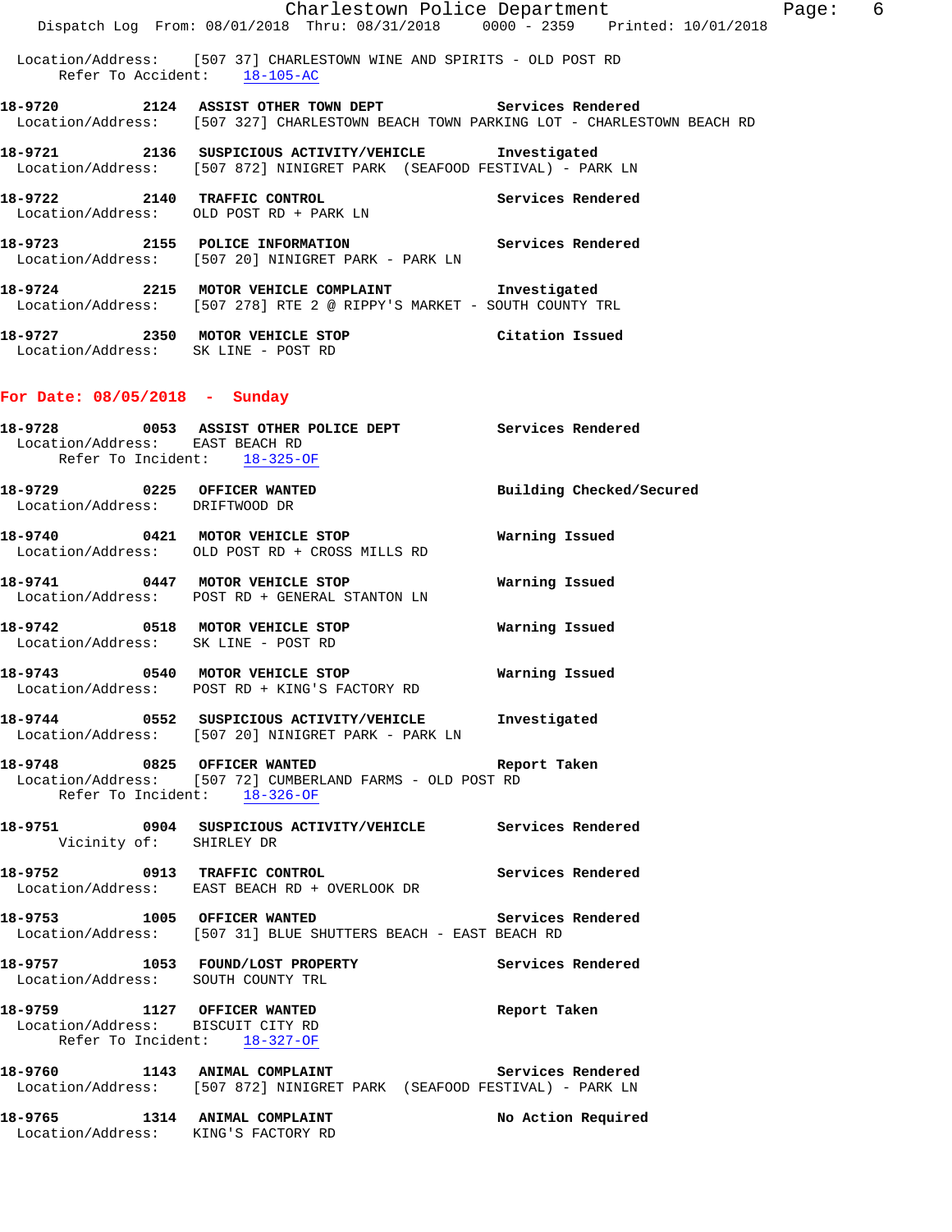Location/Address: [507 37] CHARLESTOWN WINE AND SPIRITS - OLD POST RD
Refer To Accident: 18-105-AC

**18-9720 2124 ASSIST OTHER TOWN DEPT** Services Rendered
Location/Address: [507 327] CHARLESTOWN BEACH TOWN PARKING LOT - CHARLESTOWN BEACH RD

**18-9721 2136 SUSPICIOUS ACTIVITY/VEHICLE** Investigated
Location/Address: [507 872] NINIGRET PARK (SEAFOOD FESTIVAL) - PARK LN

**18-9722 2140 TRAFFIC CONTROL** Services Rendered
Location/Address: OLD POST RD + PARK LN

**18-9723 2155 POLICE INFORMATION** Services Rendered
Location/Address: [507 20] NINIGRET PARK - PARK LN

**18-9724 2215 MOTOR VEHICLE COMPLAINT** Investigated
Location/Address: [507 278] RTE 2 @ RIPPY'S MARKET - SOUTH COUNTY TRL

**18-9727 2350 MOTOR VEHICLE STOP** Citation Issued
Location/Address: SK LINE - POST RD

## For Date: 08/05/2018 - Sunday

**18-9728 0053 ASSIST OTHER POLICE DEPT** Services Rendered
Location/Address: EAST BEACH RD
Refer To Incident: 18-325-OF

**18-9729 0225 OFFICER WANTED** Building Checked/Secured
Location/Address: DRIFTWOOD DR

**18-9740 0421 MOTOR VEHICLE STOP** Warning Issued
Location/Address: OLD POST RD + CROSS MILLS RD

**18-9741 0447 MOTOR VEHICLE STOP** Warning Issued
Location/Address: POST RD + GENERAL STANTON LN

**18-9742 0518 MOTOR VEHICLE STOP** Warning Issued
Location/Address: SK LINE - POST RD

**18-9743 0540 MOTOR VEHICLE STOP** Warning Issued
Location/Address: POST RD + KING'S FACTORY RD

**18-9744 0552 SUSPICIOUS ACTIVITY/VEHICLE** Investigated
Location/Address: [507 20] NINIGRET PARK - PARK LN

**18-9748 0825 OFFICER WANTED** Report Taken
Location/Address: [507 72] CUMBERLAND FARMS - OLD POST RD
Refer To Incident: 18-326-OF

**18-9751 0904 SUSPICIOUS ACTIVITY/VEHICLE** Services Rendered
Vicinity of: SHIRLEY DR

**18-9752 0913 TRAFFIC CONTROL** Services Rendered
Location/Address: EAST BEACH RD + OVERLOOK DR

**18-9753 1005 OFFICER WANTED** Services Rendered
Location/Address: [507 31] BLUE SHUTTERS BEACH - EAST BEACH RD

**18-9757 1053 FOUND/LOST PROPERTY** Services Rendered
Location/Address: SOUTH COUNTY TRL

**18-9759 1127 OFFICER WANTED** Report Taken
Location/Address: BISCUIT CITY RD
Refer To Incident: 18-327-OF

**18-9760 1143 ANIMAL COMPLAINT** Services Rendered
Location/Address: [507 872] NINIGRET PARK (SEAFOOD FESTIVAL) - PARK LN

**18-9765 1314 ANIMAL COMPLAINT** No Action Required
Location/Address: KING'S FACTORY RD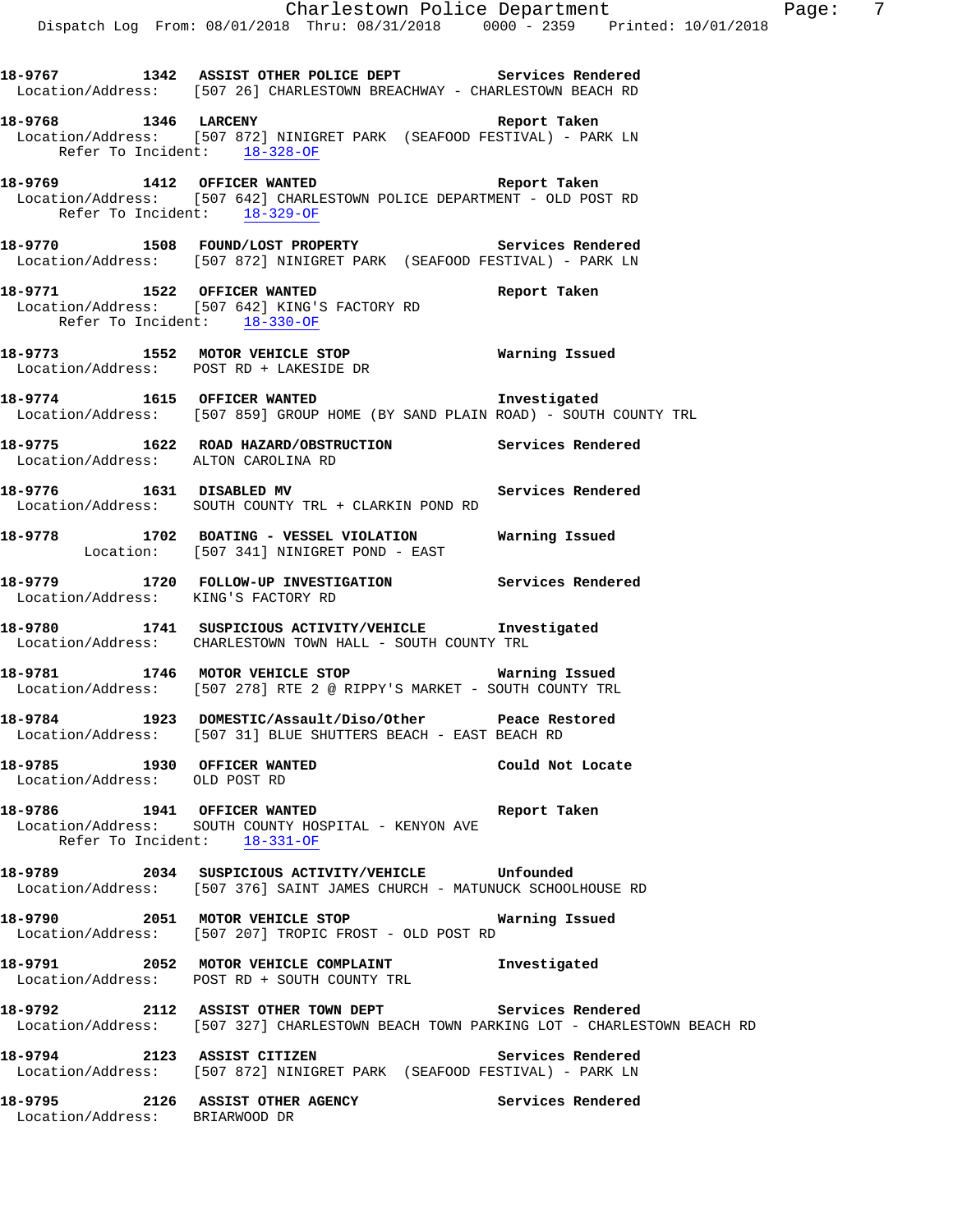**18-9767** 1342 **ASSIST OTHER POLICE DEPT** **Services Rendered**
Location/Address: [507 26] CHARLESTOWN BREACHWAY - CHARLESTOWN BEACH RD

**18-9768** 1346 **LARCENY** **Report Taken**
Location/Address: [507 872] NINIGRET PARK (SEAFOOD FESTIVAL) - PARK LN
Refer To Incident: 18-328-OF

**18-9769** 1412 **OFFICER WANTED** **Report Taken**
Location/Address: [507 642] CHARLESTOWN POLICE DEPARTMENT - OLD POST RD
Refer To Incident: 18-329-OF

**18-9770** 1508 **FOUND/LOST PROPERTY** **Services Rendered**
Location/Address: [507 872] NINIGRET PARK (SEAFOOD FESTIVAL) - PARK LN

**18-9771** 1522 **OFFICER WANTED** **Report Taken**
Location/Address: [507 642] KING'S FACTORY RD
Refer To Incident: 18-330-OF

**18-9773** 1552 **MOTOR VEHICLE STOP** **Warning Issued**
Location/Address: POST RD + LAKESIDE DR

**18-9774** 1615 **OFFICER WANTED** **Investigated**
Location/Address: [507 859] GROUP HOME (BY SAND PLAIN ROAD) - SOUTH COUNTY TRL

**18-9775** 1622 **ROAD HAZARD/OBSTRUCTION** **Services Rendered**
Location/Address: ALTON CAROLINA RD

**18-9776** 1631 **DISABLED MV** **Services Rendered**
Location/Address: SOUTH COUNTY TRL + CLARKIN POND RD

**18-9778** 1702 **BOATING - VESSEL VIOLATION** **Warning Issued**
Location: [507 341] NINIGRET POND - EAST

**18-9779** 1720 **FOLLOW-UP INVESTIGATION** **Services Rendered**
Location/Address: KING'S FACTORY RD

**18-9780** 1741 **SUSPICIOUS ACTIVITY/VEHICLE** **Investigated**
Location/Address: CHARLESTOWN TOWN HALL - SOUTH COUNTY TRL

**18-9781** 1746 **MOTOR VEHICLE STOP** **Warning Issued**
Location/Address: [507 278] RTE 2 @ RIPPY'S MARKET - SOUTH COUNTY TRL

**18-9784** 1923 **DOMESTIC/Assault/Diso/Other** **Peace Restored**
Location/Address: [507 31] BLUE SHUTTERS BEACH - EAST BEACH RD

**18-9785** 1930 **OFFICER WANTED** **Could Not Locate**
Location/Address: OLD POST RD

**18-9786** 1941 **OFFICER WANTED** **Report Taken**
Location/Address: SOUTH COUNTY HOSPITAL - KENYON AVE
Refer To Incident: 18-331-OF

**18-9789** 2034 **SUSPICIOUS ACTIVITY/VEHICLE** **Unfounded**
Location/Address: [507 376] SAINT JAMES CHURCH - MATUNUCK SCHOOLHOUSE RD

**18-9790** 2051 **MOTOR VEHICLE STOP** **Warning Issued**
Location/Address: [507 207] TROPIC FROST - OLD POST RD

**18-9791** 2052 **MOTOR VEHICLE COMPLAINT** **Investigated**
Location/Address: POST RD + SOUTH COUNTY TRL

**18-9792** 2112 **ASSIST OTHER TOWN DEPT** **Services Rendered**
Location/Address: [507 327] CHARLESTOWN BEACH TOWN PARKING LOT - CHARLESTOWN BEACH RD

**18-9794** 2123 **ASSIST CITIZEN** **Services Rendered**
Location/Address: [507 872] NINIGRET PARK (SEAFOOD FESTIVAL) - PARK LN

**18-9795** 2126 **ASSIST OTHER AGENCY** **Services Rendered**
Location/Address: BRIARWOOD DR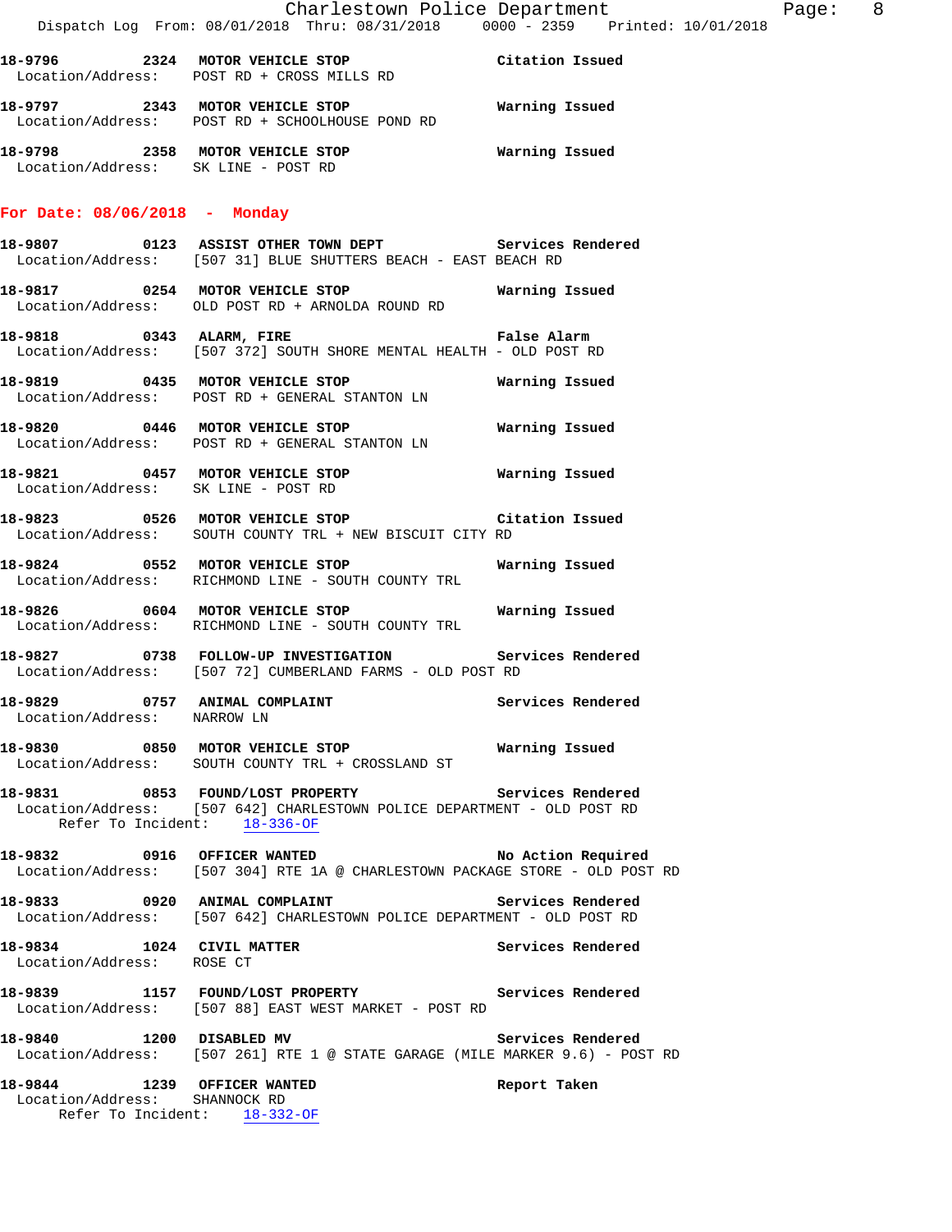**18-9796 2324 MOTOR VEHICLE STOP** Citation Issued
Location/Address: POST RD + CROSS MILLS RD

**18-9797 2343 MOTOR VEHICLE STOP** Warning Issued
Location/Address: POST RD + SCHOOLHOUSE POND RD

**18-9798 2358 MOTOR VEHICLE STOP** Warning Issued
Location/Address: SK LINE - POST RD

## For Date: 08/06/2018 - Monday

**18-9807 0123 ASSIST OTHER TOWN DEPT** Services Rendered
Location/Address: [507 31] BLUE SHUTTERS BEACH - EAST BEACH RD

**18-9817 0254 MOTOR VEHICLE STOP** Warning Issued
Location/Address: OLD POST RD + ARNOLDA ROUND RD

**18-9818 0343 ALARM, FIRE** False Alarm
Location/Address: [507 372] SOUTH SHORE MENTAL HEALTH - OLD POST RD

**18-9819 0435 MOTOR VEHICLE STOP** Warning Issued
Location/Address: POST RD + GENERAL STANTON LN

**18-9820 0446 MOTOR VEHICLE STOP** Warning Issued
Location/Address: POST RD + GENERAL STANTON LN

**18-9821 0457 MOTOR VEHICLE STOP** Warning Issued
Location/Address: SK LINE - POST RD

**18-9823 0526 MOTOR VEHICLE STOP** Citation Issued
Location/Address: SOUTH COUNTY TRL + NEW BISCUIT CITY RD

**18-9824 0552 MOTOR VEHICLE STOP** Warning Issued
Location/Address: RICHMOND LINE - SOUTH COUNTY TRL

**18-9826 0604 MOTOR VEHICLE STOP** Warning Issued
Location/Address: RICHMOND LINE - SOUTH COUNTY TRL

**18-9827 0738 FOLLOW-UP INVESTIGATION** Services Rendered
Location/Address: [507 72] CUMBERLAND FARMS - OLD POST RD

**18-9829 0757 ANIMAL COMPLAINT** Services Rendered
Location/Address: NARROW LN

**18-9830 0850 MOTOR VEHICLE STOP** Warning Issued
Location/Address: SOUTH COUNTY TRL + CROSSLAND ST

**18-9831 0853 FOUND/LOST PROPERTY** Services Rendered
Location/Address: [507 642] CHARLESTOWN POLICE DEPARTMENT - OLD POST RD
Refer To Incident: 18-336-OF

**18-9832 0916 OFFICER WANTED** No Action Required
Location/Address: [507 304] RTE 1A @ CHARLESTOWN PACKAGE STORE - OLD POST RD

**18-9833 0920 ANIMAL COMPLAINT** Services Rendered
Location/Address: [507 642] CHARLESTOWN POLICE DEPARTMENT - OLD POST RD

**18-9834 1024 CIVIL MATTER** Services Rendered
Location/Address: ROSE CT

**18-9839 1157 FOUND/LOST PROPERTY** Services Rendered
Location/Address: [507 88] EAST WEST MARKET - POST RD

**18-9840 1200 DISABLED MV** Services Rendered
Location/Address: [507 261] RTE 1 @ STATE GARAGE (MILE MARKER 9.6) - POST RD

**18-9844 1239 OFFICER WANTED** Report Taken
Location/Address: SHANNOCK RD
Refer To Incident: 18-332-OF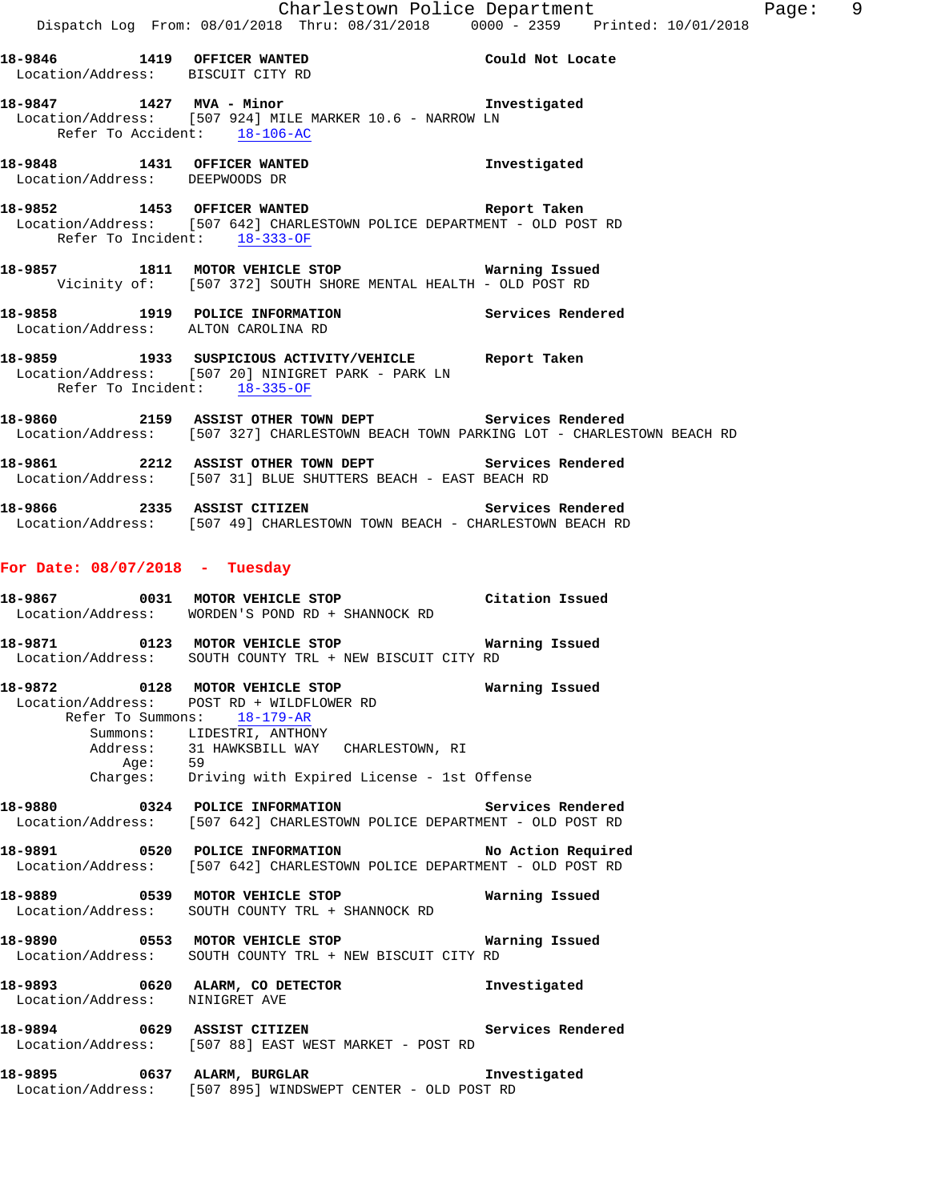**18-9846 1419 OFFICER WANTED** Could Not Locate
Location/Address: BISCUIT CITY RD

**18-9847 1427 MVA - Minor** Investigated
Location/Address: [507 924] MILE MARKER 10.6 - NARROW LN
Refer To Accident: 18-106-AC

**18-9848 1431 OFFICER WANTED** Investigated
Location/Address: DEEPWOODS DR

**18-9852 1453 OFFICER WANTED** Report Taken
Location/Address: [507 642] CHARLESTOWN POLICE DEPARTMENT - OLD POST RD
Refer To Incident: 18-333-OF

**18-9857 1811 MOTOR VEHICLE STOP** Warning Issued
Vicinity of: [507 372] SOUTH SHORE MENTAL HEALTH - OLD POST RD

**18-9858 1919 POLICE INFORMATION** Services Rendered
Location/Address: ALTON CAROLINA RD

**18-9859 1933 SUSPICIOUS ACTIVITY/VEHICLE** Report Taken
Location/Address: [507 20] NINIGRET PARK - PARK LN
Refer To Incident: 18-335-OF

**18-9860 2159 ASSIST OTHER TOWN DEPT** Services Rendered
Location/Address: [507 327] CHARLESTOWN BEACH TOWN PARKING LOT - CHARLESTOWN BEACH RD

**18-9861 2212 ASSIST OTHER TOWN DEPT** Services Rendered
Location/Address: [507 31] BLUE SHUTTERS BEACH - EAST BEACH RD

**18-9866 2335 ASSIST CITIZEN** Services Rendered
Location/Address: [507 49] CHARLESTOWN TOWN BEACH - CHARLESTOWN BEACH RD

## For Date: 08/07/2018 - Tuesday

**18-9867 0031 MOTOR VEHICLE STOP** Citation Issued
Location/Address: WORDEN'S POND RD + SHANNOCK RD

**18-9871 0123 MOTOR VEHICLE STOP** Warning Issued
Location/Address: SOUTH COUNTY TRL + NEW BISCUIT CITY RD

**18-9872 0128 MOTOR VEHICLE STOP** Warning Issued
Location/Address: POST RD + WILDFLOWER RD
Refer To Summons: 18-179-AR
Summons: LIDESTRI, ANTHONY
Address: 31 HAWKSBILL WAY CHARLESTOWN, RI
Age: 59
Charges: Driving with Expired License - 1st Offense

**18-9880 0324 POLICE INFORMATION** Services Rendered
Location/Address: [507 642] CHARLESTOWN POLICE DEPARTMENT - OLD POST RD

**18-9891 0520 POLICE INFORMATION** No Action Required
Location/Address: [507 642] CHARLESTOWN POLICE DEPARTMENT - OLD POST RD

**18-9889 0539 MOTOR VEHICLE STOP** Warning Issued
Location/Address: SOUTH COUNTY TRL + SHANNOCK RD

**18-9890 0553 MOTOR VEHICLE STOP** Warning Issued
Location/Address: SOUTH COUNTY TRL + NEW BISCUIT CITY RD

**18-9893 0620 ALARM, CO DETECTOR** Investigated
Location/Address: NINIGRET AVE

**18-9894 0629 ASSIST CITIZEN** Services Rendered
Location/Address: [507 88] EAST WEST MARKET - POST RD

**18-9895 0637 ALARM, BURGLAR** Investigated
Location/Address: [507 895] WINDSWEPT CENTER - OLD POST RD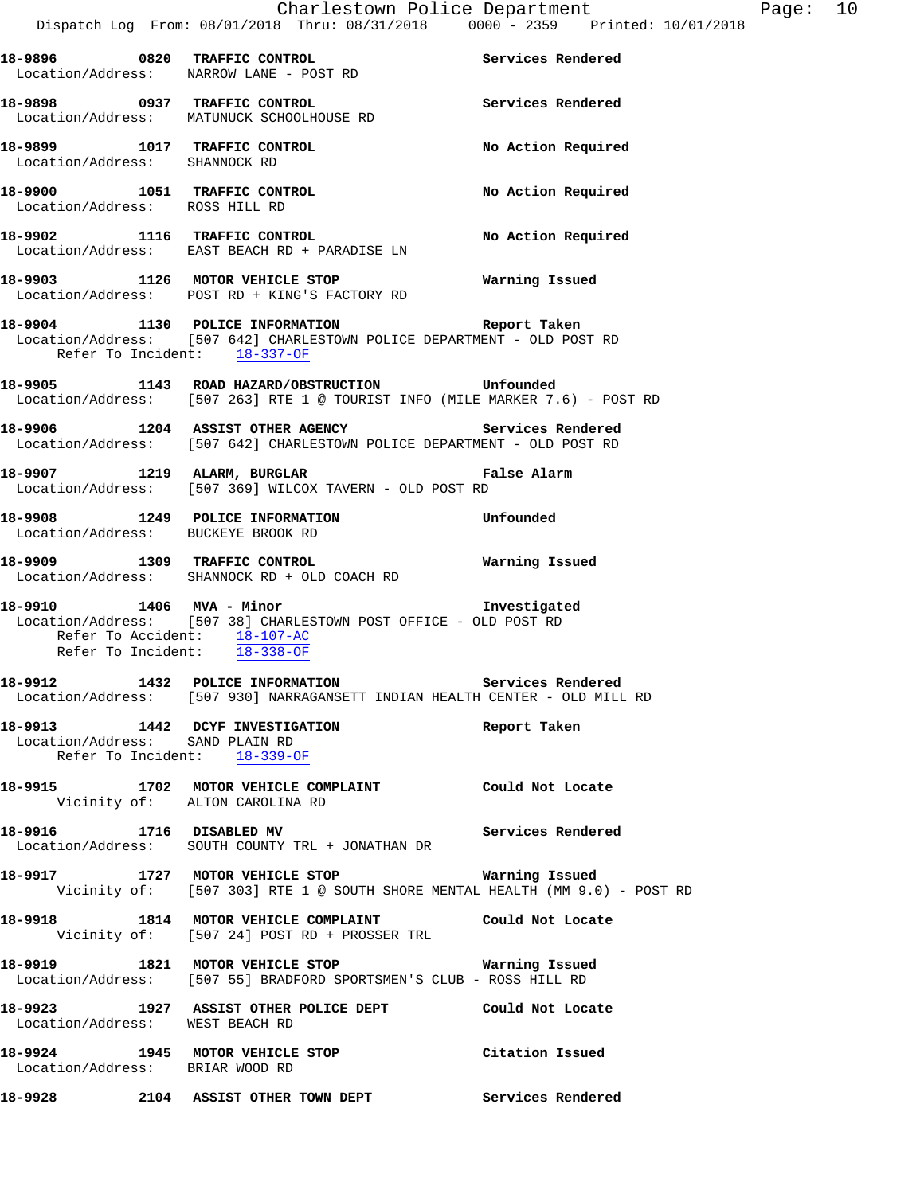**18-9896 0820 TRAFFIC CONTROL** — Services Rendered
Location/Address: NARROW LANE - POST RD

**18-9898 0937 TRAFFIC CONTROL** — Services Rendered
Location/Address: MATUNUCK SCHOOLHOUSE RD

**18-9899 1017 TRAFFIC CONTROL** — No Action Required
Location/Address: SHANNOCK RD

**18-9900 1051 TRAFFIC CONTROL** — No Action Required
Location/Address: ROSS HILL RD

**18-9902 1116 TRAFFIC CONTROL** — No Action Required
Location/Address: EAST BEACH RD + PARADISE LN

**18-9903 1126 MOTOR VEHICLE STOP** — Warning Issued
Location/Address: POST RD + KING'S FACTORY RD

**18-9904 1130 POLICE INFORMATION** — Report Taken
Location/Address: [507 642] CHARLESTOWN POLICE DEPARTMENT - OLD POST RD
Refer To Incident: 18-337-OF

**18-9905 1143 ROAD HAZARD/OBSTRUCTION** — Unfounded
Location/Address: [507 263] RTE 1 @ TOURIST INFO (MILE MARKER 7.6) - POST RD

**18-9906 1204 ASSIST OTHER AGENCY** — Services Rendered
Location/Address: [507 642] CHARLESTOWN POLICE DEPARTMENT - OLD POST RD

**18-9907 1219 ALARM, BURGLAR** — False Alarm
Location/Address: [507 369] WILCOX TAVERN - OLD POST RD

**18-9908 1249 POLICE INFORMATION** — Unfounded
Location/Address: BUCKEYE BROOK RD

**18-9909 1309 TRAFFIC CONTROL** — Warning Issued
Location/Address: SHANNOCK RD + OLD COACH RD

**18-9910 1406 MVA - Minor** — Investigated
Location/Address: [507 38] CHARLESTOWN POST OFFICE - OLD POST RD
Refer To Accident: 18-107-AC
Refer To Incident: 18-338-OF

**18-9912 1432 POLICE INFORMATION** — Services Rendered
Location/Address: [507 930] NARRAGANSETT INDIAN HEALTH CENTER - OLD MILL RD

**18-9913 1442 DCYF INVESTIGATION** — Report Taken
Location/Address: SAND PLAIN RD
Refer To Incident: 18-339-OF

**18-9915 1702 MOTOR VEHICLE COMPLAINT** — Could Not Locate
Vicinity of: ALTON CAROLINA RD

**18-9916 1716 DISABLED MV** — Services Rendered
Location/Address: SOUTH COUNTY TRL + JONATHAN DR

**18-9917 1727 MOTOR VEHICLE STOP** — Warning Issued
Vicinity of: [507 303] RTE 1 @ SOUTH SHORE MENTAL HEALTH (MM 9.0) - POST RD

**18-9918 1814 MOTOR VEHICLE COMPLAINT** — Could Not Locate
Vicinity of: [507 24] POST RD + PROSSER TRL

**18-9919 1821 MOTOR VEHICLE STOP** — Warning Issued
Location/Address: [507 55] BRADFORD SPORTSMEN'S CLUB - ROSS HILL RD

**18-9923 1927 ASSIST OTHER POLICE DEPT** — Could Not Locate
Location/Address: WEST BEACH RD

**18-9924 1945 MOTOR VEHICLE STOP** — Citation Issued
Location/Address: BRIAR WOOD RD

**18-9928 2104 ASSIST OTHER TOWN DEPT** — Services Rendered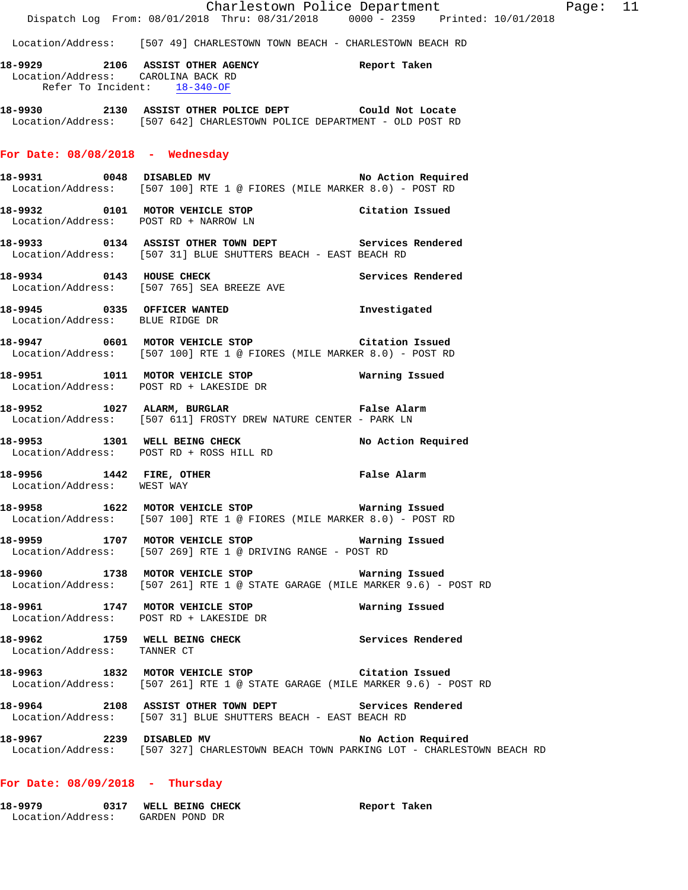Location/Address: [507 49] CHARLESTOWN TOWN BEACH - CHARLESTOWN BEACH RD

**18-9929 2106 ASSIST OTHER AGENCY** Report Taken
Location/Address: CAROLINA BACK RD
Refer To Incident: 18-340-OF

**18-9930 2130 ASSIST OTHER POLICE DEPT** Could Not Locate
Location/Address: [507 642] CHARLESTOWN POLICE DEPARTMENT - OLD POST RD

## For Date: 08/08/2018 - Wednesday

**18-9931 0048 DISABLED MV** No Action Required
Location/Address: [507 100] RTE 1 @ FIORES (MILE MARKER 8.0) - POST RD

**18-9932 0101 MOTOR VEHICLE STOP** Citation Issued
Location/Address: POST RD + NARROW LN

**18-9933 0134 ASSIST OTHER TOWN DEPT** Services Rendered
Location/Address: [507 31] BLUE SHUTTERS BEACH - EAST BEACH RD

**18-9934 0143 HOUSE CHECK** Services Rendered
Location/Address: [507 765] SEA BREEZE AVE

**18-9945 0335 OFFICER WANTED** Investigated
Location/Address: BLUE RIDGE DR

**18-9947 0601 MOTOR VEHICLE STOP** Citation Issued
Location/Address: [507 100] RTE 1 @ FIORES (MILE MARKER 8.0) - POST RD

**18-9951 1011 MOTOR VEHICLE STOP** Warning Issued
Location/Address: POST RD + LAKESIDE DR

**18-9952 1027 ALARM, BURGLAR** False Alarm
Location/Address: [507 611] FROSTY DREW NATURE CENTER - PARK LN

**18-9953 1301 WELL BEING CHECK** No Action Required
Location/Address: POST RD + ROSS HILL RD

**18-9956 1442 FIRE, OTHER** False Alarm
Location/Address: WEST WAY

**18-9958 1622 MOTOR VEHICLE STOP** Warning Issued
Location/Address: [507 100] RTE 1 @ FIORES (MILE MARKER 8.0) - POST RD

**18-9959 1707 MOTOR VEHICLE STOP** Warning Issued
Location/Address: [507 269] RTE 1 @ DRIVING RANGE - POST RD

**18-9960 1738 MOTOR VEHICLE STOP** Warning Issued
Location/Address: [507 261] RTE 1 @ STATE GARAGE (MILE MARKER 9.6) - POST RD

**18-9961 1747 MOTOR VEHICLE STOP** Warning Issued
Location/Address: POST RD + LAKESIDE DR

**18-9962 1759 WELL BEING CHECK** Services Rendered
Location/Address: TANNER CT

**18-9963 1832 MOTOR VEHICLE STOP** Citation Issued
Location/Address: [507 261] RTE 1 @ STATE GARAGE (MILE MARKER 9.6) - POST RD

**18-9964 2108 ASSIST OTHER TOWN DEPT** Services Rendered
Location/Address: [507 31] BLUE SHUTTERS BEACH - EAST BEACH RD

**18-9967 2239 DISABLED MV** No Action Required
Location/Address: [507 327] CHARLESTOWN BEACH TOWN PARKING LOT - CHARLESTOWN BEACH RD

## For Date: 08/09/2018 - Thursday

**18-9979 0317 WELL BEING CHECK** Report Taken
Location/Address: GARDEN POND DR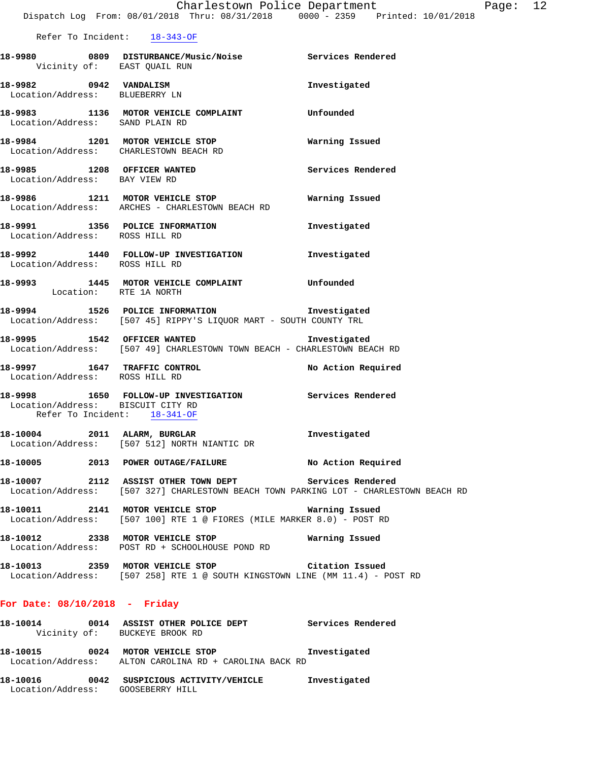Refer To Incident: 18-343-OF

**18-9980** 0809 **DISTURBANCE/Music/Noise** **Services Rendered**
Vicinity of: EAST QUAIL RUN

**18-9982** 0942 **VANDALISM** **Investigated**
Location/Address: BLUEBERRY LN

**18-9983** 1136 **MOTOR VEHICLE COMPLAINT** **Unfounded**
Location/Address: SAND PLAIN RD

**18-9984** 1201 **MOTOR VEHICLE STOP** **Warning Issued**
Location/Address: CHARLESTOWN BEACH RD

**18-9985** 1208 **OFFICER WANTED** **Services Rendered**
Location/Address: BAY VIEW RD

**18-9986** 1211 **MOTOR VEHICLE STOP** **Warning Issued**
Location/Address: ARCHES - CHARLESTOWN BEACH RD

**18-9991** 1356 **POLICE INFORMATION** **Investigated**
Location/Address: ROSS HILL RD

**18-9992** 1440 **FOLLOW-UP INVESTIGATION** **Investigated**
Location/Address: ROSS HILL RD

**18-9993** 1445 **MOTOR VEHICLE COMPLAINT** **Unfounded**
Location: RTE 1A NORTH

**18-9994** 1526 **POLICE INFORMATION** **Investigated**
Location/Address: [507 45] RIPPY'S LIQUOR MART - SOUTH COUNTY TRL

**18-9995** 1542 **OFFICER WANTED** **Investigated**
Location/Address: [507 49] CHARLESTOWN TOWN BEACH - CHARLESTOWN BEACH RD

**18-9997** 1647 **TRAFFIC CONTROL** **No Action Required**
Location/Address: ROSS HILL RD

**18-9998** 1650 **FOLLOW-UP INVESTIGATION** **Services Rendered**
Location/Address: BISCUIT CITY RD
Refer To Incident: 18-341-OF

**18-10004** 2011 **ALARM, BURGLAR** **Investigated**
Location/Address: [507 512] NORTH NIANTIC DR

**18-10005** 2013 **POWER OUTAGE/FAILURE** **No Action Required**

**18-10007** 2112 **ASSIST OTHER TOWN DEPT** **Services Rendered**
Location/Address: [507 327] CHARLESTOWN BEACH TOWN PARKING LOT - CHARLESTOWN BEACH RD

**18-10011** 2141 **MOTOR VEHICLE STOP** **Warning Issued**
Location/Address: [507 100] RTE 1 @ FIORES (MILE MARKER 8.0) - POST RD

**18-10012** 2338 **MOTOR VEHICLE STOP** **Warning Issued**
Location/Address: POST RD + SCHOOLHOUSE POND RD

**18-10013** 2359 **MOTOR VEHICLE STOP** **Citation Issued**
Location/Address: [507 258] RTE 1 @ SOUTH KINGSTOWN LINE (MM 11.4) - POST RD

## For Date: 08/10/2018 - Friday

**18-10014** 0014 **ASSIST OTHER POLICE DEPT** **Services Rendered**
Vicinity of: BUCKEYE BROOK RD

**18-10015** 0024 **MOTOR VEHICLE STOP** **Investigated**
Location/Address: ALTON CAROLINA RD + CAROLINA BACK RD

**18-10016** 0042 **SUSPICIOUS ACTIVITY/VEHICLE** **Investigated**
Location/Address: GOOSEBERRY HILL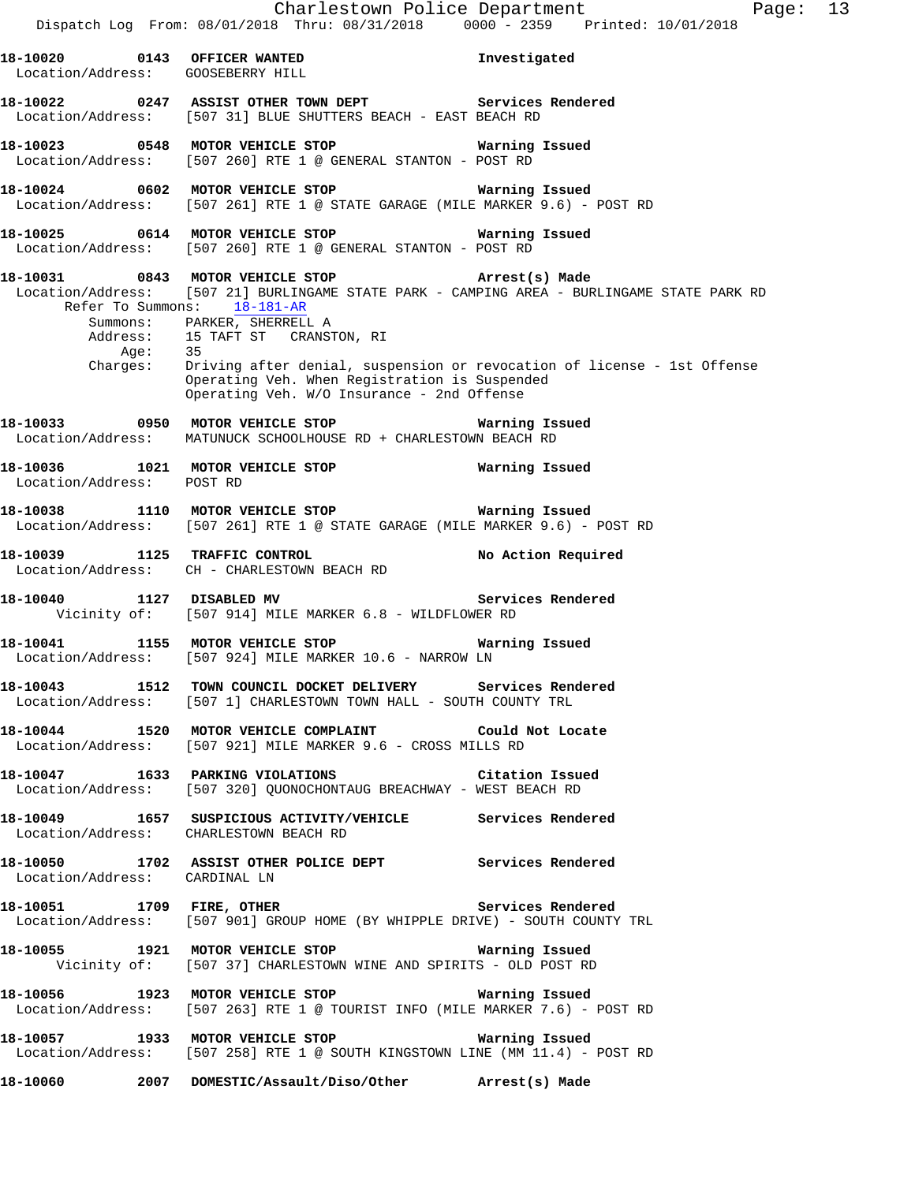18-10020 0143 OFFICER WANTED Investigated
Location/Address: GOOSEBERRY HILL

18-10022 0247 ASSIST OTHER TOWN DEPT Services Rendered
Location/Address: [507 31] BLUE SHUTTERS BEACH - EAST BEACH RD

18-10023 0548 MOTOR VEHICLE STOP Warning Issued
Location/Address: [507 260] RTE 1 @ GENERAL STANTON - POST RD

18-10024 0602 MOTOR VEHICLE STOP Warning Issued
Location/Address: [507 261] RTE 1 @ STATE GARAGE (MILE MARKER 9.6) - POST RD

18-10025 0614 MOTOR VEHICLE STOP Warning Issued
Location/Address: [507 260] RTE 1 @ GENERAL STANTON - POST RD

18-10031 0843 MOTOR VEHICLE STOP Arrest(s) Made
Location/Address: [507 21] BURLINGAME STATE PARK - CAMPING AREA - BURLINGAME STATE PARK RD
Refer To Summons: 18-181-AR
Summons: PARKER, SHERRELL A
Address: 15 TAFT ST CRANSTON, RI
Age: 35
Charges: Driving after denial, suspension or revocation of license - 1st Offense
Operating Veh. When Registration is Suspended
Operating Veh. W/O Insurance - 2nd Offense

18-10033 0950 MOTOR VEHICLE STOP Warning Issued
Location/Address: MATUNUCK SCHOOLHOUSE RD + CHARLESTOWN BEACH RD

18-10036 1021 MOTOR VEHICLE STOP Warning Issued
Location/Address: POST RD

18-10038 1110 MOTOR VEHICLE STOP Warning Issued
Location/Address: [507 261] RTE 1 @ STATE GARAGE (MILE MARKER 9.6) - POST RD

18-10039 1125 TRAFFIC CONTROL No Action Required
Location/Address: CH - CHARLESTOWN BEACH RD

18-10040 1127 DISABLED MV Services Rendered
Vicinity of: [507 914] MILE MARKER 6.8 - WILDFLOWER RD

18-10041 1155 MOTOR VEHICLE STOP Warning Issued
Location/Address: [507 924] MILE MARKER 10.6 - NARROW LN

18-10043 1512 TOWN COUNCIL DOCKET DELIVERY Services Rendered
Location/Address: [507 1] CHARLESTOWN TOWN HALL - SOUTH COUNTY TRL

18-10044 1520 MOTOR VEHICLE COMPLAINT Could Not Locate
Location/Address: [507 921] MILE MARKER 9.6 - CROSS MILLS RD

18-10047 1633 PARKING VIOLATIONS Citation Issued
Location/Address: [507 320] QUONOCHONTAUG BREACHWAY - WEST BEACH RD

18-10049 1657 SUSPICIOUS ACTIVITY/VEHICLE Services Rendered
Location/Address: CHARLESTOWN BEACH RD

18-10050 1702 ASSIST OTHER POLICE DEPT Services Rendered
Location/Address: CARDINAL LN

18-10051 1709 FIRE, OTHER Services Rendered
Location/Address: [507 901] GROUP HOME (BY WHIPPLE DRIVE) - SOUTH COUNTY TRL

18-10055 1921 MOTOR VEHICLE STOP Warning Issued
Vicinity of: [507 37] CHARLESTOWN WINE AND SPIRITS - OLD POST RD

18-10056 1923 MOTOR VEHICLE STOP Warning Issued
Location/Address: [507 263] RTE 1 @ TOURIST INFO (MILE MARKER 7.6) - POST RD

18-10057 1933 MOTOR VEHICLE STOP Warning Issued
Location/Address: [507 258] RTE 1 @ SOUTH KINGSTOWN LINE (MM 11.4) - POST RD

18-10060 2007 DOMESTIC/Assault/Diso/Other Arrest(s) Made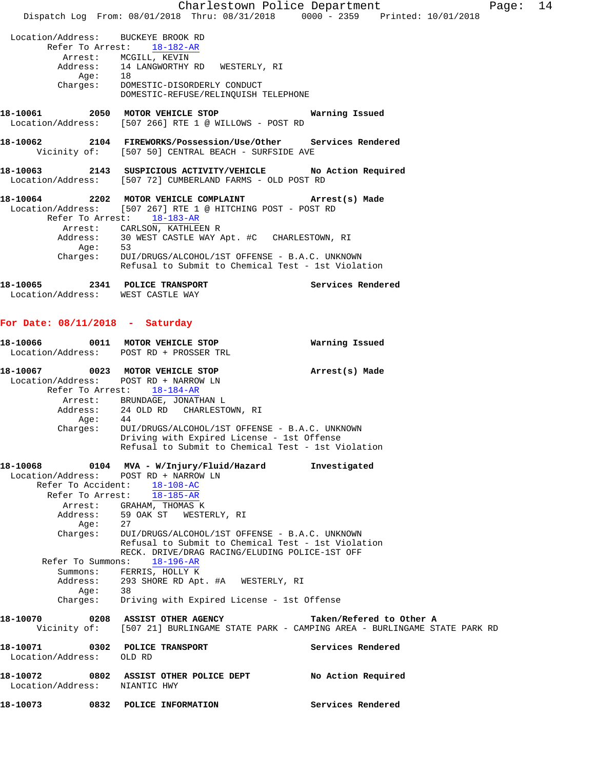Location/Address: BUCKEYE BROOK RD
Refer To Arrest: 18-182-AR
Arrest: MCGILL, KEVIN
Address: 14 LANGWORTHY RD WESTERLY, RI
Age: 18
Charges: DOMESTIC-DISORDERLY CONDUCT
DOMESTIC-REFUSE/RELINQUISH TELEPHONE

**18-10061 2050 MOTOR VEHICLE STOP Warning Issued**
Location/Address: [507 266] RTE 1 @ WILLOWS - POST RD

**18-10062 2104 FIREWORKS/Possession/Use/Other Services Rendered**
Vicinity of: [507 50] CENTRAL BEACH - SURFSIDE AVE

**18-10063 2143 SUSPICIOUS ACTIVITY/VEHICLE No Action Required**
Location/Address: [507 72] CUMBERLAND FARMS - OLD POST RD

**18-10064 2202 MOTOR VEHICLE COMPLAINT Arrest(s) Made**
Location/Address: [507 267] RTE 1 @ HITCHING POST - POST RD
Refer To Arrest: 18-183-AR
Arrest: CARLSON, KATHLEEN R
Address: 30 WEST CASTLE WAY Apt. #C CHARLESTOWN, RI
Age: 53
Charges: DUI/DRUGS/ALCOHOL/1ST OFFENSE - B.A.C. UNKNOWN
Refusal to Submit to Chemical Test - 1st Violation

**18-10065 2341 POLICE TRANSPORT Services Rendered**
Location/Address: WEST CASTLE WAY

## For Date: 08/11/2018 - Saturday

**18-10066 0011 MOTOR VEHICLE STOP Warning Issued**
Location/Address: POST RD + PROSSER TRL

**18-10067 0023 MOTOR VEHICLE STOP Arrest(s) Made**
Location/Address: POST RD + NARROW LN
Refer To Arrest: 18-184-AR
Arrest: BRUNDAGE, JONATHAN L
Address: 24 OLD RD CHARLESTOWN, RI
Age: 44
Charges: DUI/DRUGS/ALCOHOL/1ST OFFENSE - B.A.C. UNKNOWN
Driving with Expired License - 1st Offense
Refusal to Submit to Chemical Test - 1st Violation

**18-10068 0104 MVA - W/Injury/Fluid/Hazard Investigated**
Location/Address: POST RD + NARROW LN
Refer To Accident: 18-108-AC
Refer To Arrest: 18-185-AR
Arrest: GRAHAM, THOMAS K
Address: 59 OAK ST WESTERLY, RI
Age: 27
Charges: DUI/DRUGS/ALCOHOL/1ST OFFENSE - B.A.C. UNKNOWN
Refusal to Submit to Chemical Test - 1st Violation
RECK. DRIVE/DRAG RACING/ELUDING POLICE-1ST OFF
Refer To Summons: 18-196-AR
Summons: FERRIS, HOLLY K
Address: 293 SHORE RD Apt. #A WESTERLY, RI
Age: 38
Charges: Driving with Expired License - 1st Offense

**18-10070 0208 ASSIST OTHER AGENCY Taken/Refered to Other A**
Vicinity of: [507 21] BURLINGAME STATE PARK - CAMPING AREA - BURLINGAME STATE PARK RD

**18-10071 0302 POLICE TRANSPORT Services Rendered**
Location/Address: OLD RD

**18-10072 0802 ASSIST OTHER POLICE DEPT No Action Required**
Location/Address: NIANTIC HWY

**18-10073 0832 POLICE INFORMATION Services Rendered**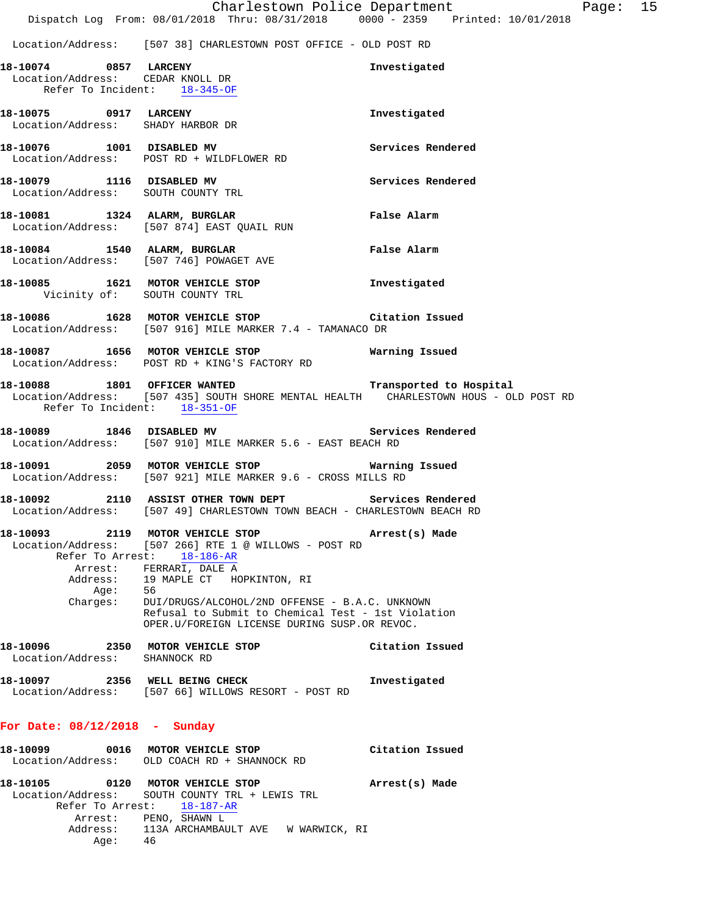Location/Address: [507 38] CHARLESTOWN POST OFFICE - OLD POST RD

**18-10074 0857 LARCENY** Investigated
Location/Address: CEDAR KNOLL DR
Refer To Incident: 18-345-OF

**18-10075 0917 LARCENY** Investigated
Location/Address: SHADY HARBOR DR

**18-10076 1001 DISABLED MV** Services Rendered
Location/Address: POST RD + WILDFLOWER RD

**18-10079 1116 DISABLED MV** Services Rendered
Location/Address: SOUTH COUNTY TRL

**18-10081 1324 ALARM, BURGLAR** False Alarm
Location/Address: [507 874] EAST QUAIL RUN

**18-10084 1540 ALARM, BURGLAR** False Alarm
Location/Address: [507 746] POWAGET AVE

**18-10085 1621 MOTOR VEHICLE STOP** Investigated
Vicinity of: SOUTH COUNTY TRL

**18-10086 1628 MOTOR VEHICLE STOP** Citation Issued
Location/Address: [507 916] MILE MARKER 7.4 - TAMANACO DR

**18-10087 1656 MOTOR VEHICLE STOP** Warning Issued
Location/Address: POST RD + KING'S FACTORY RD

**18-10088 1801 OFFICER WANTED** Transported to Hospital
Location/Address: [507 435] SOUTH SHORE MENTAL HEALTH CHARLESTOWN HOUS - OLD POST RD
Refer To Incident: 18-351-OF

**18-10089 1846 DISABLED MV** Services Rendered
Location/Address: [507 910] MILE MARKER 5.6 - EAST BEACH RD

**18-10091 2059 MOTOR VEHICLE STOP** Warning Issued
Location/Address: [507 921] MILE MARKER 9.6 - CROSS MILLS RD

**18-10092 2110 ASSIST OTHER TOWN DEPT** Services Rendered
Location/Address: [507 49] CHARLESTOWN TOWN BEACH - CHARLESTOWN BEACH RD

**18-10093 2119 MOTOR VEHICLE STOP** Arrest(s) Made
Location/Address: [507 266] RTE 1 @ WILLOWS - POST RD
Refer To Arrest: 18-186-AR
Arrest: FERRARI, DALE A
Address: 19 MAPLE CT HOPKINTON, RI
Age: 56
Charges: DUI/DRUGS/ALCOHOL/2ND OFFENSE - B.A.C. UNKNOWN
Refusal to Submit to Chemical Test - 1st Violation
OPER.U/FOREIGN LICENSE DURING SUSP.OR REVOC.

**18-10096 2350 MOTOR VEHICLE STOP** Citation Issued
Location/Address: SHANNOCK RD

**18-10097 2356 WELL BEING CHECK** Investigated
Location/Address: [507 66] WILLOWS RESORT - POST RD

## For Date: 08/12/2018 - Sunday

**18-10099 0016 MOTOR VEHICLE STOP** Citation Issued
Location/Address: OLD COACH RD + SHANNOCK RD

**18-10105 0120 MOTOR VEHICLE STOP** Arrest(s) Made
Location/Address: SOUTH COUNTY TRL + LEWIS TRL
Refer To Arrest: 18-187-AR
Arrest: PENO, SHAWN L
Address: 113A ARCHAMBAULT AVE W WARWICK, RI
Age: 46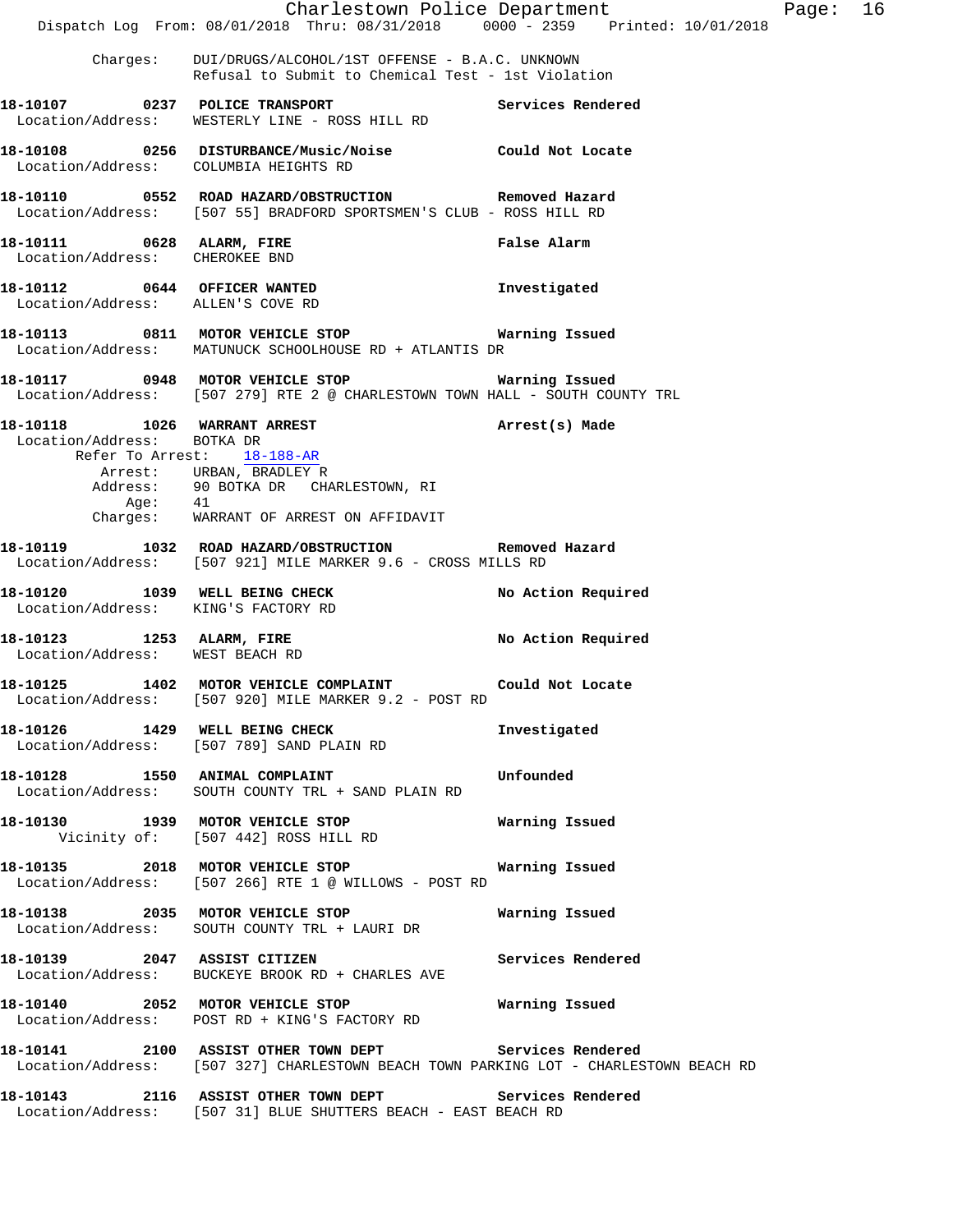Charges: DUI/DRUGS/ALCOHOL/1ST OFFENSE - B.A.C. UNKNOWN
Refusal to Submit to Chemical Test - 1st Violation

**18-10107 0237 POLICE TRANSPORT** — Services Rendered
Location/Address: WESTERLY LINE - ROSS HILL RD

**18-10108 0256 DISTURBANCE/Music/Noise** — Could Not Locate
Location/Address: COLUMBIA HEIGHTS RD

**18-10110 0552 ROAD HAZARD/OBSTRUCTION** — Removed Hazard
Location/Address: [507 55] BRADFORD SPORTSMEN'S CLUB - ROSS HILL RD

**18-10111 0628 ALARM, FIRE** — False Alarm
Location/Address: CHEROKEE BND

**18-10112 0644 OFFICER WANTED** — Investigated
Location/Address: ALLEN'S COVE RD

**18-10113 0811 MOTOR VEHICLE STOP** — Warning Issued
Location/Address: MATUNUCK SCHOOLHOUSE RD + ATLANTIS DR

**18-10117 0948 MOTOR VEHICLE STOP** — Warning Issued
Location/Address: [507 279] RTE 2 @ CHARLESTOWN TOWN HALL - SOUTH COUNTY TRL

**18-10118 1026 WARRANT ARREST** — Arrest(s) Made
Location/Address: BOTKA DR
Refer To Arrest: 18-188-AR
Arrest: URBAN, BRADLEY R
Address: 90 BOTKA DR CHARLESTOWN, RI
Age: 41
Charges: WARRANT OF ARREST ON AFFIDAVIT

**18-10119 1032 ROAD HAZARD/OBSTRUCTION** — Removed Hazard
Location/Address: [507 921] MILE MARKER 9.6 - CROSS MILLS RD

**18-10120 1039 WELL BEING CHECK** — No Action Required
Location/Address: KING'S FACTORY RD

**18-10123 1253 ALARM, FIRE** — No Action Required
Location/Address: WEST BEACH RD

**18-10125 1402 MOTOR VEHICLE COMPLAINT** — Could Not Locate
Location/Address: [507 920] MILE MARKER 9.2 - POST RD

**18-10126 1429 WELL BEING CHECK** — Investigated
Location/Address: [507 789] SAND PLAIN RD

**18-10128 1550 ANIMAL COMPLAINT** — Unfounded
Location/Address: SOUTH COUNTY TRL + SAND PLAIN RD

**18-10130 1939 MOTOR VEHICLE STOP** — Warning Issued
Vicinity of: [507 442] ROSS HILL RD

**18-10135 2018 MOTOR VEHICLE STOP** — Warning Issued
Location/Address: [507 266] RTE 1 @ WILLOWS - POST RD

**18-10138 2035 MOTOR VEHICLE STOP** — Warning Issued
Location/Address: SOUTH COUNTY TRL + LAURI DR

**18-10139 2047 ASSIST CITIZEN** — Services Rendered
Location/Address: BUCKEYE BROOK RD + CHARLES AVE

**18-10140 2052 MOTOR VEHICLE STOP** — Warning Issued
Location/Address: POST RD + KING'S FACTORY RD

**18-10141 2100 ASSIST OTHER TOWN DEPT** — Services Rendered
Location/Address: [507 327] CHARLESTOWN BEACH TOWN PARKING LOT - CHARLESTOWN BEACH RD

**18-10143 2116 ASSIST OTHER TOWN DEPT** — Services Rendered
Location/Address: [507 31] BLUE SHUTTERS BEACH - EAST BEACH RD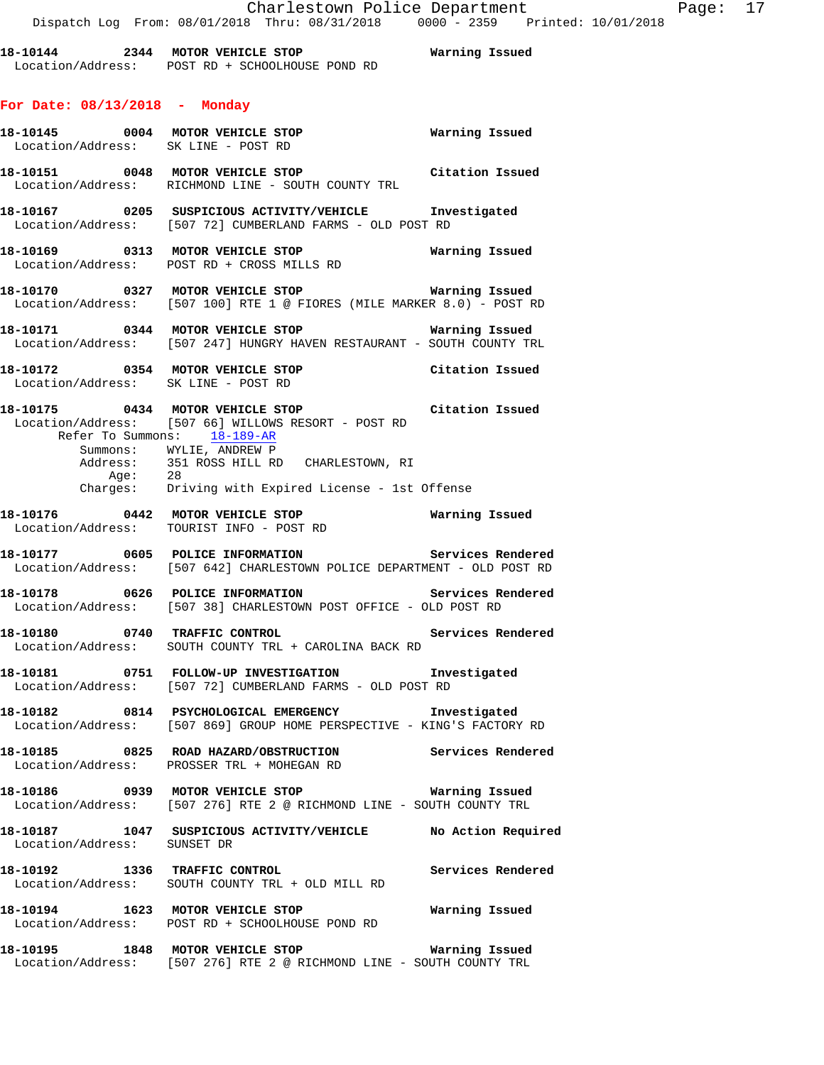18-10144 2344 **MOTOR VEHICLE STOP** Warning Issued
Location/Address: POST RD + SCHOOLHOUSE POND RD

## For Date: 08/13/2018 - Monday

18-10145 0004 **MOTOR VEHICLE STOP** Warning Issued
Location/Address: SK LINE - POST RD

18-10151 0048 **MOTOR VEHICLE STOP** Citation Issued
Location/Address: RICHMOND LINE - SOUTH COUNTY TRL

18-10167 0205 **SUSPICIOUS ACTIVITY/VEHICLE** Investigated
Location/Address: [507 72] CUMBERLAND FARMS - OLD POST RD

18-10169 0313 **MOTOR VEHICLE STOP** Warning Issued
Location/Address: POST RD + CROSS MILLS RD

18-10170 0327 **MOTOR VEHICLE STOP** Warning Issued
Location/Address: [507 100] RTE 1 @ FIORES (MILE MARKER 8.0) - POST RD

18-10171 0344 **MOTOR VEHICLE STOP** Warning Issued
Location/Address: [507 247] HUNGRY HAVEN RESTAURANT - SOUTH COUNTY TRL

18-10172 0354 **MOTOR VEHICLE STOP** Citation Issued
Location/Address: SK LINE - POST RD

18-10175 0434 **MOTOR VEHICLE STOP** Citation Issued
Location/Address: [507 66] WILLOWS RESORT - POST RD
Refer To Summons: 18-189-AR
Summons: WYLIE, ANDREW P
Address: 351 ROSS HILL RD CHARLESTOWN, RI
Age: 28
Charges: Driving with Expired License - 1st Offense

18-10176 0442 **MOTOR VEHICLE STOP** Warning Issued
Location/Address: TOURIST INFO - POST RD

18-10177 0605 **POLICE INFORMATION** Services Rendered
Location/Address: [507 642] CHARLESTOWN POLICE DEPARTMENT - OLD POST RD

18-10178 0626 **POLICE INFORMATION** Services Rendered
Location/Address: [507 38] CHARLESTOWN POST OFFICE - OLD POST RD

18-10180 0740 **TRAFFIC CONTROL** Services Rendered
Location/Address: SOUTH COUNTY TRL + CAROLINA BACK RD

18-10181 0751 **FOLLOW-UP INVESTIGATION** Investigated
Location/Address: [507 72] CUMBERLAND FARMS - OLD POST RD

18-10182 0814 **PSYCHOLOGICAL EMERGENCY** Investigated
Location/Address: [507 869] GROUP HOME PERSPECTIVE - KING'S FACTORY RD

18-10185 0825 **ROAD HAZARD/OBSTRUCTION** Services Rendered
Location/Address: PROSSER TRL + MOHEGAN RD

18-10186 0939 **MOTOR VEHICLE STOP** Warning Issued
Location/Address: [507 276] RTE 2 @ RICHMOND LINE - SOUTH COUNTY TRL

18-10187 1047 **SUSPICIOUS ACTIVITY/VEHICLE** No Action Required
Location/Address: SUNSET DR

18-10192 1336 **TRAFFIC CONTROL** Services Rendered
Location/Address: SOUTH COUNTY TRL + OLD MILL RD

18-10194 1623 **MOTOR VEHICLE STOP** Warning Issued
Location/Address: POST RD + SCHOOLHOUSE POND RD

18-10195 1848 **MOTOR VEHICLE STOP** Warning Issued
Location/Address: [507 276] RTE 2 @ RICHMOND LINE - SOUTH COUNTY TRL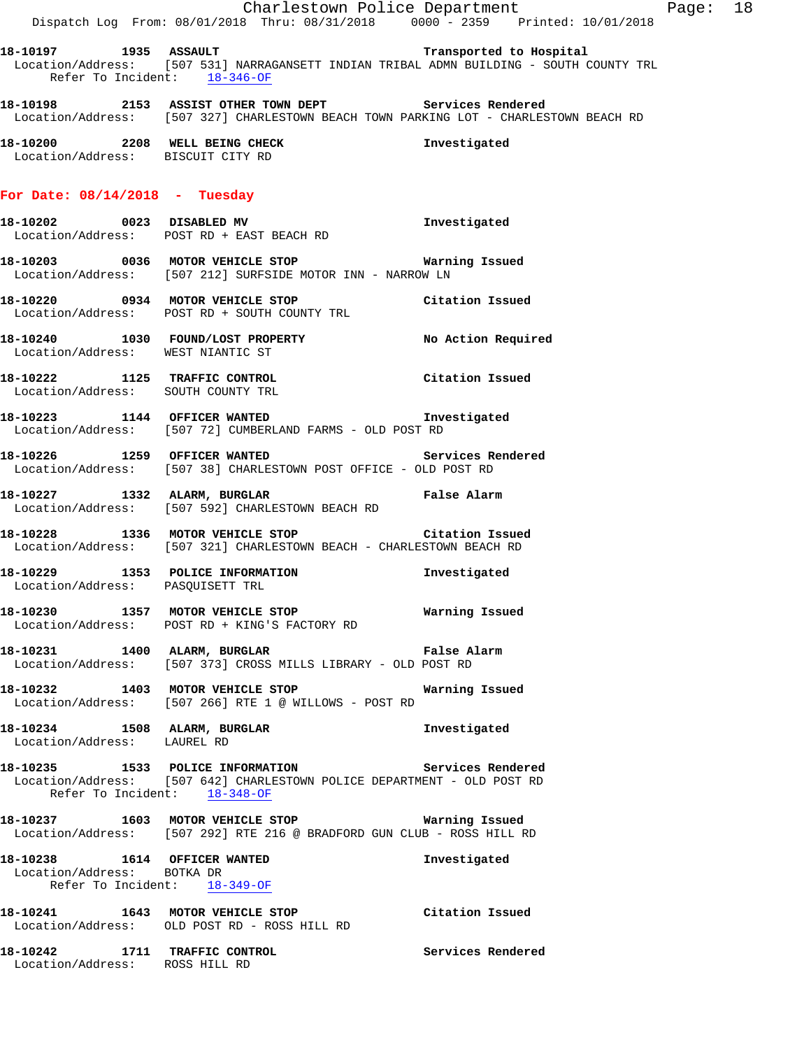18-10197 1935 ASSAULT Transported to Hospital
Location/Address: [507 531] NARRAGANSETT INDIAN TRIBAL ADMN BUILDING - SOUTH COUNTY TRL
Refer To Incident: 18-346-OF

18-10198 2153 ASSIST OTHER TOWN DEPT Services Rendered
Location/Address: [507 327] CHARLESTOWN BEACH TOWN PARKING LOT - CHARLESTOWN BEACH RD

18-10200 2208 WELL BEING CHECK Investigated
Location/Address: BISCUIT CITY RD

## For Date: 08/14/2018 - Tuesday

18-10202 0023 DISABLED MV Investigated
Location/Address: POST RD + EAST BEACH RD

18-10203 0036 MOTOR VEHICLE STOP Warning Issued
Location/Address: [507 212] SURFSIDE MOTOR INN - NARROW LN

18-10220 0934 MOTOR VEHICLE STOP Citation Issued
Location/Address: POST RD + SOUTH COUNTY TRL

18-10240 1030 FOUND/LOST PROPERTY No Action Required
Location/Address: WEST NIANTIC ST

18-10222 1125 TRAFFIC CONTROL Citation Issued
Location/Address: SOUTH COUNTY TRL

18-10223 1144 OFFICER WANTED Investigated
Location/Address: [507 72] CUMBERLAND FARMS - OLD POST RD

18-10226 1259 OFFICER WANTED Services Rendered
Location/Address: [507 38] CHARLESTOWN POST OFFICE - OLD POST RD

18-10227 1332 ALARM, BURGLAR False Alarm
Location/Address: [507 592] CHARLESTOWN BEACH RD

18-10228 1336 MOTOR VEHICLE STOP Citation Issued
Location/Address: [507 321] CHARLESTOWN BEACH - CHARLESTOWN BEACH RD

18-10229 1353 POLICE INFORMATION Investigated
Location/Address: PASQUISETT TRL

18-10230 1357 MOTOR VEHICLE STOP Warning Issued
Location/Address: POST RD + KING'S FACTORY RD

18-10231 1400 ALARM, BURGLAR False Alarm
Location/Address: [507 373] CROSS MILLS LIBRARY - OLD POST RD

18-10232 1403 MOTOR VEHICLE STOP Warning Issued
Location/Address: [507 266] RTE 1 @ WILLOWS - POST RD

18-10234 1508 ALARM, BURGLAR Investigated
Location/Address: LAUREL RD

18-10235 1533 POLICE INFORMATION Services Rendered
Location/Address: [507 642] CHARLESTOWN POLICE DEPARTMENT - OLD POST RD
Refer To Incident: 18-348-OF

18-10237 1603 MOTOR VEHICLE STOP Warning Issued
Location/Address: [507 292] RTE 216 @ BRADFORD GUN CLUB - ROSS HILL RD

18-10238 1614 OFFICER WANTED Investigated
Location/Address: BOTKA DR
Refer To Incident: 18-349-OF

18-10241 1643 MOTOR VEHICLE STOP Citation Issued
Location/Address: OLD POST RD - ROSS HILL RD

18-10242 1711 TRAFFIC CONTROL Services Rendered
Location/Address: ROSS HILL RD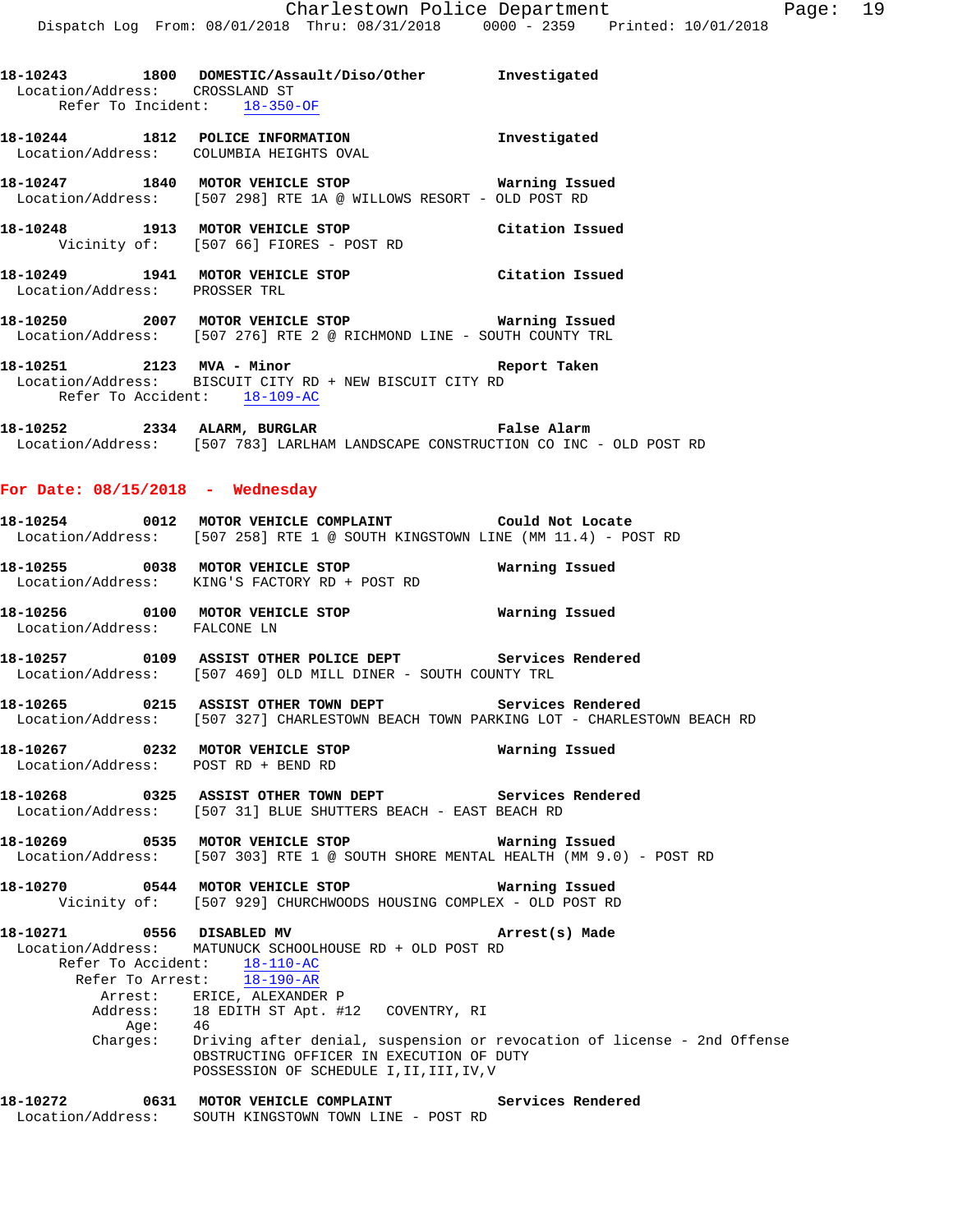**18-10243** 1800 **DOMESTIC/Assault/Diso/Other** **Investigated**
Location/Address: CROSSLAND ST
Refer To Incident: 18-350-OF

**18-10244** 1812 **POLICE INFORMATION** **Investigated**
Location/Address: COLUMBIA HEIGHTS OVAL

**18-10247** 1840 **MOTOR VEHICLE STOP** **Warning Issued**
Location/Address: [507 298] RTE 1A @ WILLOWS RESORT - OLD POST RD

**18-10248** 1913 **MOTOR VEHICLE STOP** **Citation Issued**
Vicinity of: [507 66] FIORES - POST RD

**18-10249** 1941 **MOTOR VEHICLE STOP** **Citation Issued**
Location/Address: PROSSER TRL

**18-10250** 2007 **MOTOR VEHICLE STOP** **Warning Issued**
Location/Address: [507 276] RTE 2 @ RICHMOND LINE - SOUTH COUNTY TRL

**18-10251** 2123 **MVA - Minor** **Report Taken**
Location/Address: BISCUIT CITY RD + NEW BISCUIT CITY RD
Refer To Accident: 18-109-AC

**18-10252** 2334 **ALARM, BURGLAR** **False Alarm**
Location/Address: [507 783] LARLHAM LANDSCAPE CONSTRUCTION CO INC - OLD POST RD

## For Date: 08/15/2018 - Wednesday

**18-10254** 0012 **MOTOR VEHICLE COMPLAINT** **Could Not Locate**
Location/Address: [507 258] RTE 1 @ SOUTH KINGSTOWN LINE (MM 11.4) - POST RD

**18-10255** 0038 **MOTOR VEHICLE STOP** **Warning Issued**
Location/Address: KING'S FACTORY RD + POST RD

**18-10256** 0100 **MOTOR VEHICLE STOP** **Warning Issued**
Location/Address: FALCONE LN

**18-10257** 0109 **ASSIST OTHER POLICE DEPT** **Services Rendered**
Location/Address: [507 469] OLD MILL DINER - SOUTH COUNTY TRL

**18-10265** 0215 **ASSIST OTHER TOWN DEPT** **Services Rendered**
Location/Address: [507 327] CHARLESTOWN BEACH TOWN PARKING LOT - CHARLESTOWN BEACH RD

**18-10267** 0232 **MOTOR VEHICLE STOP** **Warning Issued**
Location/Address: POST RD + BEND RD

**18-10268** 0325 **ASSIST OTHER TOWN DEPT** **Services Rendered**
Location/Address: [507 31] BLUE SHUTTERS BEACH - EAST BEACH RD

**18-10269** 0535 **MOTOR VEHICLE STOP** **Warning Issued**
Location/Address: [507 303] RTE 1 @ SOUTH SHORE MENTAL HEALTH (MM 9.0) - POST RD

**18-10270** 0544 **MOTOR VEHICLE STOP** **Warning Issued**
Vicinity of: [507 929] CHURCHWOODS HOUSING COMPLEX - OLD POST RD

**18-10271** 0556 **DISABLED MV** **Arrest(s) Made**
Location/Address: MATUNUCK SCHOOLHOUSE RD + OLD POST RD
Refer To Accident: 18-110-AC
Refer To Arrest: 18-190-AR
Arrest: ERICE, ALEXANDER P
Address: 18 EDITH ST Apt. #12 COVENTRY, RI
Age: 46
Charges: Driving after denial, suspension or revocation of license - 2nd Offense
OBSTRUCTING OFFICER IN EXECUTION OF DUTY
POSSESSION OF SCHEDULE I,II,III,IV,V

**18-10272** 0631 **MOTOR VEHICLE COMPLAINT** **Services Rendered**
Location/Address: SOUTH KINGSTOWN TOWN LINE - POST RD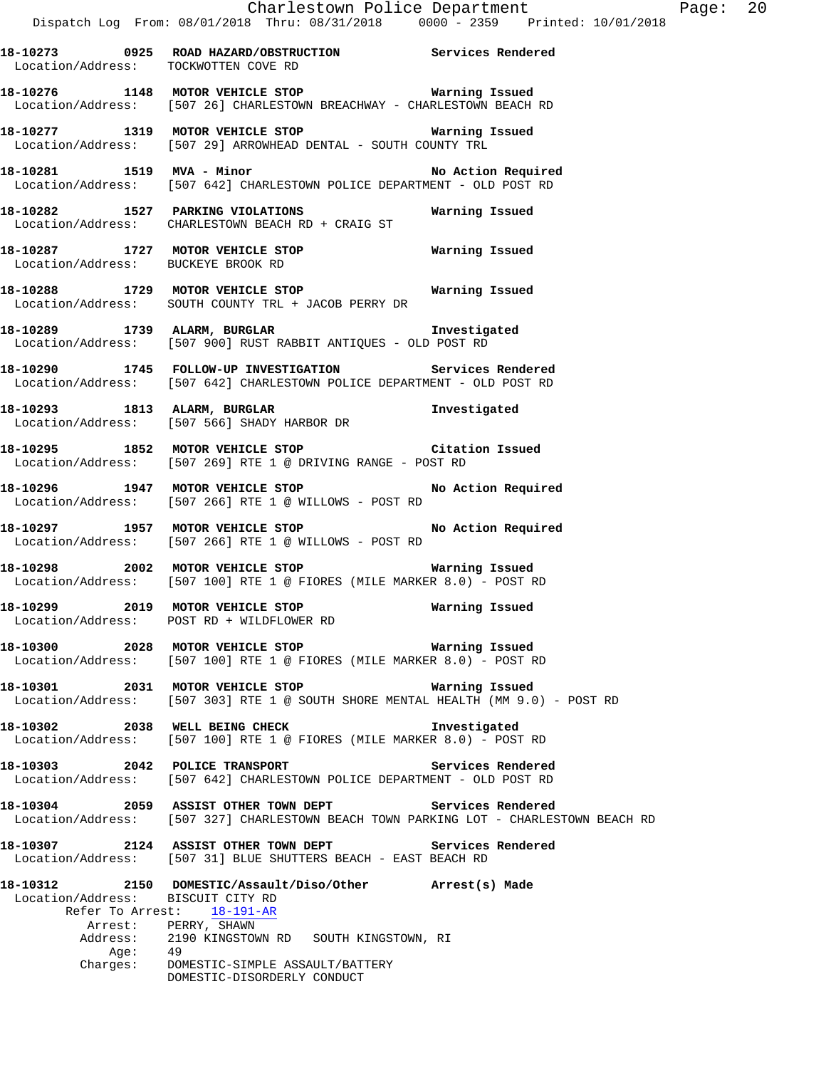**18-10273 0925 ROAD HAZARD/OBSTRUCTION** Services Rendered
Location/Address: TOCKWOTTEN COVE RD

**18-10276 1148 MOTOR VEHICLE STOP** Warning Issued
Location/Address: [507 26] CHARLESTOWN BREACHWAY - CHARLESTOWN BEACH RD

**18-10277 1319 MOTOR VEHICLE STOP** Warning Issued
Location/Address: [507 29] ARROWHEAD DENTAL - SOUTH COUNTY TRL

**18-10281 1519 MVA - Minor** No Action Required
Location/Address: [507 642] CHARLESTOWN POLICE DEPARTMENT - OLD POST RD

**18-10282 1527 PARKING VIOLATIONS** Warning Issued
Location/Address: CHARLESTOWN BEACH RD + CRAIG ST

**18-10287 1727 MOTOR VEHICLE STOP** Warning Issued
Location/Address: BUCKEYE BROOK RD

**18-10288 1729 MOTOR VEHICLE STOP** Warning Issued
Location/Address: SOUTH COUNTY TRL + JACOB PERRY DR

**18-10289 1739 ALARM, BURGLAR** Investigated
Location/Address: [507 900] RUST RABBIT ANTIQUES - OLD POST RD

**18-10290 1745 FOLLOW-UP INVESTIGATION** Services Rendered
Location/Address: [507 642] CHARLESTOWN POLICE DEPARTMENT - OLD POST RD

**18-10293 1813 ALARM, BURGLAR** Investigated
Location/Address: [507 566] SHADY HARBOR DR

**18-10295 1852 MOTOR VEHICLE STOP** Citation Issued
Location/Address: [507 269] RTE 1 @ DRIVING RANGE - POST RD

**18-10296 1947 MOTOR VEHICLE STOP** No Action Required
Location/Address: [507 266] RTE 1 @ WILLOWS - POST RD

**18-10297 1957 MOTOR VEHICLE STOP** No Action Required
Location/Address: [507 266] RTE 1 @ WILLOWS - POST RD

**18-10298 2002 MOTOR VEHICLE STOP** Warning Issued
Location/Address: [507 100] RTE 1 @ FIORES (MILE MARKER 8.0) - POST RD

**18-10299 2019 MOTOR VEHICLE STOP** Warning Issued
Location/Address: POST RD + WILDFLOWER RD

**18-10300 2028 MOTOR VEHICLE STOP** Warning Issued
Location/Address: [507 100] RTE 1 @ FIORES (MILE MARKER 8.0) - POST RD

**18-10301 2031 MOTOR VEHICLE STOP** Warning Issued
Location/Address: [507 303] RTE 1 @ SOUTH SHORE MENTAL HEALTH (MM 9.0) - POST RD

**18-10302 2038 WELL BEING CHECK** Investigated
Location/Address: [507 100] RTE 1 @ FIORES (MILE MARKER 8.0) - POST RD

**18-10303 2042 POLICE TRANSPORT** Services Rendered
Location/Address: [507 642] CHARLESTOWN POLICE DEPARTMENT - OLD POST RD

**18-10304 2059 ASSIST OTHER TOWN DEPT** Services Rendered
Location/Address: [507 327] CHARLESTOWN BEACH TOWN PARKING LOT - CHARLESTOWN BEACH RD

**18-10307 2124 ASSIST OTHER TOWN DEPT** Services Rendered
Location/Address: [507 31] BLUE SHUTTERS BEACH - EAST BEACH RD

**18-10312 2150 DOMESTIC/Assault/Diso/Other** Arrest(s) Made
Location/Address: BISCUIT CITY RD
Refer To Arrest: 18-191-AR
Arrest: PERRY, SHAWN
Address: 2190 KINGSTOWN RD SOUTH KINGSTOWN, RI
Age: 49
Charges: DOMESTIC-SIMPLE ASSAULT/BATTERY
DOMESTIC-DISORDERLY CONDUCT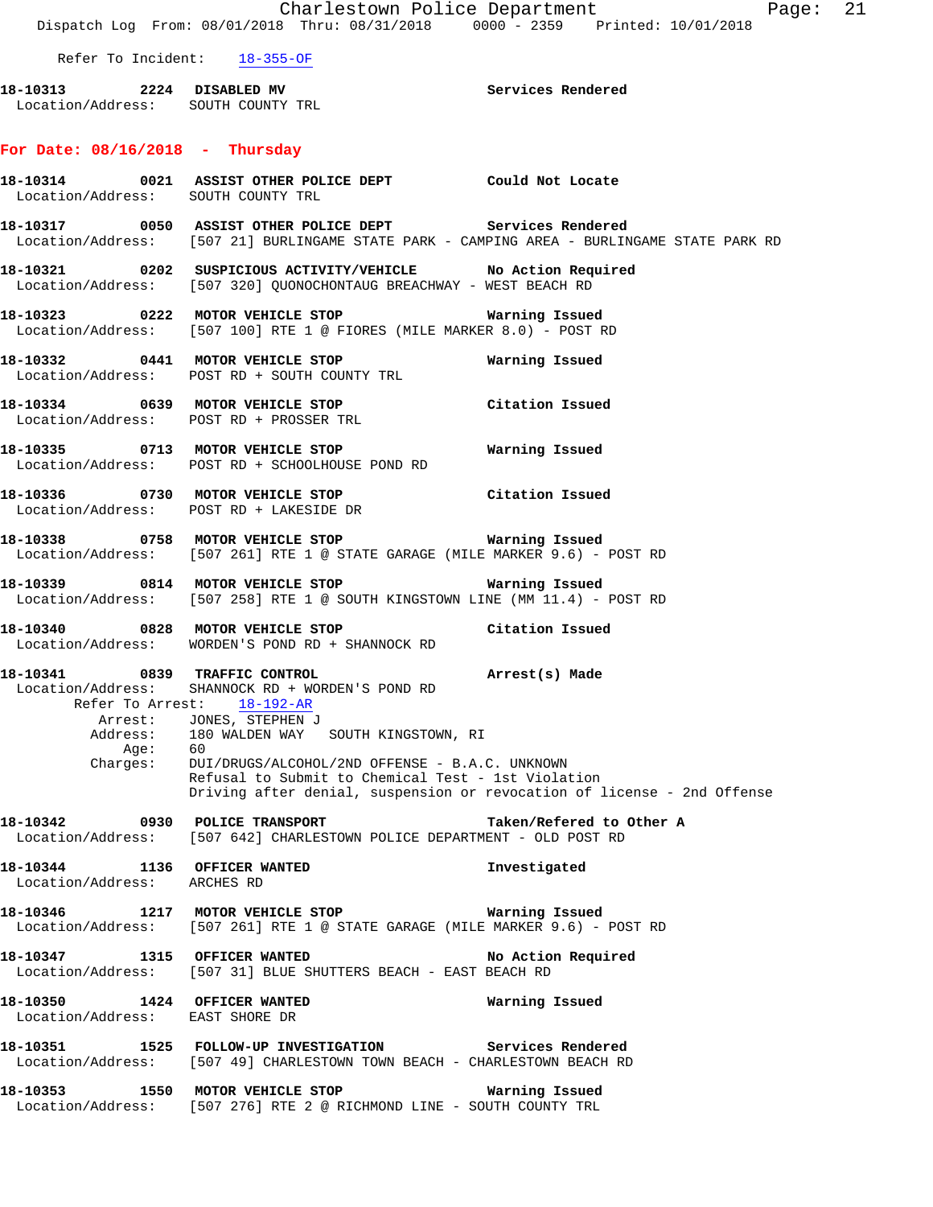Refer To Incident: 18-355-OF

**18-10313 2224 DISABLED MV** Services Rendered
Location/Address: SOUTH COUNTY TRL

## For Date: 08/16/2018 - Thursday

**18-10314 0021 ASSIST OTHER POLICE DEPT** Could Not Locate
Location/Address: SOUTH COUNTY TRL

**18-10317 0050 ASSIST OTHER POLICE DEPT** Services Rendered
Location/Address: [507 21] BURLINGAME STATE PARK - CAMPING AREA - BURLINGAME STATE PARK RD

**18-10321 0202 SUSPICIOUS ACTIVITY/VEHICLE** No Action Required
Location/Address: [507 320] QUONOCHONTAUG BREACHWAY - WEST BEACH RD

**18-10323 0222 MOTOR VEHICLE STOP** Warning Issued
Location/Address: [507 100] RTE 1 @ FIORES (MILE MARKER 8.0) - POST RD

**18-10332 0441 MOTOR VEHICLE STOP** Warning Issued
Location/Address: POST RD + SOUTH COUNTY TRL

**18-10334 0639 MOTOR VEHICLE STOP** Citation Issued
Location/Address: POST RD + PROSSER TRL

**18-10335 0713 MOTOR VEHICLE STOP** Warning Issued
Location/Address: POST RD + SCHOOLHOUSE POND RD

**18-10336 0730 MOTOR VEHICLE STOP** Citation Issued
Location/Address: POST RD + LAKESIDE DR

**18-10338 0758 MOTOR VEHICLE STOP** Warning Issued
Location/Address: [507 261] RTE 1 @ STATE GARAGE (MILE MARKER 9.6) - POST RD

**18-10339 0814 MOTOR VEHICLE STOP** Warning Issued
Location/Address: [507 258] RTE 1 @ SOUTH KINGSTOWN LINE (MM 11.4) - POST RD

**18-10340 0828 MOTOR VEHICLE STOP** Citation Issued
Location/Address: WORDEN'S POND RD + SHANNOCK RD

**18-10341 0839 TRAFFIC CONTROL** Arrest(s) Made
Location/Address: SHANNOCK RD + WORDEN'S POND RD
Refer To Arrest: 18-192-AR
Arrest: JONES, STEPHEN J
Address: 180 WALDEN WAY SOUTH KINGSTOWN, RI
Age: 60
Charges: DUI/DRUGS/ALCOHOL/2ND OFFENSE - B.A.C. UNKNOWN
Refusal to Submit to Chemical Test - 1st Violation
Driving after denial, suspension or revocation of license - 2nd Offense

**18-10342 0930 POLICE TRANSPORT** Taken/Refered to Other A
Location/Address: [507 642] CHARLESTOWN POLICE DEPARTMENT - OLD POST RD

**18-10344 1136 OFFICER WANTED** Investigated
Location/Address: ARCHES RD

**18-10346 1217 MOTOR VEHICLE STOP** Warning Issued
Location/Address: [507 261] RTE 1 @ STATE GARAGE (MILE MARKER 9.6) - POST RD

**18-10347 1315 OFFICER WANTED** No Action Required
Location/Address: [507 31] BLUE SHUTTERS BEACH - EAST BEACH RD

**18-10350 1424 OFFICER WANTED** Warning Issued
Location/Address: EAST SHORE DR

**18-10351 1525 FOLLOW-UP INVESTIGATION** Services Rendered
Location/Address: [507 49] CHARLESTOWN TOWN BEACH - CHARLESTOWN BEACH RD

**18-10353 1550 MOTOR VEHICLE STOP** Warning Issued
Location/Address: [507 276] RTE 2 @ RICHMOND LINE - SOUTH COUNTY TRL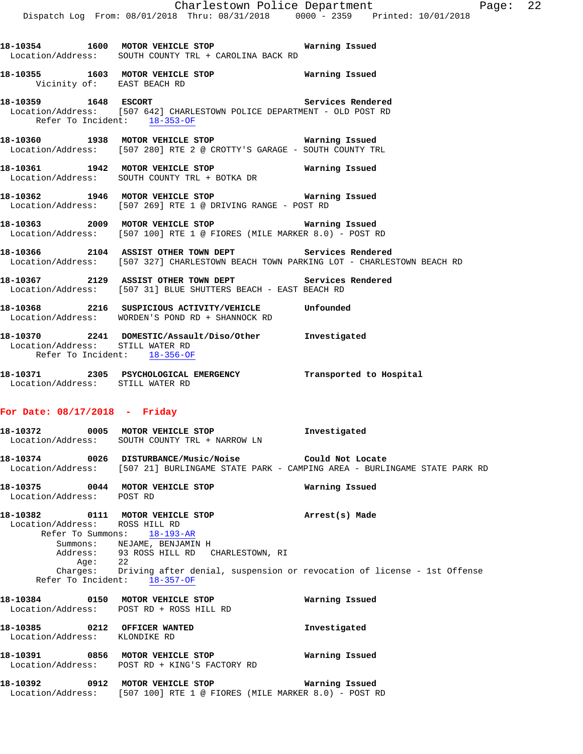**18-10354 1600 MOTOR VEHICLE STOP** Warning Issued
Location/Address: SOUTH COUNTY TRL + CAROLINA BACK RD

**18-10355 1603 MOTOR VEHICLE STOP** Warning Issued
Vicinity of: EAST BEACH RD

**18-10359 1648 ESCORT** Services Rendered
Location/Address: [507 642] CHARLESTOWN POLICE DEPARTMENT - OLD POST RD
Refer To Incident: 18-353-OF

**18-10360 1938 MOTOR VEHICLE STOP** Warning Issued
Location/Address: [507 280] RTE 2 @ CROTTY'S GARAGE - SOUTH COUNTY TRL

**18-10361 1942 MOTOR VEHICLE STOP** Warning Issued
Location/Address: SOUTH COUNTY TRL + BOTKA DR

**18-10362 1946 MOTOR VEHICLE STOP** Warning Issued
Location/Address: [507 269] RTE 1 @ DRIVING RANGE - POST RD

**18-10363 2009 MOTOR VEHICLE STOP** Warning Issued
Location/Address: [507 100] RTE 1 @ FIORES (MILE MARKER 8.0) - POST RD

**18-10366 2104 ASSIST OTHER TOWN DEPT** Services Rendered
Location/Address: [507 327] CHARLESTOWN BEACH TOWN PARKING LOT - CHARLESTOWN BEACH RD

**18-10367 2129 ASSIST OTHER TOWN DEPT** Services Rendered
Location/Address: [507 31] BLUE SHUTTERS BEACH - EAST BEACH RD

**18-10368 2216 SUSPICIOUS ACTIVITY/VEHICLE** Unfounded
Location/Address: WORDEN'S POND RD + SHANNOCK RD

**18-10370 2241 DOMESTIC/Assault/Diso/Other** Investigated
Location/Address: STILL WATER RD
Refer To Incident: 18-356-OF

**18-10371 2305 PSYCHOLOGICAL EMERGENCY** Transported to Hospital
Location/Address: STILL WATER RD

## For Date: 08/17/2018 - Friday

**18-10372 0005 MOTOR VEHICLE STOP** Investigated
Location/Address: SOUTH COUNTY TRL + NARROW LN

**18-10374 0026 DISTURBANCE/Music/Noise** Could Not Locate
Location/Address: [507 21] BURLINGAME STATE PARK - CAMPING AREA - BURLINGAME STATE PARK RD

**18-10375 0044 MOTOR VEHICLE STOP** Warning Issued
Location/Address: POST RD

**18-10382 0111 MOTOR VEHICLE STOP** Arrest(s) Made
Location/Address: ROSS HILL RD
Refer To Summons: 18-193-AR
Summons: NEJAME, BENJAMIN H
Address: 93 ROSS HILL RD CHARLESTOWN, RI
Age: 22
Charges: Driving after denial, suspension or revocation of license - 1st Offense
Refer To Incident: 18-357-OF

**18-10384 0150 MOTOR VEHICLE STOP** Warning Issued
Location/Address: POST RD + ROSS HILL RD

**18-10385 0212 OFFICER WANTED** Investigated
Location/Address: KLONDIKE RD

**18-10391 0856 MOTOR VEHICLE STOP** Warning Issued
Location/Address: POST RD + KING'S FACTORY RD

**18-10392 0912 MOTOR VEHICLE STOP** Warning Issued
Location/Address: [507 100] RTE 1 @ FIORES (MILE MARKER 8.0) - POST RD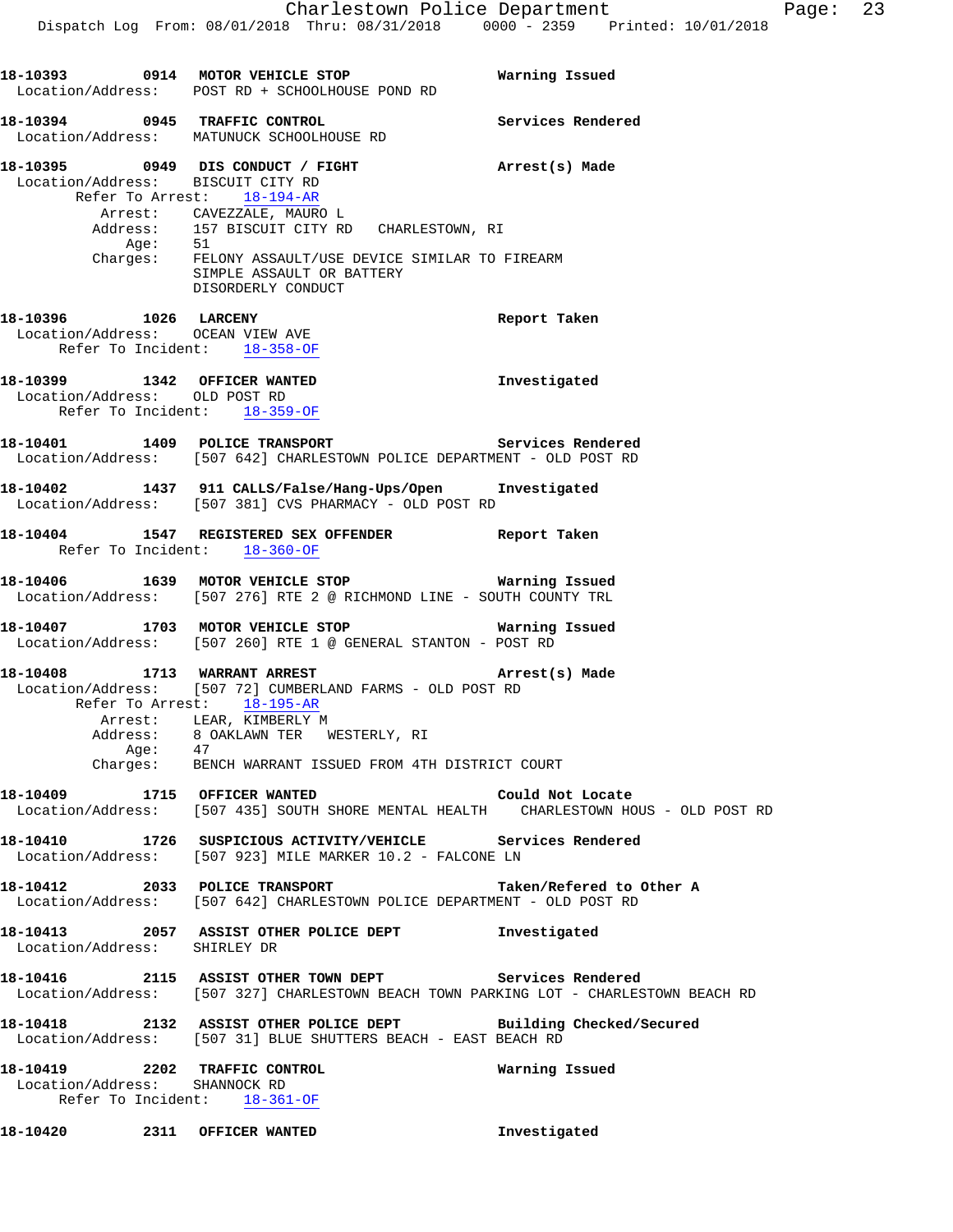**18-10393 0914 MOTOR VEHICLE STOP** Warning Issued
Location/Address: POST RD + SCHOOLHOUSE POND RD

**18-10394 0945 TRAFFIC CONTROL** Services Rendered
Location/Address: MATUNUCK SCHOOLHOUSE RD

**18-10395 0949 DIS CONDUCT / FIGHT** Arrest(s) Made
Location/Address: BISCUIT CITY RD
Refer To Arrest: 18-194-AR
Arrest: CAVEZZALE, MAURO L
Address: 157 BISCUIT CITY RD CHARLESTOWN, RI
Age: 51
Charges: FELONY ASSAULT/USE DEVICE SIMILAR TO FIREARM
SIMPLE ASSAULT OR BATTERY
DISORDERLY CONDUCT

**18-10396 1026 LARCENY** Report Taken
Location/Address: OCEAN VIEW AVE
Refer To Incident: 18-358-OF

**18-10399 1342 OFFICER WANTED** Investigated
Location/Address: OLD POST RD
Refer To Incident: 18-359-OF

**18-10401 1409 POLICE TRANSPORT** Services Rendered
Location/Address: [507 642] CHARLESTOWN POLICE DEPARTMENT - OLD POST RD

**18-10402 1437 911 CALLS/False/Hang-Ups/Open** Investigated
Location/Address: [507 381] CVS PHARMACY - OLD POST RD

**18-10404 1547 REGISTERED SEX OFFENDER** Report Taken
Refer To Incident: 18-360-OF

**18-10406 1639 MOTOR VEHICLE STOP** Warning Issued
Location/Address: [507 276] RTE 2 @ RICHMOND LINE - SOUTH COUNTY TRL

**18-10407 1703 MOTOR VEHICLE STOP** Warning Issued
Location/Address: [507 260] RTE 1 @ GENERAL STANTON - POST RD

**18-10408 1713 WARRANT ARREST** Arrest(s) Made
Location/Address: [507 72] CUMBERLAND FARMS - OLD POST RD
Refer To Arrest: 18-195-AR
Arrest: LEAR, KIMBERLY M
Address: 8 OAKLAWN TER WESTERLY, RI
Age: 47
Charges: BENCH WARRANT ISSUED FROM 4TH DISTRICT COURT

**18-10409 1715 OFFICER WANTED** Could Not Locate
Location/Address: [507 435] SOUTH SHORE MENTAL HEALTH CHARLESTOWN HOUS - OLD POST RD

**18-10410 1726 SUSPICIOUS ACTIVITY/VEHICLE** Services Rendered
Location/Address: [507 923] MILE MARKER 10.2 - FALCONE LN

**18-10412 2033 POLICE TRANSPORT** Taken/Refered to Other A
Location/Address: [507 642] CHARLESTOWN POLICE DEPARTMENT - OLD POST RD

**18-10413 2057 ASSIST OTHER POLICE DEPT** Investigated
Location/Address: SHIRLEY DR

**18-10416 2115 ASSIST OTHER TOWN DEPT** Services Rendered
Location/Address: [507 327] CHARLESTOWN BEACH TOWN PARKING LOT - CHARLESTOWN BEACH RD

**18-10418 2132 ASSIST OTHER POLICE DEPT** Building Checked/Secured
Location/Address: [507 31] BLUE SHUTTERS BEACH - EAST BEACH RD

**18-10419 2202 TRAFFIC CONTROL** Warning Issued
Location/Address: SHANNOCK RD
Refer To Incident: 18-361-OF

**18-10420 2311 OFFICER WANTED** Investigated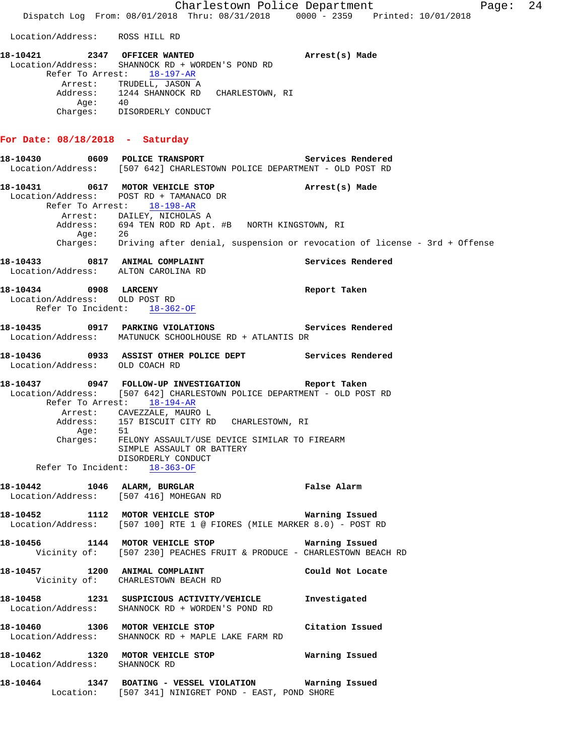Location/Address: ROSS HILL RD

**18-10421** **2347** **OFFICER WANTED** **Arrest(s) Made**
Location/Address: SHANNOCK RD + WORDEN'S POND RD
Refer To Arrest: 18-197-AR
Arrest: TRUDELL, JASON A
Address: 1244 SHANNOCK RD CHARLESTOWN, RI
Age: 40
Charges: DISORDERLY CONDUCT

## For Date: 08/18/2018 - Saturday

**18-10430** **0609** **POLICE TRANSPORT** **Services Rendered**
Location/Address: [507 642] CHARLESTOWN POLICE DEPARTMENT - OLD POST RD

**18-10431** **0617** **MOTOR VEHICLE STOP** **Arrest(s) Made**
Location/Address: POST RD + TAMANACO DR
Refer To Arrest: 18-198-AR
Arrest: DAILEY, NICHOLAS A
Address: 694 TEN ROD RD Apt. #B NORTH KINGSTOWN, RI
Age: 26
Charges: Driving after denial, suspension or revocation of license - 3rd + Offense

**18-10433** **0817** **ANIMAL COMPLAINT** **Services Rendered**
Location/Address: ALTON CAROLINA RD

**18-10434** **0908** **LARCENY** **Report Taken**
Location/Address: OLD POST RD
Refer To Incident: 18-362-OF

**18-10435** **0917** **PARKING VIOLATIONS** **Services Rendered**
Location/Address: MATUNUCK SCHOOLHOUSE RD + ATLANTIS DR

**18-10436** **0933** **ASSIST OTHER POLICE DEPT** **Services Rendered**
Location/Address: OLD COACH RD

**18-10437** **0947** **FOLLOW-UP INVESTIGATION** **Report Taken**
Location/Address: [507 642] CHARLESTOWN POLICE DEPARTMENT - OLD POST RD
Refer To Arrest: 18-194-AR
Arrest: CAVEZZALE, MAURO L
Address: 157 BISCUIT CITY RD CHARLESTOWN, RI
Age: 51
Charges: FELONY ASSAULT/USE DEVICE SIMILAR TO FIREARM
SIMPLE ASSAULT OR BATTERY
DISORDERLY CONDUCT
Refer To Incident: 18-363-OF

**18-10442** **1046** **ALARM, BURGLAR** **False Alarm**
Location/Address: [507 416] MOHEGAN RD

**18-10452** **1112** **MOTOR VEHICLE STOP** **Warning Issued**
Location/Address: [507 100] RTE 1 @ FIORES (MILE MARKER 8.0) - POST RD

**18-10456** **1144** **MOTOR VEHICLE STOP** **Warning Issued**
Vicinity of: [507 230] PEACHES FRUIT & PRODUCE - CHARLESTOWN BEACH RD

**18-10457** **1200** **ANIMAL COMPLAINT** **Could Not Locate**
Vicinity of: CHARLESTOWN BEACH RD

**18-10458** **1231** **SUSPICIOUS ACTIVITY/VEHICLE** **Investigated**
Location/Address: SHANNOCK RD + WORDEN'S POND RD

**18-10460** **1306** **MOTOR VEHICLE STOP** **Citation Issued**
Location/Address: SHANNOCK RD + MAPLE LAKE FARM RD

**18-10462** **1320** **MOTOR VEHICLE STOP** **Warning Issued**
Location/Address: SHANNOCK RD

**18-10464** **1347** **BOATING - VESSEL VIOLATION** **Warning Issued**
Location: [507 341] NINIGRET POND - EAST, POND SHORE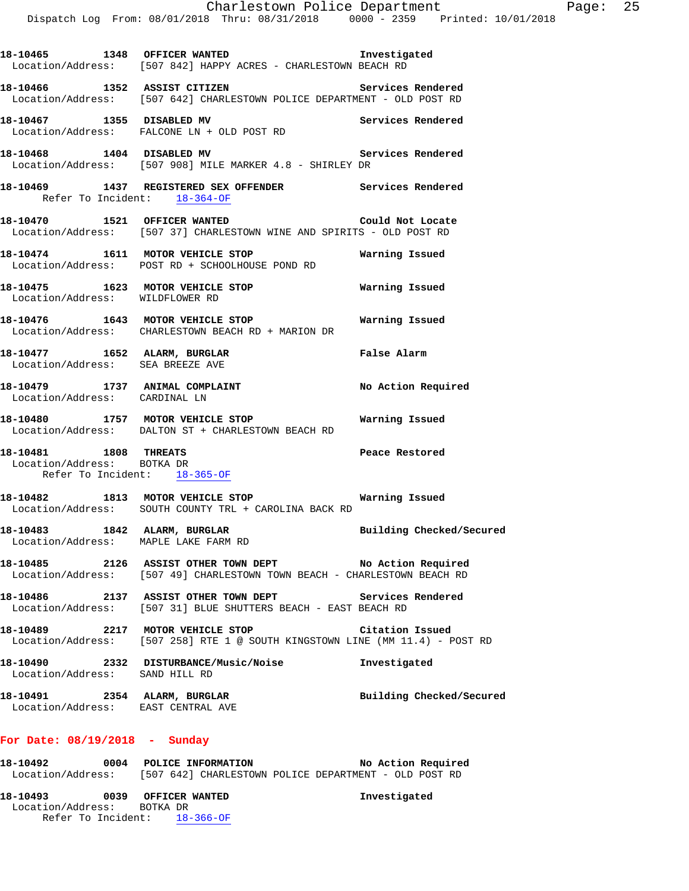18-10465 1348 OFFICER WANTED Investigated
Location/Address: [507 842] HAPPY ACRES - CHARLESTOWN BEACH RD

18-10466 1352 ASSIST CITIZEN Services Rendered
Location/Address: [507 642] CHARLESTOWN POLICE DEPARTMENT - OLD POST RD

18-10467 1355 DISABLED MV Services Rendered
Location/Address: FALCONE LN + OLD POST RD

18-10468 1404 DISABLED MV Services Rendered
Location/Address: [507 908] MILE MARKER 4.8 - SHIRLEY DR

18-10469 1437 REGISTERED SEX OFFENDER Services Rendered
Refer To Incident: 18-364-OF

18-10470 1521 OFFICER WANTED Could Not Locate
Location/Address: [507 37] CHARLESTOWN WINE AND SPIRITS - OLD POST RD

18-10474 1611 MOTOR VEHICLE STOP Warning Issued
Location/Address: POST RD + SCHOOLHOUSE POND RD

18-10475 1623 MOTOR VEHICLE STOP Warning Issued
Location/Address: WILDFLOWER RD

18-10476 1643 MOTOR VEHICLE STOP Warning Issued
Location/Address: CHARLESTOWN BEACH RD + MARION DR

18-10477 1652 ALARM, BURGLAR False Alarm
Location/Address: SEA BREEZE AVE

18-10479 1737 ANIMAL COMPLAINT No Action Required
Location/Address: CARDINAL LN

18-10480 1757 MOTOR VEHICLE STOP Warning Issued
Location/Address: DALTON ST + CHARLESTOWN BEACH RD

18-10481 1808 THREATS Peace Restored
Location/Address: BOTKA DR
Refer To Incident: 18-365-OF

18-10482 1813 MOTOR VEHICLE STOP Warning Issued
Location/Address: SOUTH COUNTY TRL + CAROLINA BACK RD

18-10483 1842 ALARM, BURGLAR Building Checked/Secured
Location/Address: MAPLE LAKE FARM RD

18-10485 2126 ASSIST OTHER TOWN DEPT No Action Required
Location/Address: [507 49] CHARLESTOWN TOWN BEACH - CHARLESTOWN BEACH RD

18-10486 2137 ASSIST OTHER TOWN DEPT Services Rendered
Location/Address: [507 31] BLUE SHUTTERS BEACH - EAST BEACH RD

18-10489 2217 MOTOR VEHICLE STOP Citation Issued
Location/Address: [507 258] RTE 1 @ SOUTH KINGSTOWN LINE (MM 11.4) - POST RD

18-10490 2332 DISTURBANCE/Music/Noise Investigated
Location/Address: SAND HILL RD

18-10491 2354 ALARM, BURGLAR Building Checked/Secured
Location/Address: EAST CENTRAL AVE

## For Date: 08/19/2018 - Sunday

18-10492 0004 POLICE INFORMATION No Action Required
Location/Address: [507 642] CHARLESTOWN POLICE DEPARTMENT - OLD POST RD

18-10493 0039 OFFICER WANTED Investigated
Location/Address: BOTKA DR
Refer To Incident: 18-366-OF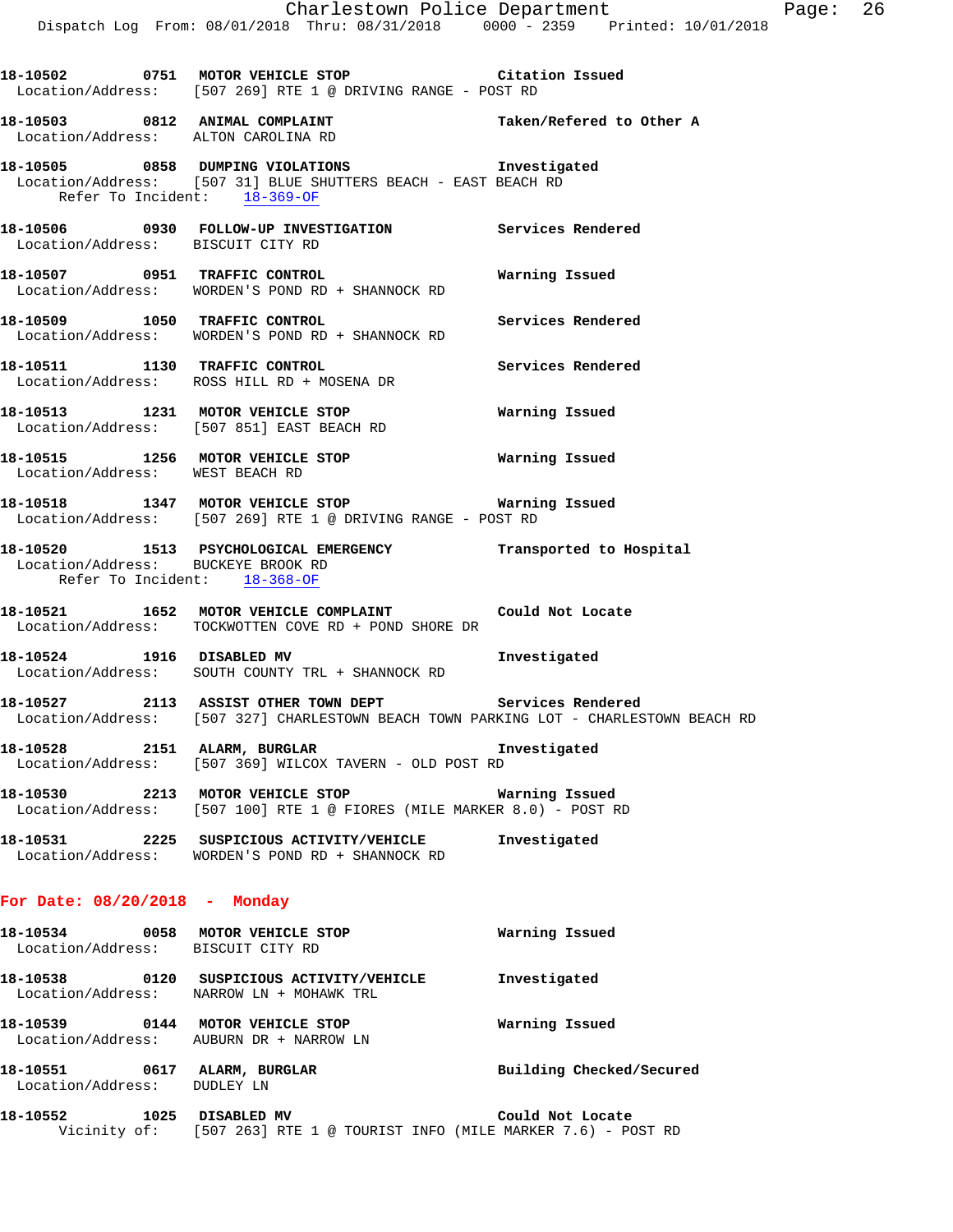**18-10502 0751 MOTOR VEHICLE STOP Citation Issued**
Location/Address: [507 269] RTE 1 @ DRIVING RANGE - POST RD

**18-10503 0812 ANIMAL COMPLAINT Taken/Refered to Other A**
Location/Address: ALTON CAROLINA RD

**18-10505 0858 DUMPING VIOLATIONS Investigated**
Location/Address: [507 31] BLUE SHUTTERS BEACH - EAST BEACH RD
Refer To Incident: 18-369-OF

**18-10506 0930 FOLLOW-UP INVESTIGATION Services Rendered**
Location/Address: BISCUIT CITY RD

**18-10507 0951 TRAFFIC CONTROL Warning Issued**
Location/Address: WORDEN'S POND RD + SHANNOCK RD

**18-10509 1050 TRAFFIC CONTROL Services Rendered**
Location/Address: WORDEN'S POND RD + SHANNOCK RD

**18-10511 1130 TRAFFIC CONTROL Services Rendered**
Location/Address: ROSS HILL RD + MOSENA DR

**18-10513 1231 MOTOR VEHICLE STOP Warning Issued**
Location/Address: [507 851] EAST BEACH RD

**18-10515 1256 MOTOR VEHICLE STOP Warning Issued**
Location/Address: WEST BEACH RD

**18-10518 1347 MOTOR VEHICLE STOP Warning Issued**
Location/Address: [507 269] RTE 1 @ DRIVING RANGE - POST RD

**18-10520 1513 PSYCHOLOGICAL EMERGENCY Transported to Hospital**
Location/Address: BUCKEYE BROOK RD
Refer To Incident: 18-368-OF

**18-10521 1652 MOTOR VEHICLE COMPLAINT Could Not Locate**
Location/Address: TOCKWOTTEN COVE RD + POND SHORE DR

**18-10524 1916 DISABLED MV Investigated**
Location/Address: SOUTH COUNTY TRL + SHANNOCK RD

**18-10527 2113 ASSIST OTHER TOWN DEPT Services Rendered**
Location/Address: [507 327] CHARLESTOWN BEACH TOWN PARKING LOT - CHARLESTOWN BEACH RD

**18-10528 2151 ALARM, BURGLAR Investigated**
Location/Address: [507 369] WILCOX TAVERN - OLD POST RD

**18-10530 2213 MOTOR VEHICLE STOP Warning Issued**
Location/Address: [507 100] RTE 1 @ FIORES (MILE MARKER 8.0) - POST RD

**18-10531 2225 SUSPICIOUS ACTIVITY/VEHICLE Investigated**
Location/Address: WORDEN'S POND RD + SHANNOCK RD

## For Date: 08/20/2018 - Monday

**18-10534 0058 MOTOR VEHICLE STOP Warning Issued**
Location/Address: BISCUIT CITY RD

**18-10538 0120 SUSPICIOUS ACTIVITY/VEHICLE Investigated**
Location/Address: NARROW LN + MOHAWK TRL

**18-10539 0144 MOTOR VEHICLE STOP Warning Issued**
Location/Address: AUBURN DR + NARROW LN

**18-10551 0617 ALARM, BURGLAR Building Checked/Secured**
Location/Address: DUDLEY LN

**18-10552 1025 DISABLED MV Could Not Locate**
Vicinity of: [507 263] RTE 1 @ TOURIST INFO (MILE MARKER 7.6) - POST RD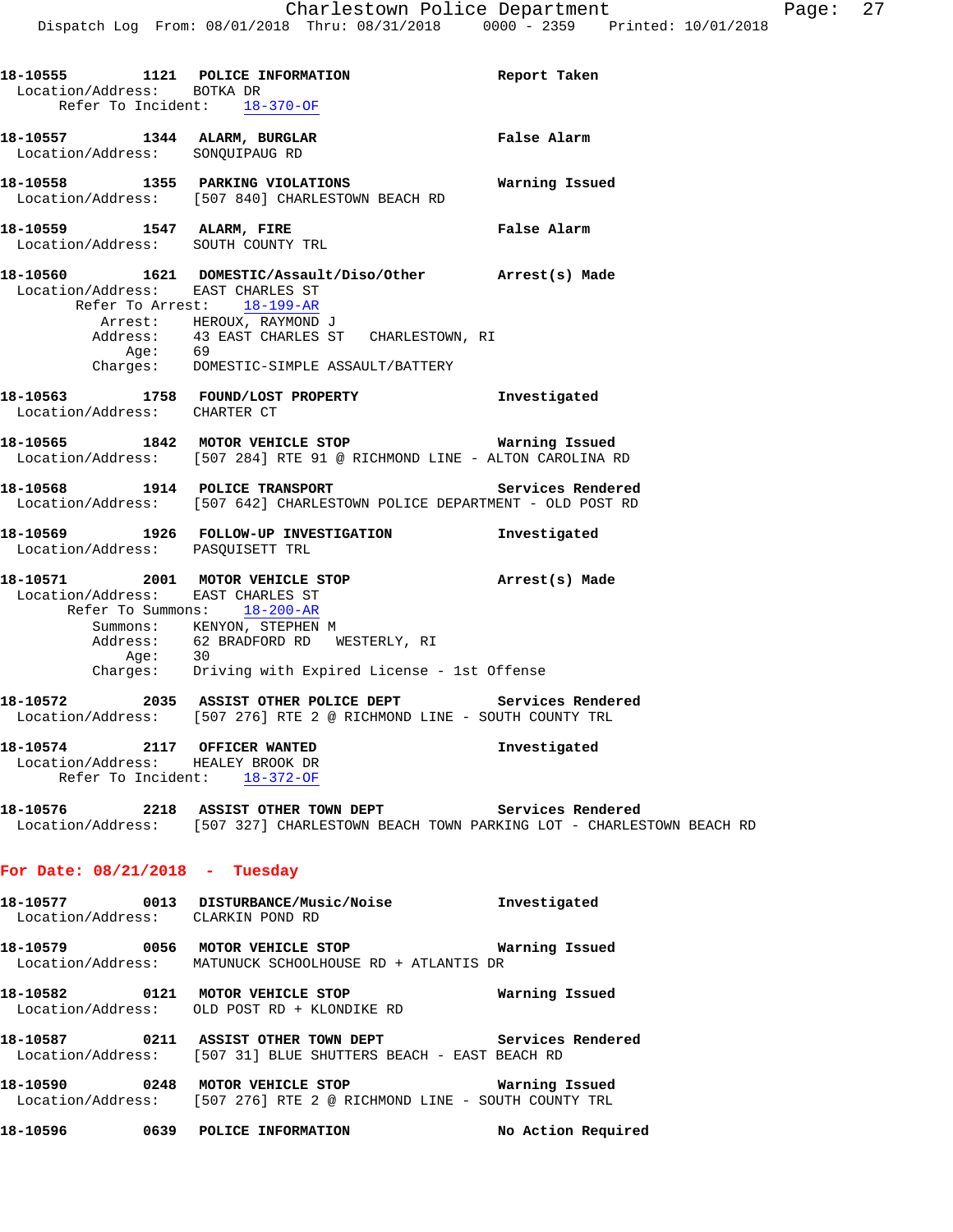18-10555 1121 POLICE INFORMATION Report Taken
Location/Address: BOTKA DR
Refer To Incident: 18-370-OF

18-10557 1344 ALARM, BURGLAR False Alarm
Location/Address: SONQUIPAUG RD

18-10558 1355 PARKING VIOLATIONS Warning Issued
Location/Address: [507 840] CHARLESTOWN BEACH RD

18-10559 1547 ALARM, FIRE False Alarm
Location/Address: SOUTH COUNTY TRL

18-10560 1621 DOMESTIC/Assault/Diso/Other Arrest(s) Made
Location/Address: EAST CHARLES ST
Refer To Arrest: 18-199-AR
Arrest: HEROUX, RAYMOND J
Address: 43 EAST CHARLES ST CHARLESTOWN, RI
Age: 69
Charges: DOMESTIC-SIMPLE ASSAULT/BATTERY

18-10563 1758 FOUND/LOST PROPERTY Investigated
Location/Address: CHARTER CT

18-10565 1842 MOTOR VEHICLE STOP Warning Issued
Location/Address: [507 284] RTE 91 @ RICHMOND LINE - ALTON CAROLINA RD

18-10568 1914 POLICE TRANSPORT Services Rendered
Location/Address: [507 642] CHARLESTOWN POLICE DEPARTMENT - OLD POST RD

18-10569 1926 FOLLOW-UP INVESTIGATION Investigated
Location/Address: PASQUISETT TRL

18-10571 2001 MOTOR VEHICLE STOP Arrest(s) Made
Location/Address: EAST CHARLES ST
Refer To Summons: 18-200-AR
Summons: KENYON, STEPHEN M
Address: 62 BRADFORD RD WESTERLY, RI
Age: 30
Charges: Driving with Expired License - 1st Offense

18-10572 2035 ASSIST OTHER POLICE DEPT Services Rendered
Location/Address: [507 276] RTE 2 @ RICHMOND LINE - SOUTH COUNTY TRL

18-10574 2117 OFFICER WANTED Investigated
Location/Address: HEALEY BROOK DR
Refer To Incident: 18-372-OF

18-10576 2218 ASSIST OTHER TOWN DEPT Services Rendered
Location/Address: [507 327] CHARLESTOWN BEACH TOWN PARKING LOT - CHARLESTOWN BEACH RD

## For Date: 08/21/2018 - Tuesday

18-10577 0013 DISTURBANCE/Music/Noise Investigated
Location/Address: CLARKIN POND RD

18-10579 0056 MOTOR VEHICLE STOP Warning Issued
Location/Address: MATUNUCK SCHOOLHOUSE RD + ATLANTIS DR

18-10582 0121 MOTOR VEHICLE STOP Warning Issued
Location/Address: OLD POST RD + KLONDIKE RD

18-10587 0211 ASSIST OTHER TOWN DEPT Services Rendered
Location/Address: [507 31] BLUE SHUTTERS BEACH - EAST BEACH RD

18-10590 0248 MOTOR VEHICLE STOP Warning Issued
Location/Address: [507 276] RTE 2 @ RICHMOND LINE - SOUTH COUNTY TRL

18-10596 0639 POLICE INFORMATION No Action Required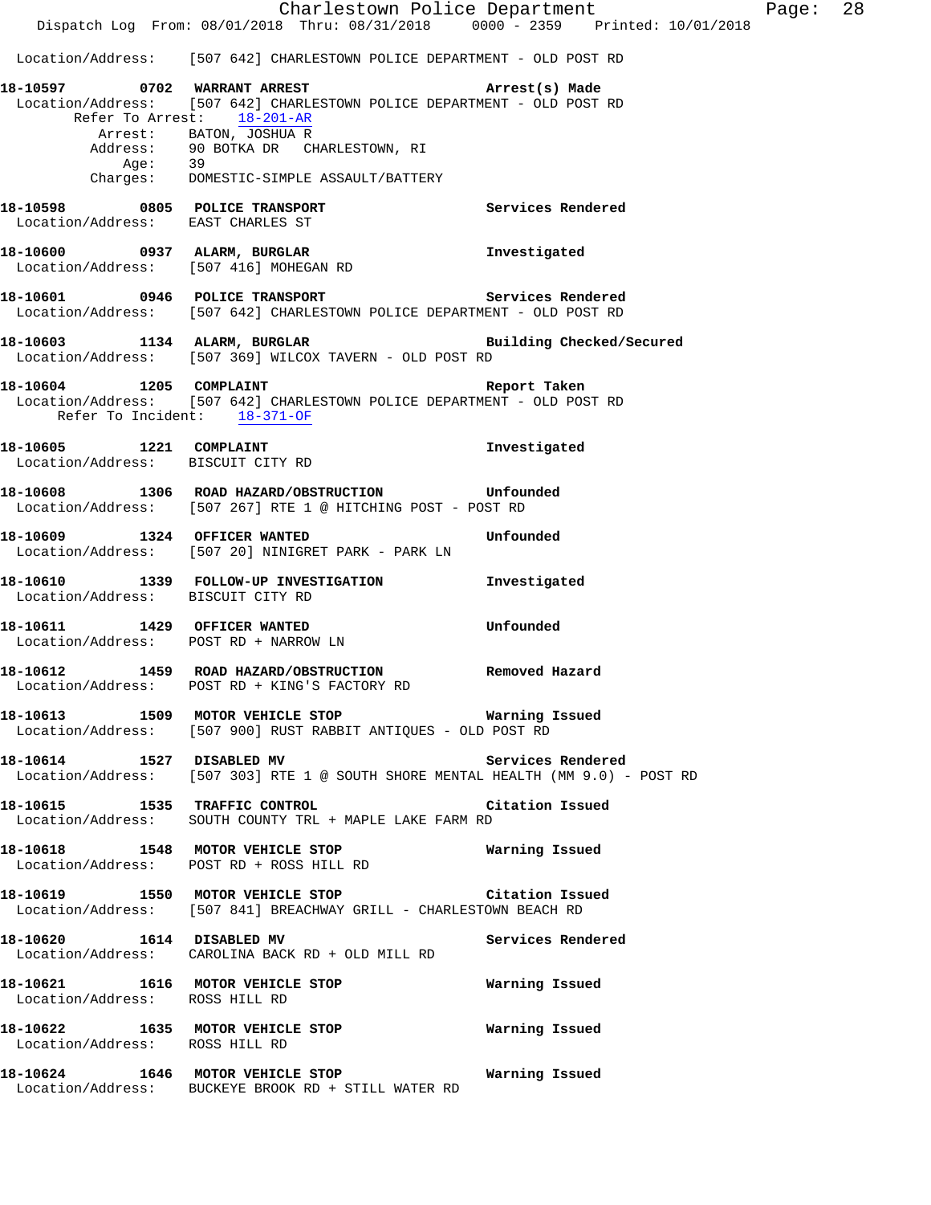Location/Address: [507 642] CHARLESTOWN POLICE DEPARTMENT - OLD POST RD

**18-10597 0702 WARRANT ARREST** Arrest(s) Made
Location/Address: [507 642] CHARLESTOWN POLICE DEPARTMENT - OLD POST RD
Refer To Arrest: 18-201-AR
Arrest: BATON, JOSHUA R
Address: 90 BOTKA DR CHARLESTOWN, RI
Age: 39
Charges: DOMESTIC-SIMPLE ASSAULT/BATTERY

**18-10598 0805 POLICE TRANSPORT** Services Rendered
Location/Address: EAST CHARLES ST

**18-10600 0937 ALARM, BURGLAR** Investigated
Location/Address: [507 416] MOHEGAN RD

**18-10601 0946 POLICE TRANSPORT** Services Rendered
Location/Address: [507 642] CHARLESTOWN POLICE DEPARTMENT - OLD POST RD

**18-10603 1134 ALARM, BURGLAR** Building Checked/Secured
Location/Address: [507 369] WILCOX TAVERN - OLD POST RD

**18-10604 1205 COMPLAINT** Report Taken
Location/Address: [507 642] CHARLESTOWN POLICE DEPARTMENT - OLD POST RD
Refer To Incident: 18-371-OF

**18-10605 1221 COMPLAINT** Investigated
Location/Address: BISCUIT CITY RD

**18-10608 1306 ROAD HAZARD/OBSTRUCTION** Unfounded
Location/Address: [507 267] RTE 1 @ HITCHING POST - POST RD

**18-10609 1324 OFFICER WANTED** Unfounded
Location/Address: [507 20] NINIGRET PARK - PARK LN

**18-10610 1339 FOLLOW-UP INVESTIGATION** Investigated
Location/Address: BISCUIT CITY RD

**18-10611 1429 OFFICER WANTED** Unfounded
Location/Address: POST RD + NARROW LN

**18-10612 1459 ROAD HAZARD/OBSTRUCTION** Removed Hazard
Location/Address: POST RD + KING'S FACTORY RD

**18-10613 1509 MOTOR VEHICLE STOP** Warning Issued
Location/Address: [507 900] RUST RABBIT ANTIQUES - OLD POST RD

**18-10614 1527 DISABLED MV** Services Rendered
Location/Address: [507 303] RTE 1 @ SOUTH SHORE MENTAL HEALTH (MM 9.0) - POST RD

**18-10615 1535 TRAFFIC CONTROL** Citation Issued
Location/Address: SOUTH COUNTY TRL + MAPLE LAKE FARM RD

**18-10618 1548 MOTOR VEHICLE STOP** Warning Issued
Location/Address: POST RD + ROSS HILL RD

**18-10619 1550 MOTOR VEHICLE STOP** Citation Issued
Location/Address: [507 841] BREACHWAY GRILL - CHARLESTOWN BEACH RD

**18-10620 1614 DISABLED MV** Services Rendered
Location/Address: CAROLINA BACK RD + OLD MILL RD

**18-10621 1616 MOTOR VEHICLE STOP** Warning Issued
Location/Address: ROSS HILL RD

**18-10622 1635 MOTOR VEHICLE STOP** Warning Issued
Location/Address: ROSS HILL RD

**18-10624 1646 MOTOR VEHICLE STOP** Warning Issued
Location/Address: BUCKEYE BROOK RD + STILL WATER RD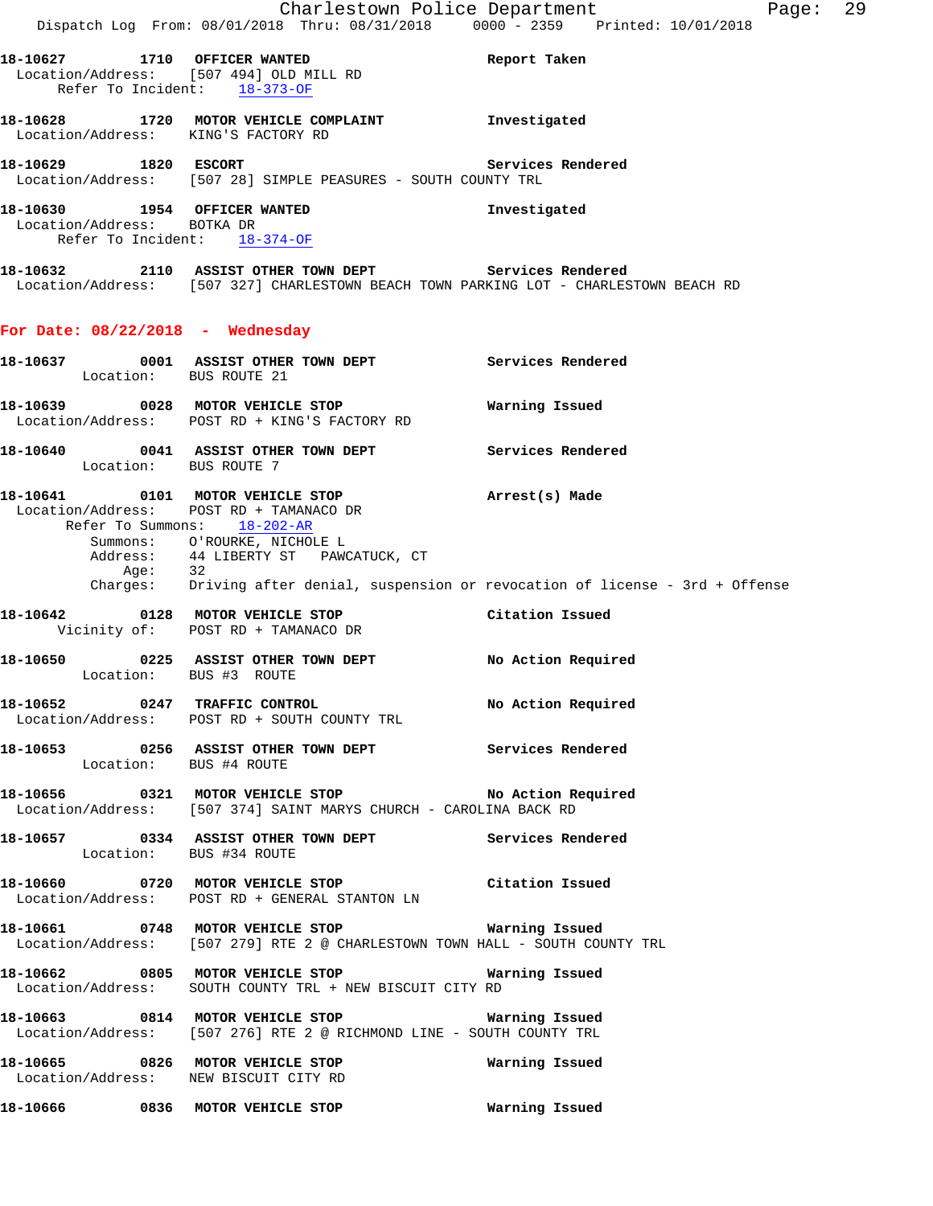**18-10627 1710 OFFICER WANTED** **Report Taken**
Location/Address: [507 494] OLD MILL RD
Refer To Incident: 18-373-OF

**18-10628 1720 MOTOR VEHICLE COMPLAINT** **Investigated**
Location/Address: KING'S FACTORY RD

**18-10629 1820 ESCORT** **Services Rendered**
Location/Address: [507 28] SIMPLE PEASURES - SOUTH COUNTY TRL

**18-10630 1954 OFFICER WANTED** **Investigated**
Location/Address: BOTKA DR
Refer To Incident: 18-374-OF

**18-10632 2110 ASSIST OTHER TOWN DEPT** **Services Rendered**
Location/Address: [507 327] CHARLESTOWN BEACH TOWN PARKING LOT - CHARLESTOWN BEACH RD

## For Date: 08/22/2018 - Wednesday

**18-10637 0001 ASSIST OTHER TOWN DEPT** **Services Rendered**
Location: BUS ROUTE 21

**18-10639 0028 MOTOR VEHICLE STOP** **Warning Issued**
Location/Address: POST RD + KING'S FACTORY RD

**18-10640 0041 ASSIST OTHER TOWN DEPT** **Services Rendered**
Location: BUS ROUTE 7

**18-10641 0101 MOTOR VEHICLE STOP** **Arrest(s) Made**
Location/Address: POST RD + TAMANACO DR
Refer To Summons: 18-202-AR
Summons: O'ROURKE, NICHOLE L
Address: 44 LIBERTY ST PAWCATUCK, CT
Age: 32
Charges: Driving after denial, suspension or revocation of license - 3rd + Offense

**18-10642 0128 MOTOR VEHICLE STOP** **Citation Issued**
Vicinity of: POST RD + TAMANACO DR

**18-10650 0225 ASSIST OTHER TOWN DEPT** **No Action Required**
Location: BUS #3 ROUTE

**18-10652 0247 TRAFFIC CONTROL** **No Action Required**
Location/Address: POST RD + SOUTH COUNTY TRL

**18-10653 0256 ASSIST OTHER TOWN DEPT** **Services Rendered**
Location: BUS #4 ROUTE

**18-10656 0321 MOTOR VEHICLE STOP** **No Action Required**
Location/Address: [507 374] SAINT MARYS CHURCH - CAROLINA BACK RD

**18-10657 0334 ASSIST OTHER TOWN DEPT** **Services Rendered**
Location: BUS #34 ROUTE

**18-10660 0720 MOTOR VEHICLE STOP** **Citation Issued**
Location/Address: POST RD + GENERAL STANTON LN

**18-10661 0748 MOTOR VEHICLE STOP** **Warning Issued**
Location/Address: [507 279] RTE 2 @ CHARLESTOWN TOWN HALL - SOUTH COUNTY TRL

**18-10662 0805 MOTOR VEHICLE STOP** **Warning Issued**
Location/Address: SOUTH COUNTY TRL + NEW BISCUIT CITY RD

**18-10663 0814 MOTOR VEHICLE STOP** **Warning Issued**
Location/Address: [507 276] RTE 2 @ RICHMOND LINE - SOUTH COUNTY TRL

**18-10665 0826 MOTOR VEHICLE STOP** **Warning Issued**
Location/Address: NEW BISCUIT CITY RD

**18-10666 0836 MOTOR VEHICLE STOP** **Warning Issued**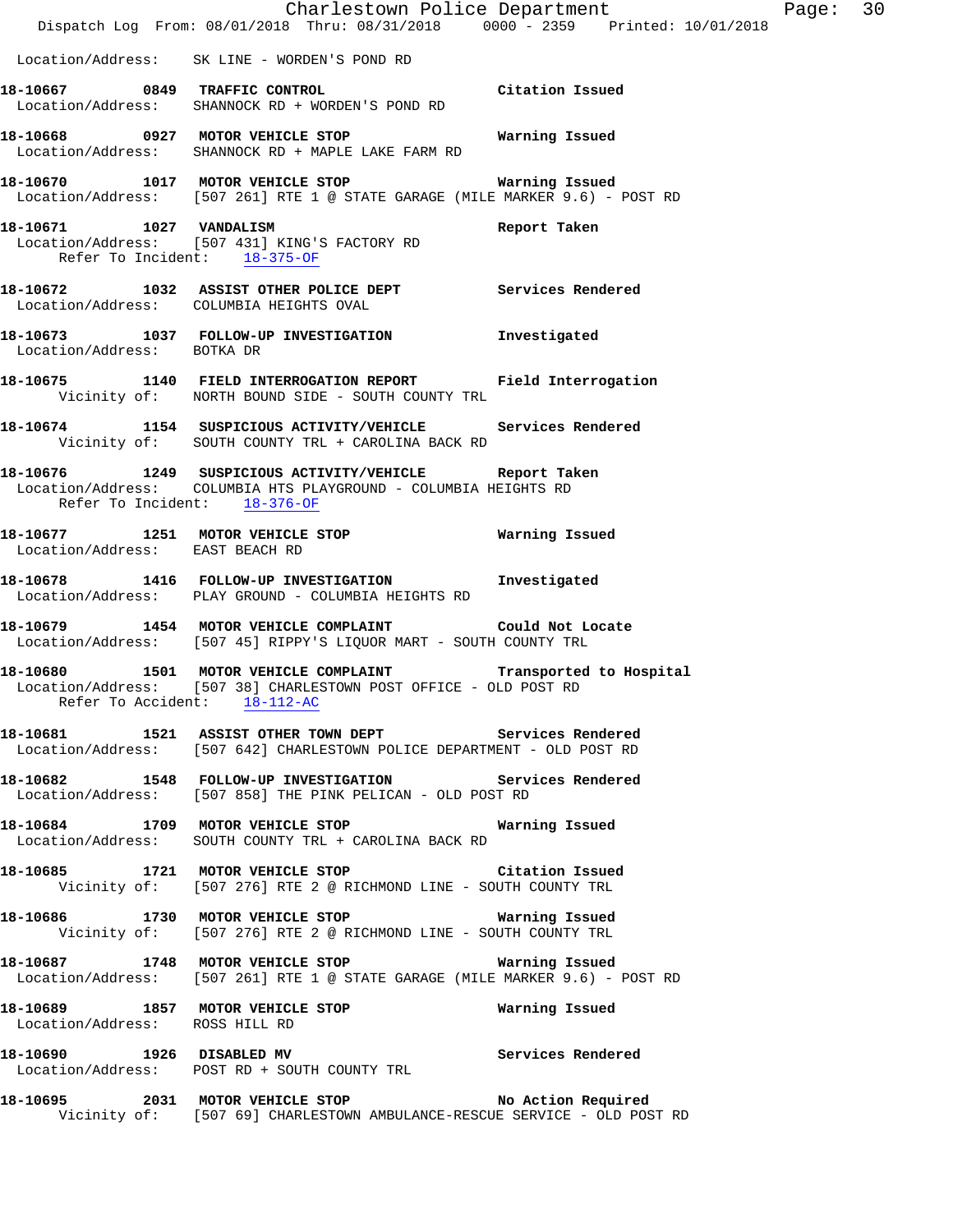Location/Address: SK LINE - WORDEN'S POND RD

**18-10667 0849 TRAFFIC CONTROL** Citation Issued
Location/Address: SHANNOCK RD + WORDEN'S POND RD

**18-10668 0927 MOTOR VEHICLE STOP** Warning Issued
Location/Address: SHANNOCK RD + MAPLE LAKE FARM RD

**18-10670 1017 MOTOR VEHICLE STOP** Warning Issued
Location/Address: [507 261] RTE 1 @ STATE GARAGE (MILE MARKER 9.6) - POST RD

**18-10671 1027 VANDALISM** Report Taken
Location/Address: [507 431] KING'S FACTORY RD
Refer To Incident: 18-375-OF

**18-10672 1032 ASSIST OTHER POLICE DEPT** Services Rendered
Location/Address: COLUMBIA HEIGHTS OVAL

**18-10673 1037 FOLLOW-UP INVESTIGATION** Investigated
Location/Address: BOTKA DR

**18-10675 1140 FIELD INTERROGATION REPORT** Field Interrogation
Vicinity of: NORTH BOUND SIDE - SOUTH COUNTY TRL

**18-10674 1154 SUSPICIOUS ACTIVITY/VEHICLE** Services Rendered
Vicinity of: SOUTH COUNTY TRL + CAROLINA BACK RD

**18-10676 1249 SUSPICIOUS ACTIVITY/VEHICLE** Report Taken
Location/Address: COLUMBIA HTS PLAYGROUND - COLUMBIA HEIGHTS RD
Refer To Incident: 18-376-OF

**18-10677 1251 MOTOR VEHICLE STOP** Warning Issued
Location/Address: EAST BEACH RD

**18-10678 1416 FOLLOW-UP INVESTIGATION** Investigated
Location/Address: PLAY GROUND - COLUMBIA HEIGHTS RD

**18-10679 1454 MOTOR VEHICLE COMPLAINT** Could Not Locate
Location/Address: [507 45] RIPPY'S LIQUOR MART - SOUTH COUNTY TRL

**18-10680 1501 MOTOR VEHICLE COMPLAINT** Transported to Hospital
Location/Address: [507 38] CHARLESTOWN POST OFFICE - OLD POST RD
Refer To Accident: 18-112-AC

**18-10681 1521 ASSIST OTHER TOWN DEPT** Services Rendered
Location/Address: [507 642] CHARLESTOWN POLICE DEPARTMENT - OLD POST RD

**18-10682 1548 FOLLOW-UP INVESTIGATION** Services Rendered
Location/Address: [507 858] THE PINK PELICAN - OLD POST RD

**18-10684 1709 MOTOR VEHICLE STOP** Warning Issued
Location/Address: SOUTH COUNTY TRL + CAROLINA BACK RD

**18-10685 1721 MOTOR VEHICLE STOP** Citation Issued
Vicinity of: [507 276] RTE 2 @ RICHMOND LINE - SOUTH COUNTY TRL

**18-10686 1730 MOTOR VEHICLE STOP** Warning Issued
Vicinity of: [507 276] RTE 2 @ RICHMOND LINE - SOUTH COUNTY TRL

**18-10687 1748 MOTOR VEHICLE STOP** Warning Issued
Location/Address: [507 261] RTE 1 @ STATE GARAGE (MILE MARKER 9.6) - POST RD

**18-10689 1857 MOTOR VEHICLE STOP** Warning Issued
Location/Address: ROSS HILL RD

**18-10690 1926 DISABLED MV** Services Rendered
Location/Address: POST RD + SOUTH COUNTY TRL

**18-10695 2031 MOTOR VEHICLE STOP** No Action Required
Vicinity of: [507 69] CHARLESTOWN AMBULANCE-RESCUE SERVICE - OLD POST RD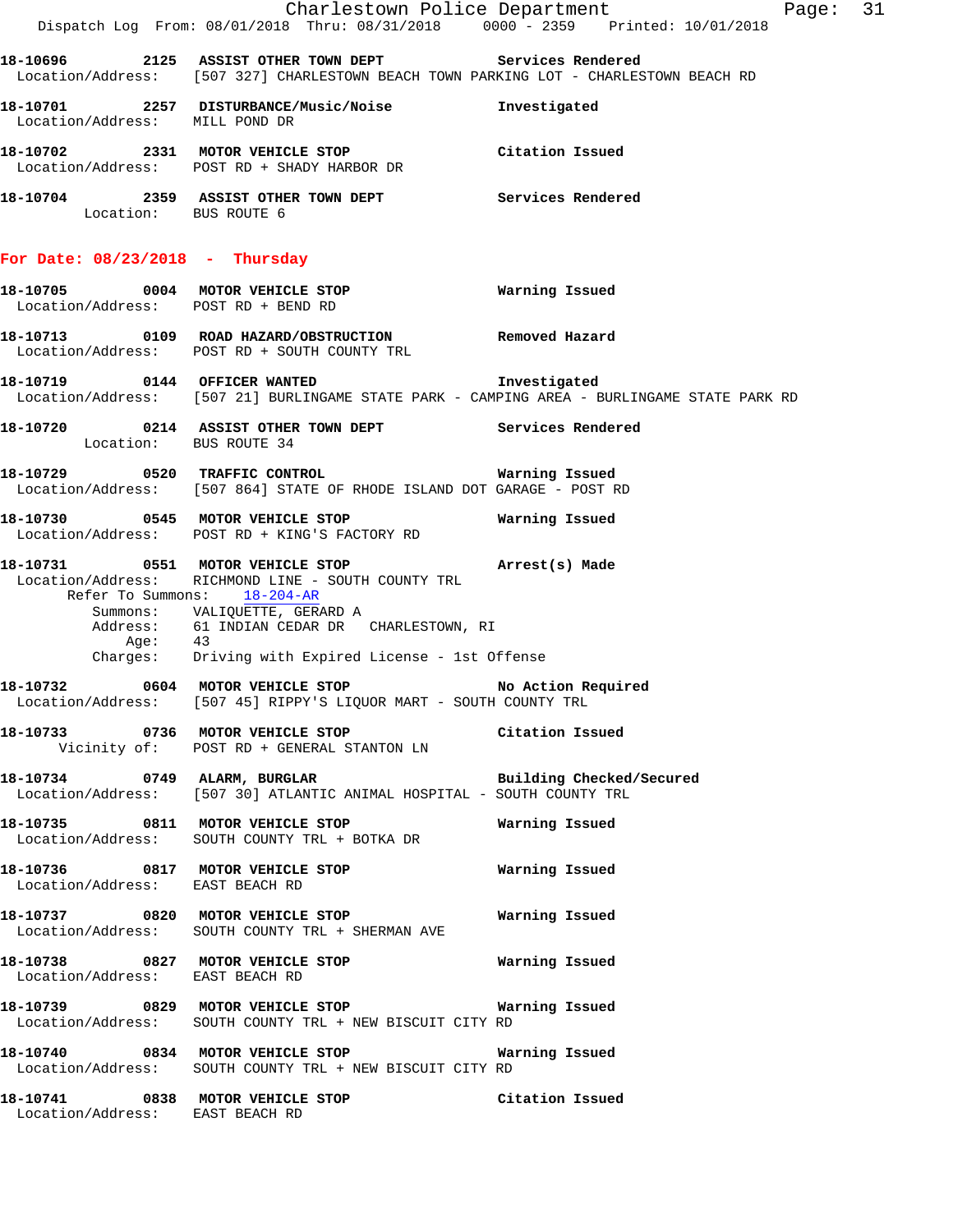18-10696 2125 ASSIST OTHER TOWN DEPT Services Rendered
Location/Address: [507 327] CHARLESTOWN BEACH TOWN PARKING LOT - CHARLESTOWN BEACH RD

18-10701 2257 DISTURBANCE/Music/Noise Investigated
Location/Address: MILL POND DR

18-10702 2331 MOTOR VEHICLE STOP Citation Issued
Location/Address: POST RD + SHADY HARBOR DR

18-10704 2359 ASSIST OTHER TOWN DEPT Services Rendered
Location: BUS ROUTE 6

## For Date: 08/23/2018 - Thursday

18-10705 0004 MOTOR VEHICLE STOP Warning Issued
Location/Address: POST RD + BEND RD

18-10713 0109 ROAD HAZARD/OBSTRUCTION Removed Hazard
Location/Address: POST RD + SOUTH COUNTY TRL

18-10719 0144 OFFICER WANTED Investigated
Location/Address: [507 21] BURLINGAME STATE PARK - CAMPING AREA - BURLINGAME STATE PARK RD

18-10720 0214 ASSIST OTHER TOWN DEPT Services Rendered
Location: BUS ROUTE 34

18-10729 0520 TRAFFIC CONTROL Warning Issued
Location/Address: [507 864] STATE OF RHODE ISLAND DOT GARAGE - POST RD

18-10730 0545 MOTOR VEHICLE STOP Warning Issued
Location/Address: POST RD + KING'S FACTORY RD

18-10731 0551 MOTOR VEHICLE STOP Arrest(s) Made
Location/Address: RICHMOND LINE - SOUTH COUNTY TRL
Refer To Summons: 18-204-AR
Summons: VALIQUETTE, GERARD A
Address: 61 INDIAN CEDAR DR CHARLESTOWN, RI
Age: 43
Charges: Driving with Expired License - 1st Offense

18-10732 0604 MOTOR VEHICLE STOP No Action Required
Location/Address: [507 45] RIPPY'S LIQUOR MART - SOUTH COUNTY TRL

18-10733 0736 MOTOR VEHICLE STOP Citation Issued
Vicinity of: POST RD + GENERAL STANTON LN

18-10734 0749 ALARM, BURGLAR Building Checked/Secured
Location/Address: [507 30] ATLANTIC ANIMAL HOSPITAL - SOUTH COUNTY TRL

18-10735 0811 MOTOR VEHICLE STOP Warning Issued
Location/Address: SOUTH COUNTY TRL + BOTKA DR

18-10736 0817 MOTOR VEHICLE STOP Warning Issued
Location/Address: EAST BEACH RD

18-10737 0820 MOTOR VEHICLE STOP Warning Issued
Location/Address: SOUTH COUNTY TRL + SHERMAN AVE

18-10738 0827 MOTOR VEHICLE STOP Warning Issued
Location/Address: EAST BEACH RD

18-10739 0829 MOTOR VEHICLE STOP Warning Issued
Location/Address: SOUTH COUNTY TRL + NEW BISCUIT CITY RD

18-10740 0834 MOTOR VEHICLE STOP Warning Issued
Location/Address: SOUTH COUNTY TRL + NEW BISCUIT CITY RD

18-10741 0838 MOTOR VEHICLE STOP Citation Issued
Location/Address: EAST BEACH RD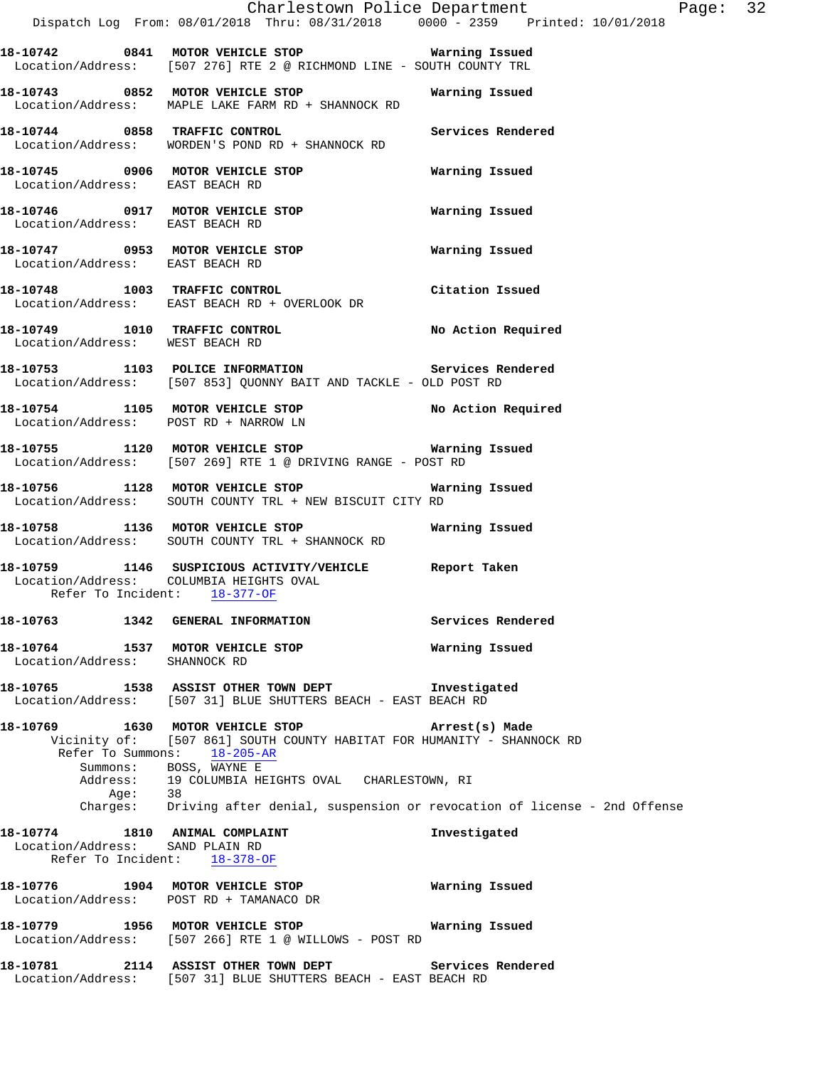**18-10742 0841 MOTOR VEHICLE STOP Warning Issued**
Location/Address: [507 276] RTE 2 @ RICHMOND LINE - SOUTH COUNTY TRL

**18-10743 0852 MOTOR VEHICLE STOP Warning Issued**
Location/Address: MAPLE LAKE FARM RD + SHANNOCK RD

**18-10744 0858 TRAFFIC CONTROL Services Rendered**
Location/Address: WORDEN'S POND RD + SHANNOCK RD

**18-10745 0906 MOTOR VEHICLE STOP Warning Issued**
Location/Address: EAST BEACH RD

**18-10746 0917 MOTOR VEHICLE STOP Warning Issued**
Location/Address: EAST BEACH RD

**18-10747 0953 MOTOR VEHICLE STOP Warning Issued**
Location/Address: EAST BEACH RD

**18-10748 1003 TRAFFIC CONTROL Citation Issued**
Location/Address: EAST BEACH RD + OVERLOOK DR

**18-10749 1010 TRAFFIC CONTROL No Action Required**
Location/Address: WEST BEACH RD

**18-10753 1103 POLICE INFORMATION Services Rendered**
Location/Address: [507 853] QUONNY BAIT AND TACKLE - OLD POST RD

**18-10754 1105 MOTOR VEHICLE STOP No Action Required**
Location/Address: POST RD + NARROW LN

**18-10755 1120 MOTOR VEHICLE STOP Warning Issued**
Location/Address: [507 269] RTE 1 @ DRIVING RANGE - POST RD

**18-10756 1128 MOTOR VEHICLE STOP Warning Issued**
Location/Address: SOUTH COUNTY TRL + NEW BISCUIT CITY RD

**18-10758 1136 MOTOR VEHICLE STOP Warning Issued**
Location/Address: SOUTH COUNTY TRL + SHANNOCK RD

**18-10759 1146 SUSPICIOUS ACTIVITY/VEHICLE Report Taken**
Location/Address: COLUMBIA HEIGHTS OVAL
Refer To Incident: 18-377-OF

**18-10763 1342 GENERAL INFORMATION Services Rendered**

**18-10764 1537 MOTOR VEHICLE STOP Warning Issued**
Location/Address: SHANNOCK RD

**18-10765 1538 ASSIST OTHER TOWN DEPT Investigated**
Location/Address: [507 31] BLUE SHUTTERS BEACH - EAST BEACH RD

**18-10769 1630 MOTOR VEHICLE STOP Arrest(s) Made**
Vicinity of: [507 861] SOUTH COUNTY HABITAT FOR HUMANITY - SHANNOCK RD
Refer To Summons: 18-205-AR
Summons: BOSS, WAYNE E
Address: 19 COLUMBIA HEIGHTS OVAL CHARLESTOWN, RI
Age: 38
Charges: Driving after denial, suspension or revocation of license - 2nd Offense

**18-10774 1810 ANIMAL COMPLAINT Investigated**
Location/Address: SAND PLAIN RD
Refer To Incident: 18-378-OF

**18-10776 1904 MOTOR VEHICLE STOP Warning Issued**
Location/Address: POST RD + TAMANACO DR

**18-10779 1956 MOTOR VEHICLE STOP Warning Issued**
Location/Address: [507 266] RTE 1 @ WILLOWS - POST RD

**18-10781 2114 ASSIST OTHER TOWN DEPT Services Rendered**
Location/Address: [507 31] BLUE SHUTTERS BEACH - EAST BEACH RD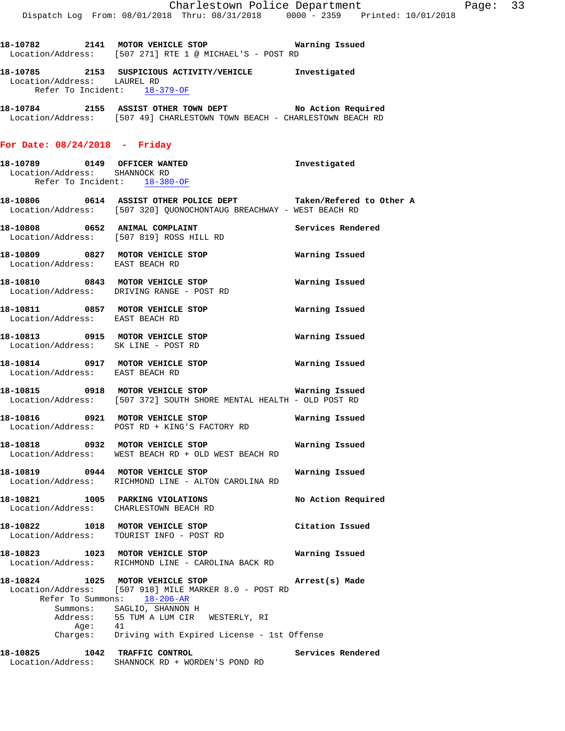**18-10782 2141 MOTOR VEHICLE STOP** **Warning Issued**
Location/Address: [507 271] RTE 1 @ MICHAEL'S - POST RD

**18-10785 2153 SUSPICIOUS ACTIVITY/VEHICLE** **Investigated**
Location/Address: LAUREL RD
Refer To Incident: 18-379-OF

**18-10784 2155 ASSIST OTHER TOWN DEPT** **No Action Required**
Location/Address: [507 49] CHARLESTOWN TOWN BEACH - CHARLESTOWN BEACH RD

## For Date: 08/24/2018 - Friday

**18-10789 0149 OFFICER WANTED** **Investigated**
Location/Address: SHANNOCK RD
Refer To Incident: 18-380-OF

**18-10806 0614 ASSIST OTHER POLICE DEPT** **Taken/Refered to Other A**
Location/Address: [507 320] QUONOCHONTAUG BREACHWAY - WEST BEACH RD

**18-10808 0652 ANIMAL COMPLAINT** **Services Rendered**
Location/Address: [507 819] ROSS HILL RD

**18-10809 0827 MOTOR VEHICLE STOP** **Warning Issued**
Location/Address: EAST BEACH RD

**18-10810 0843 MOTOR VEHICLE STOP** **Warning Issued**
Location/Address: DRIVING RANGE - POST RD

**18-10811 0857 MOTOR VEHICLE STOP** **Warning Issued**
Location/Address: EAST BEACH RD

**18-10813 0915 MOTOR VEHICLE STOP** **Warning Issued**
Location/Address: SK LINE - POST RD

**18-10814 0917 MOTOR VEHICLE STOP** **Warning Issued**
Location/Address: EAST BEACH RD

**18-10815 0918 MOTOR VEHICLE STOP** **Warning Issued**
Location/Address: [507 372] SOUTH SHORE MENTAL HEALTH - OLD POST RD

**18-10816 0921 MOTOR VEHICLE STOP** **Warning Issued**
Location/Address: POST RD + KING'S FACTORY RD

**18-10818 0932 MOTOR VEHICLE STOP** **Warning Issued**
Location/Address: WEST BEACH RD + OLD WEST BEACH RD

**18-10819 0944 MOTOR VEHICLE STOP** **Warning Issued**
Location/Address: RICHMOND LINE - ALTON CAROLINA RD

**18-10821 1005 PARKING VIOLATIONS** **No Action Required**
Location/Address: CHARLESTOWN BEACH RD

**18-10822 1018 MOTOR VEHICLE STOP** **Citation Issued**
Location/Address: TOURIST INFO - POST RD

**18-10823 1023 MOTOR VEHICLE STOP** **Warning Issued**
Location/Address: RICHMOND LINE - CAROLINA BACK RD

**18-10824 1025 MOTOR VEHICLE STOP** **Arrest(s) Made**
Location/Address: [507 918] MILE MARKER 8.0 - POST RD
Refer To Summons: 18-206-AR
Summons: SAGLIO, SHANNON H
Address: 55 TUM A LUM CIR WESTERLY, RI
Age: 41
Charges: Driving with Expired License - 1st Offense

**18-10825 1042 TRAFFIC CONTROL** **Services Rendered**
Location/Address: SHANNOCK RD + WORDEN'S POND RD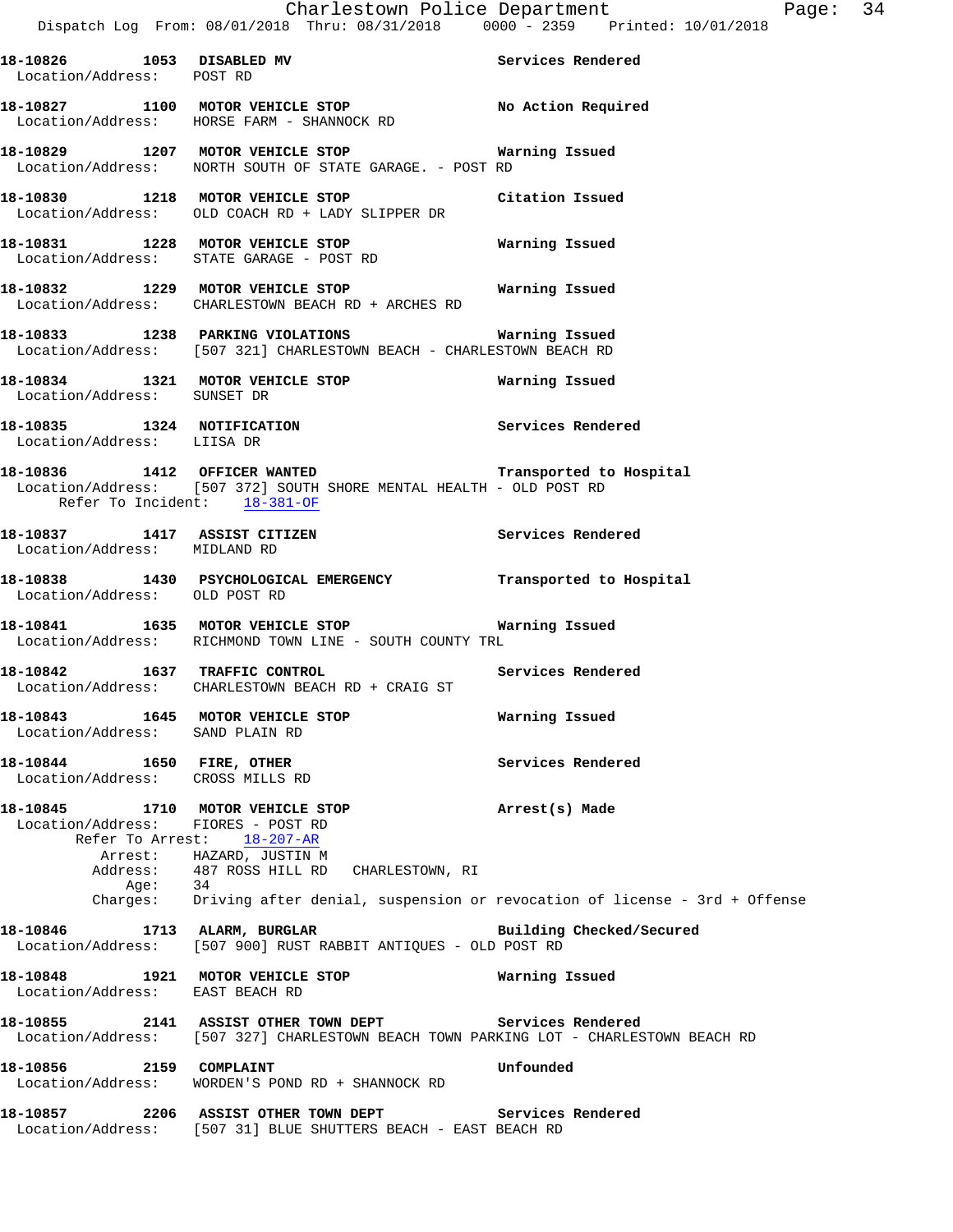**18-10826 1053 DISABLED MV** — Services Rendered
Location/Address: POST RD

**18-10827 1100 MOTOR VEHICLE STOP** — No Action Required
Location/Address: HORSE FARM - SHANNOCK RD

**18-10829 1207 MOTOR VEHICLE STOP** — Warning Issued
Location/Address: NORTH SOUTH OF STATE GARAGE. - POST RD

**18-10830 1218 MOTOR VEHICLE STOP** — Citation Issued
Location/Address: OLD COACH RD + LADY SLIPPER DR

**18-10831 1228 MOTOR VEHICLE STOP** — Warning Issued
Location/Address: STATE GARAGE - POST RD

**18-10832 1229 MOTOR VEHICLE STOP** — Warning Issued
Location/Address: CHARLESTOWN BEACH RD + ARCHES RD

**18-10833 1238 PARKING VIOLATIONS** — Warning Issued
Location/Address: [507 321] CHARLESTOWN BEACH - CHARLESTOWN BEACH RD

**18-10834 1321 MOTOR VEHICLE STOP** — Warning Issued
Location/Address: SUNSET DR

**18-10835 1324 NOTIFICATION** — Services Rendered
Location/Address: LIISA DR

**18-10836 1412 OFFICER WANTED** — Transported to Hospital
Location/Address: [507 372] SOUTH SHORE MENTAL HEALTH - OLD POST RD
Refer To Incident: 18-381-OF

**18-10837 1417 ASSIST CITIZEN** — Services Rendered
Location/Address: MIDLAND RD

**18-10838 1430 PSYCHOLOGICAL EMERGENCY** — Transported to Hospital
Location/Address: OLD POST RD

**18-10841 1635 MOTOR VEHICLE STOP** — Warning Issued
Location/Address: RICHMOND TOWN LINE - SOUTH COUNTY TRL

**18-10842 1637 TRAFFIC CONTROL** — Services Rendered
Location/Address: CHARLESTOWN BEACH RD + CRAIG ST

**18-10843 1645 MOTOR VEHICLE STOP** — Warning Issued
Location/Address: SAND PLAIN RD

**18-10844 1650 FIRE, OTHER** — Services Rendered
Location/Address: CROSS MILLS RD

**18-10845 1710 MOTOR VEHICLE STOP** — Arrest(s) Made
Location/Address: FIORES - POST RD
Refer To Arrest: 18-207-AR
Arrest: HAZARD, JUSTIN M
Address: 487 ROSS HILL RD CHARLESTOWN, RI
Age: 34
Charges: Driving after denial, suspension or revocation of license - 3rd + Offense

**18-10846 1713 ALARM, BURGLAR** — Building Checked/Secured
Location/Address: [507 900] RUST RABBIT ANTIQUES - OLD POST RD

**18-10848 1921 MOTOR VEHICLE STOP** — Warning Issued
Location/Address: EAST BEACH RD

**18-10855 2141 ASSIST OTHER TOWN DEPT** — Services Rendered
Location/Address: [507 327] CHARLESTOWN BEACH TOWN PARKING LOT - CHARLESTOWN BEACH RD

**18-10856 2159 COMPLAINT** — Unfounded
Location/Address: WORDEN'S POND RD + SHANNOCK RD

**18-10857 2206 ASSIST OTHER TOWN DEPT** — Services Rendered
Location/Address: [507 31] BLUE SHUTTERS BEACH - EAST BEACH RD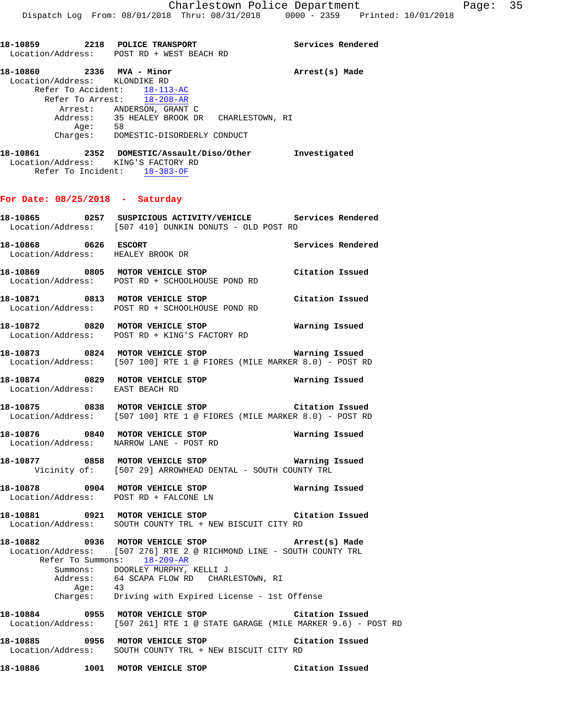18-10859 2218 **POLICE TRANSPORT** Services Rendered
Location/Address: POST RD + WEST BEACH RD

18-10860 2336 **MVA - Minor** Arrest(s) Made
Location/Address: KLONDIKE RD
Refer To Accident: 18-113-AC
Refer To Arrest: 18-208-AR
Arrest: ANDERSON, GRANT C
Address: 35 HEALEY BROOK DR CHARLESTOWN, RI
Age: 58
Charges: DOMESTIC-DISORDERLY CONDUCT

18-10861 2352 **DOMESTIC/Assault/Diso/Other** Investigated
Location/Address: KING'S FACTORY RD
Refer To Incident: 18-383-OF

## For Date: 08/25/2018 - Saturday

18-10865 0257 **SUSPICIOUS ACTIVITY/VEHICLE** Services Rendered
Location/Address: [507 410] DUNKIN DONUTS - OLD POST RD

18-10868 0626 **ESCORT** Services Rendered
Location/Address: HEALEY BROOK DR

18-10869 0805 **MOTOR VEHICLE STOP** Citation Issued
Location/Address: POST RD + SCHOOLHOUSE POND RD

18-10871 0813 **MOTOR VEHICLE STOP** Citation Issued
Location/Address: POST RD + SCHOOLHOUSE POND RD

18-10872 0820 **MOTOR VEHICLE STOP** Warning Issued
Location/Address: POST RD + KING'S FACTORY RD

18-10873 0824 **MOTOR VEHICLE STOP** Warning Issued
Location/Address: [507 100] RTE 1 @ FIORES (MILE MARKER 8.0) - POST RD

18-10874 0829 **MOTOR VEHICLE STOP** Warning Issued
Location/Address: EAST BEACH RD

18-10875 0838 **MOTOR VEHICLE STOP** Citation Issued
Location/Address: [507 100] RTE 1 @ FIORES (MILE MARKER 8.0) - POST RD

18-10876 0840 **MOTOR VEHICLE STOP** Warning Issued
Location/Address: NARROW LANE - POST RD

18-10877 0858 **MOTOR VEHICLE STOP** Warning Issued
Vicinity of: [507 29] ARROWHEAD DENTAL - SOUTH COUNTY TRL

18-10878 0904 **MOTOR VEHICLE STOP** Warning Issued
Location/Address: POST RD + FALCONE LN

18-10881 0921 **MOTOR VEHICLE STOP** Citation Issued
Location/Address: SOUTH COUNTY TRL + NEW BISCUIT CITY RD

18-10882 0936 **MOTOR VEHICLE STOP** Arrest(s) Made
Location/Address: [507 276] RTE 2 @ RICHMOND LINE - SOUTH COUNTY TRL
Refer To Summons: 18-209-AR
Summons: DOORLEY MURPHY, KELLI J
Address: 64 SCAPA FLOW RD CHARLESTOWN, RI
Age: 43
Charges: Driving with Expired License - 1st Offense

18-10884 0955 **MOTOR VEHICLE STOP** Citation Issued
Location/Address: [507 261] RTE 1 @ STATE GARAGE (MILE MARKER 9.6) - POST RD

18-10885 0956 **MOTOR VEHICLE STOP** Citation Issued
Location/Address: SOUTH COUNTY TRL + NEW BISCUIT CITY RD

18-10886 1001 **MOTOR VEHICLE STOP** Citation Issued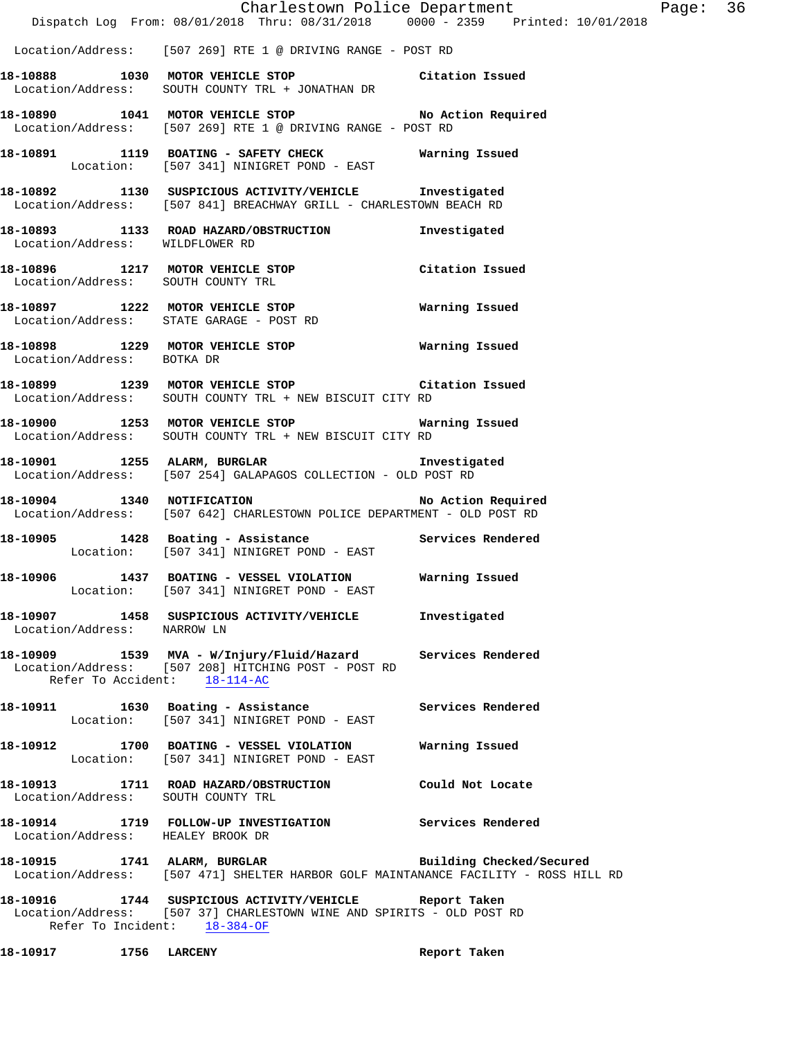Location/Address: [507 269] RTE 1 @ DRIVING RANGE - POST RD

**18-10888 1030 MOTOR VEHICLE STOP** Citation Issued
Location/Address: SOUTH COUNTY TRL + JONATHAN DR

**18-10890 1041 MOTOR VEHICLE STOP** No Action Required
Location/Address: [507 269] RTE 1 @ DRIVING RANGE - POST RD

**18-10891 1119 BOATING - SAFETY CHECK** Warning Issued
Location: [507 341] NINIGRET POND - EAST

**18-10892 1130 SUSPICIOUS ACTIVITY/VEHICLE** Investigated
Location/Address: [507 841] BREACHWAY GRILL - CHARLESTOWN BEACH RD

**18-10893 1133 ROAD HAZARD/OBSTRUCTION** Investigated
Location/Address: WILDFLOWER RD

**18-10896 1217 MOTOR VEHICLE STOP** Citation Issued
Location/Address: SOUTH COUNTY TRL

**18-10897 1222 MOTOR VEHICLE STOP** Warning Issued
Location/Address: STATE GARAGE - POST RD

**18-10898 1229 MOTOR VEHICLE STOP** Warning Issued
Location/Address: BOTKA DR

**18-10899 1239 MOTOR VEHICLE STOP** Citation Issued
Location/Address: SOUTH COUNTY TRL + NEW BISCUIT CITY RD

**18-10900 1253 MOTOR VEHICLE STOP** Warning Issued
Location/Address: SOUTH COUNTY TRL + NEW BISCUIT CITY RD

**18-10901 1255 ALARM, BURGLAR** Investigated
Location/Address: [507 254] GALAPAGOS COLLECTION - OLD POST RD

**18-10904 1340 NOTIFICATION** No Action Required
Location/Address: [507 642] CHARLESTOWN POLICE DEPARTMENT - OLD POST RD

**18-10905 1428 Boating - Assistance** Services Rendered
Location: [507 341] NINIGRET POND - EAST

**18-10906 1437 BOATING - VESSEL VIOLATION** Warning Issued
Location: [507 341] NINIGRET POND - EAST

**18-10907 1458 SUSPICIOUS ACTIVITY/VEHICLE** Investigated
Location/Address: NARROW LN

**18-10909 1539 MVA - W/Injury/Fluid/Hazard** Services Rendered
Location/Address: [507 208] HITCHING POST - POST RD
Refer To Accident: 18-114-AC

**18-10911 1630 Boating - Assistance** Services Rendered
Location: [507 341] NINIGRET POND - EAST

**18-10912 1700 BOATING - VESSEL VIOLATION** Warning Issued
Location: [507 341] NINIGRET POND - EAST

**18-10913 1711 ROAD HAZARD/OBSTRUCTION** Could Not Locate
Location/Address: SOUTH COUNTY TRL

**18-10914 1719 FOLLOW-UP INVESTIGATION** Services Rendered
Location/Address: HEALEY BROOK DR

**18-10915 1741 ALARM, BURGLAR** Building Checked/Secured
Location/Address: [507 471] SHELTER HARBOR GOLF MAINTANANCE FACILITY - ROSS HILL RD

**18-10916 1744 SUSPICIOUS ACTIVITY/VEHICLE** Report Taken
Location/Address: [507 37] CHARLESTOWN WINE AND SPIRITS - OLD POST RD
Refer To Incident: 18-384-OF

**18-10917 1756 LARCENY** Report Taken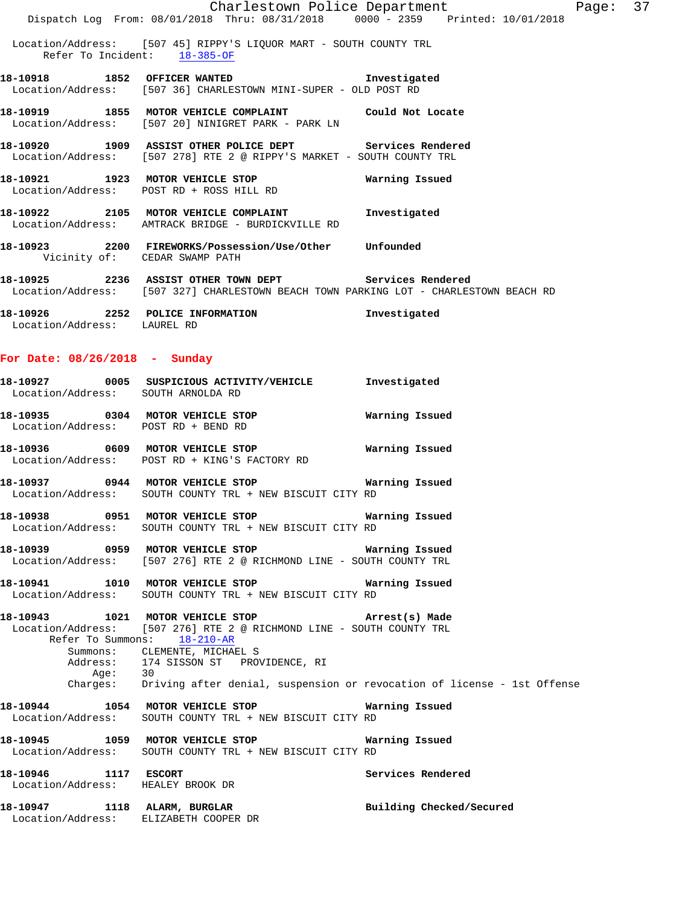Location/Address: [507 45] RIPPY'S LIQUOR MART - SOUTH COUNTY TRL
Refer To Incident: 18-385-OF

**18-10918 1852 OFFICER WANTED** Investigated
Location/Address: [507 36] CHARLESTOWN MINI-SUPER - OLD POST RD

**18-10919 1855 MOTOR VEHICLE COMPLAINT** Could Not Locate
Location/Address: [507 20] NINIGRET PARK - PARK LN

**18-10920 1909 ASSIST OTHER POLICE DEPT** Services Rendered
Location/Address: [507 278] RTE 2 @ RIPPY'S MARKET - SOUTH COUNTY TRL

**18-10921 1923 MOTOR VEHICLE STOP** Warning Issued
Location/Address: POST RD + ROSS HILL RD

**18-10922 2105 MOTOR VEHICLE COMPLAINT** Investigated
Location/Address: AMTRACK BRIDGE - BURDICKVILLE RD

**18-10923 2200 FIREWORKS/Possession/Use/Other** Unfounded
Vicinity of: CEDAR SWAMP PATH

**18-10925 2236 ASSIST OTHER TOWN DEPT** Services Rendered
Location/Address: [507 327] CHARLESTOWN BEACH TOWN PARKING LOT - CHARLESTOWN BEACH RD

**18-10926 2252 POLICE INFORMATION** Investigated
Location/Address: LAUREL RD

## For Date: 08/26/2018 - Sunday

**18-10927 0005 SUSPICIOUS ACTIVITY/VEHICLE** Investigated
Location/Address: SOUTH ARNOLDA RD

**18-10935 0304 MOTOR VEHICLE STOP** Warning Issued
Location/Address: POST RD + BEND RD

**18-10936 0609 MOTOR VEHICLE STOP** Warning Issued
Location/Address: POST RD + KING'S FACTORY RD

**18-10937 0944 MOTOR VEHICLE STOP** Warning Issued
Location/Address: SOUTH COUNTY TRL + NEW BISCUIT CITY RD

**18-10938 0951 MOTOR VEHICLE STOP** Warning Issued
Location/Address: SOUTH COUNTY TRL + NEW BISCUIT CITY RD

**18-10939 0959 MOTOR VEHICLE STOP** Warning Issued
Location/Address: [507 276] RTE 2 @ RICHMOND LINE - SOUTH COUNTY TRL

**18-10941 1010 MOTOR VEHICLE STOP** Warning Issued
Location/Address: SOUTH COUNTY TRL + NEW BISCUIT CITY RD

**18-10943 1021 MOTOR VEHICLE STOP** Arrest(s) Made
Location/Address: [507 276] RTE 2 @ RICHMOND LINE - SOUTH COUNTY TRL
Refer To Summons: 18-210-AR
Summons: CLEMENTE, MICHAEL S
Address: 174 SISSON ST PROVIDENCE, RI
Age: 30
Charges: Driving after denial, suspension or revocation of license - 1st Offense

**18-10944 1054 MOTOR VEHICLE STOP** Warning Issued
Location/Address: SOUTH COUNTY TRL + NEW BISCUIT CITY RD

**18-10945 1059 MOTOR VEHICLE STOP** Warning Issued
Location/Address: SOUTH COUNTY TRL + NEW BISCUIT CITY RD

**18-10946 1117 ESCORT** Services Rendered
Location/Address: HEALEY BROOK DR

**18-10947 1118 ALARM, BURGLAR** Building Checked/Secured
Location/Address: ELIZABETH COOPER DR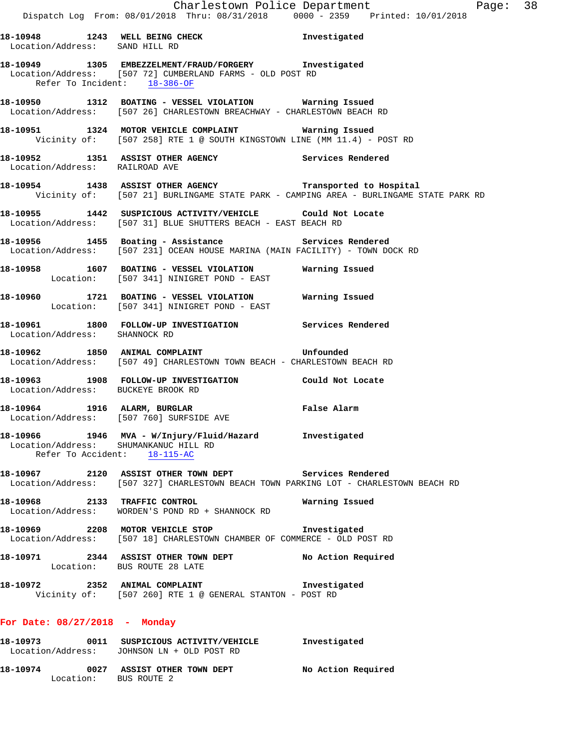18-10948 1243 WELL BEING CHECK Investigated
Location/Address: SAND HILL RD

18-10949 1305 EMBEZZELMENT/FRAUD/FORGERY Investigated
Location/Address: [507 72] CUMBERLAND FARMS - OLD POST RD
Refer To Incident: 18-386-OF

18-10950 1312 BOATING - VESSEL VIOLATION Warning Issued
Location/Address: [507 26] CHARLESTOWN BREACHWAY - CHARLESTOWN BEACH RD

18-10951 1324 MOTOR VEHICLE COMPLAINT Warning Issued
Vicinity of: [507 258] RTE 1 @ SOUTH KINGSTOWN LINE (MM 11.4) - POST RD

18-10952 1351 ASSIST OTHER AGENCY Services Rendered
Location/Address: RAILROAD AVE

18-10954 1438 ASSIST OTHER AGENCY Transported to Hospital
Vicinity of: [507 21] BURLINGAME STATE PARK - CAMPING AREA - BURLINGAME STATE PARK RD

18-10955 1442 SUSPICIOUS ACTIVITY/VEHICLE Could Not Locate
Location/Address: [507 31] BLUE SHUTTERS BEACH - EAST BEACH RD

18-10956 1455 Boating - Assistance Services Rendered
Location/Address: [507 231] OCEAN HOUSE MARINA (MAIN FACILITY) - TOWN DOCK RD

18-10958 1607 BOATING - VESSEL VIOLATION Warning Issued
Location: [507 341] NINIGRET POND - EAST

18-10960 1721 BOATING - VESSEL VIOLATION Warning Issued
Location: [507 341] NINIGRET POND - EAST

18-10961 1800 FOLLOW-UP INVESTIGATION Services Rendered
Location/Address: SHANNOCK RD

18-10962 1850 ANIMAL COMPLAINT Unfounded
Location/Address: [507 49] CHARLESTOWN TOWN BEACH - CHARLESTOWN BEACH RD

18-10963 1908 FOLLOW-UP INVESTIGATION Could Not Locate
Location/Address: BUCKEYE BROOK RD

18-10964 1916 ALARM, BURGLAR False Alarm
Location/Address: [507 760] SURFSIDE AVE

18-10966 1946 MVA - W/Injury/Fluid/Hazard Investigated
Location/Address: SHUMANKANUC HILL RD
Refer To Accident: 18-115-AC

18-10967 2120 ASSIST OTHER TOWN DEPT Services Rendered
Location/Address: [507 327] CHARLESTOWN BEACH TOWN PARKING LOT - CHARLESTOWN BEACH RD

18-10968 2133 TRAFFIC CONTROL Warning Issued
Location/Address: WORDEN'S POND RD + SHANNOCK RD

18-10969 2208 MOTOR VEHICLE STOP Investigated
Location/Address: [507 18] CHARLESTOWN CHAMBER OF COMMERCE - OLD POST RD

18-10971 2344 ASSIST OTHER TOWN DEPT No Action Required
Location: BUS ROUTE 28 LATE

18-10972 2352 ANIMAL COMPLAINT Investigated
Vicinity of: [507 260] RTE 1 @ GENERAL STANTON - POST RD

## For Date: 08/27/2018 - Monday

18-10973 0011 SUSPICIOUS ACTIVITY/VEHICLE Investigated
Location/Address: JOHNSON LN + OLD POST RD

18-10974 0027 ASSIST OTHER TOWN DEPT No Action Required
Location: BUS ROUTE 2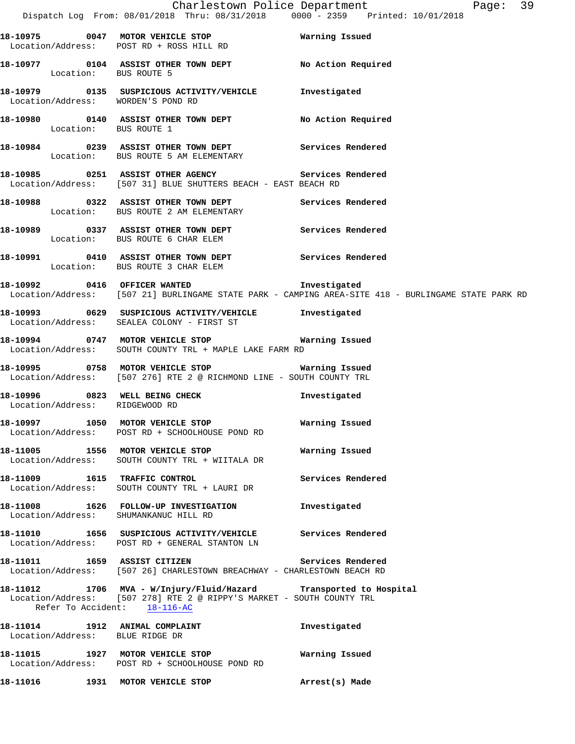18-10975 0047 MOTOR VEHICLE STOP Warning Issued
Location/Address: POST RD + ROSS HILL RD

18-10977 0104 ASSIST OTHER TOWN DEPT No Action Required
Location: BUS ROUTE 5

18-10979 0135 SUSPICIOUS ACTIVITY/VEHICLE Investigated
Location/Address: WORDEN'S POND RD

18-10980 0140 ASSIST OTHER TOWN DEPT No Action Required
Location: BUS ROUTE 1

18-10984 0239 ASSIST OTHER TOWN DEPT Services Rendered
Location: BUS ROUTE 5 AM ELEMENTARY

18-10985 0251 ASSIST OTHER AGENCY Services Rendered
Location/Address: [507 31] BLUE SHUTTERS BEACH - EAST BEACH RD

18-10988 0322 ASSIST OTHER TOWN DEPT Services Rendered
Location: BUS ROUTE 2 AM ELEMENTARY

18-10989 0337 ASSIST OTHER TOWN DEPT Services Rendered
Location: BUS ROUTE 6 CHAR ELEM

18-10991 0410 ASSIST OTHER TOWN DEPT Services Rendered
Location: BUS ROUTE 3 CHAR ELEM

18-10992 0416 OFFICER WANTED Investigated
Location/Address: [507 21] BURLINGAME STATE PARK - CAMPING AREA-SITE 418 - BURLINGAME STATE PARK RD

18-10993 0629 SUSPICIOUS ACTIVITY/VEHICLE Investigated
Location/Address: SEALEA COLONY - FIRST ST

18-10994 0747 MOTOR VEHICLE STOP Warning Issued
Location/Address: SOUTH COUNTY TRL + MAPLE LAKE FARM RD

18-10995 0758 MOTOR VEHICLE STOP Warning Issued
Location/Address: [507 276] RTE 2 @ RICHMOND LINE - SOUTH COUNTY TRL

18-10996 0823 WELL BEING CHECK Investigated
Location/Address: RIDGEWOOD RD

18-10997 1050 MOTOR VEHICLE STOP Warning Issued
Location/Address: POST RD + SCHOOLHOUSE POND RD

18-11005 1556 MOTOR VEHICLE STOP Warning Issued
Location/Address: SOUTH COUNTY TRL + WIITALA DR

18-11009 1615 TRAFFIC CONTROL Services Rendered
Location/Address: SOUTH COUNTY TRL + LAURI DR

18-11008 1626 FOLLOW-UP INVESTIGATION Investigated
Location/Address: SHUMANKANUC HILL RD

18-11010 1656 SUSPICIOUS ACTIVITY/VEHICLE Services Rendered
Location/Address: POST RD + GENERAL STANTON LN

18-11011 1659 ASSIST CITIZEN Services Rendered
Location/Address: [507 26] CHARLESTOWN BREACHWAY - CHARLESTOWN BEACH RD

18-11012 1706 MVA - W/Injury/Fluid/Hazard Transported to Hospital
Location/Address: [507 278] RTE 2 @ RIPPY'S MARKET - SOUTH COUNTY TRL
Refer To Accident: 18-116-AC

18-11014 1912 ANIMAL COMPLAINT Investigated
Location/Address: BLUE RIDGE DR

18-11015 1927 MOTOR VEHICLE STOP Warning Issued
Location/Address: POST RD + SCHOOLHOUSE POND RD

18-11016 1931 MOTOR VEHICLE STOP Arrest(s) Made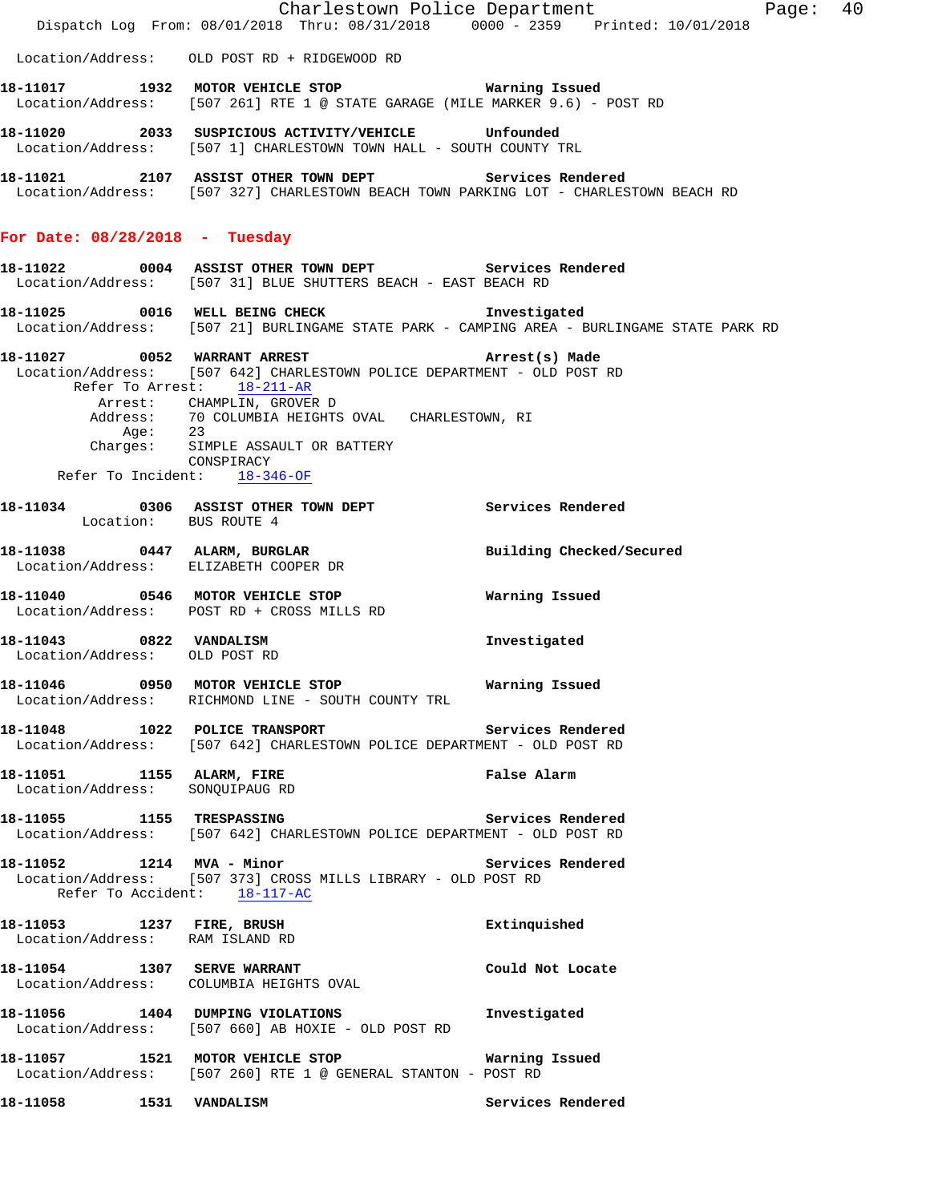Location/Address: OLD POST RD + RIDGEWOOD RD

**18-11017 1932 MOTOR VEHICLE STOP** Warning Issued
Location/Address: [507 261] RTE 1 @ STATE GARAGE (MILE MARKER 9.6) - POST RD

**18-11020 2033 SUSPICIOUS ACTIVITY/VEHICLE** Unfounded
Location/Address: [507 1] CHARLESTOWN TOWN HALL - SOUTH COUNTY TRL

**18-11021 2107 ASSIST OTHER TOWN DEPT** Services Rendered
Location/Address: [507 327] CHARLESTOWN BEACH TOWN PARKING LOT - CHARLESTOWN BEACH RD

## For Date: 08/28/2018 - Tuesday

**18-11022 0004 ASSIST OTHER TOWN DEPT** Services Rendered
Location/Address: [507 31] BLUE SHUTTERS BEACH - EAST BEACH RD

**18-11025 0016 WELL BEING CHECK** Investigated
Location/Address: [507 21] BURLINGAME STATE PARK - CAMPING AREA - BURLINGAME STATE PARK RD

**18-11027 0052 WARRANT ARREST** Arrest(s) Made
Location/Address: [507 642] CHARLESTOWN POLICE DEPARTMENT - OLD POST RD
Refer To Arrest: 18-211-AR
Arrest: CHAMPLIN, GROVER D
Address: 70 COLUMBIA HEIGHTS OVAL CHARLESTOWN, RI
Age: 23
Charges: SIMPLE ASSAULT OR BATTERY
CONSPIRACY
Refer To Incident: 18-346-OF

**18-11034 0306 ASSIST OTHER TOWN DEPT** Services Rendered
Location: BUS ROUTE 4

**18-11038 0447 ALARM, BURGLAR** Building Checked/Secured
Location/Address: ELIZABETH COOPER DR

**18-11040 0546 MOTOR VEHICLE STOP** Warning Issued
Location/Address: POST RD + CROSS MILLS RD

**18-11043 0822 VANDALISM** Investigated
Location/Address: OLD POST RD

**18-11046 0950 MOTOR VEHICLE STOP** Warning Issued
Location/Address: RICHMOND LINE - SOUTH COUNTY TRL

**18-11048 1022 POLICE TRANSPORT** Services Rendered
Location/Address: [507 642] CHARLESTOWN POLICE DEPARTMENT - OLD POST RD

**18-11051 1155 ALARM, FIRE** False Alarm
Location/Address: SONQUIPAUG RD

**18-11055 1155 TRESPASSING** Services Rendered
Location/Address: [507 642] CHARLESTOWN POLICE DEPARTMENT - OLD POST RD

**18-11052 1214 MVA - Minor** Services Rendered
Location/Address: [507 373] CROSS MILLS LIBRARY - OLD POST RD
Refer To Accident: 18-117-AC

**18-11053 1237 FIRE, BRUSH** Extinquished
Location/Address: RAM ISLAND RD

**18-11054 1307 SERVE WARRANT** Could Not Locate
Location/Address: COLUMBIA HEIGHTS OVAL

**18-11056 1404 DUMPING VIOLATIONS** Investigated
Location/Address: [507 660] AB HOXIE - OLD POST RD

**18-11057 1521 MOTOR VEHICLE STOP** Warning Issued
Location/Address: [507 260] RTE 1 @ GENERAL STANTON - POST RD

**18-11058 1531 VANDALISM** Services Rendered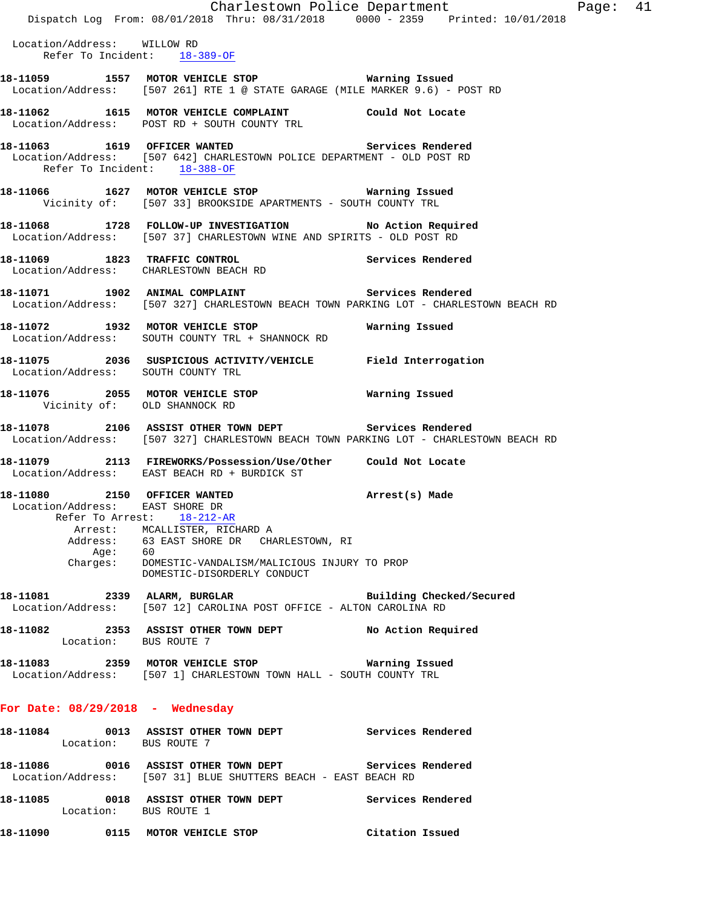Location/Address: WILLOW RD
Refer To Incident: 18-389-OF

**18-11059 1557 MOTOR VEHICLE STOP** Warning Issued
Location/Address: [507 261] RTE 1 @ STATE GARAGE (MILE MARKER 9.6) - POST RD

**18-11062 1615 MOTOR VEHICLE COMPLAINT** Could Not Locate
Location/Address: POST RD + SOUTH COUNTY TRL

**18-11063 1619 OFFICER WANTED** Services Rendered
Location/Address: [507 642] CHARLESTOWN POLICE DEPARTMENT - OLD POST RD
Refer To Incident: 18-388-OF

**18-11066 1627 MOTOR VEHICLE STOP** Warning Issued
Vicinity of: [507 33] BROOKSIDE APARTMENTS - SOUTH COUNTY TRL

**18-11068 1728 FOLLOW-UP INVESTIGATION** No Action Required
Location/Address: [507 37] CHARLESTOWN WINE AND SPIRITS - OLD POST RD

**18-11069 1823 TRAFFIC CONTROL** Services Rendered
Location/Address: CHARLESTOWN BEACH RD

**18-11071 1902 ANIMAL COMPLAINT** Services Rendered
Location/Address: [507 327] CHARLESTOWN BEACH TOWN PARKING LOT - CHARLESTOWN BEACH RD

**18-11072 1932 MOTOR VEHICLE STOP** Warning Issued
Location/Address: SOUTH COUNTY TRL + SHANNOCK RD

**18-11075 2036 SUSPICIOUS ACTIVITY/VEHICLE** Field Interrogation
Location/Address: SOUTH COUNTY TRL

**18-11076 2055 MOTOR VEHICLE STOP** Warning Issued
Vicinity of: OLD SHANNOCK RD

**18-11078 2106 ASSIST OTHER TOWN DEPT** Services Rendered
Location/Address: [507 327] CHARLESTOWN BEACH TOWN PARKING LOT - CHARLESTOWN BEACH RD

**18-11079 2113 FIREWORKS/Possession/Use/Other** Could Not Locate
Location/Address: EAST BEACH RD + BURDICK ST

**18-11080 2150 OFFICER WANTED** Arrest(s) Made
Location/Address: EAST SHORE DR
Refer To Arrest: 18-212-AR
Arrest: MCALLISTER, RICHARD A
Address: 63 EAST SHORE DR CHARLESTOWN, RI
Age: 60
Charges: DOMESTIC-VANDALISM/MALICIOUS INJURY TO PROP
DOMESTIC-DISORDERLY CONDUCT

**18-11081 2339 ALARM, BURGLAR** Building Checked/Secured
Location/Address: [507 12] CAROLINA POST OFFICE - ALTON CAROLINA RD

**18-11082 2353 ASSIST OTHER TOWN DEPT** No Action Required
Location: BUS ROUTE 7

**18-11083 2359 MOTOR VEHICLE STOP** Warning Issued
Location/Address: [507 1] CHARLESTOWN TOWN HALL - SOUTH COUNTY TRL

## For Date: 08/29/2018 - Wednesday

**18-11084 0013 ASSIST OTHER TOWN DEPT** Services Rendered
Location: BUS ROUTE 7

**18-11086 0016 ASSIST OTHER TOWN DEPT** Services Rendered
Location/Address: [507 31] BLUE SHUTTERS BEACH - EAST BEACH RD

**18-11085 0018 ASSIST OTHER TOWN DEPT** Services Rendered
Location: BUS ROUTE 1

**18-11090 0115 MOTOR VEHICLE STOP** Citation Issued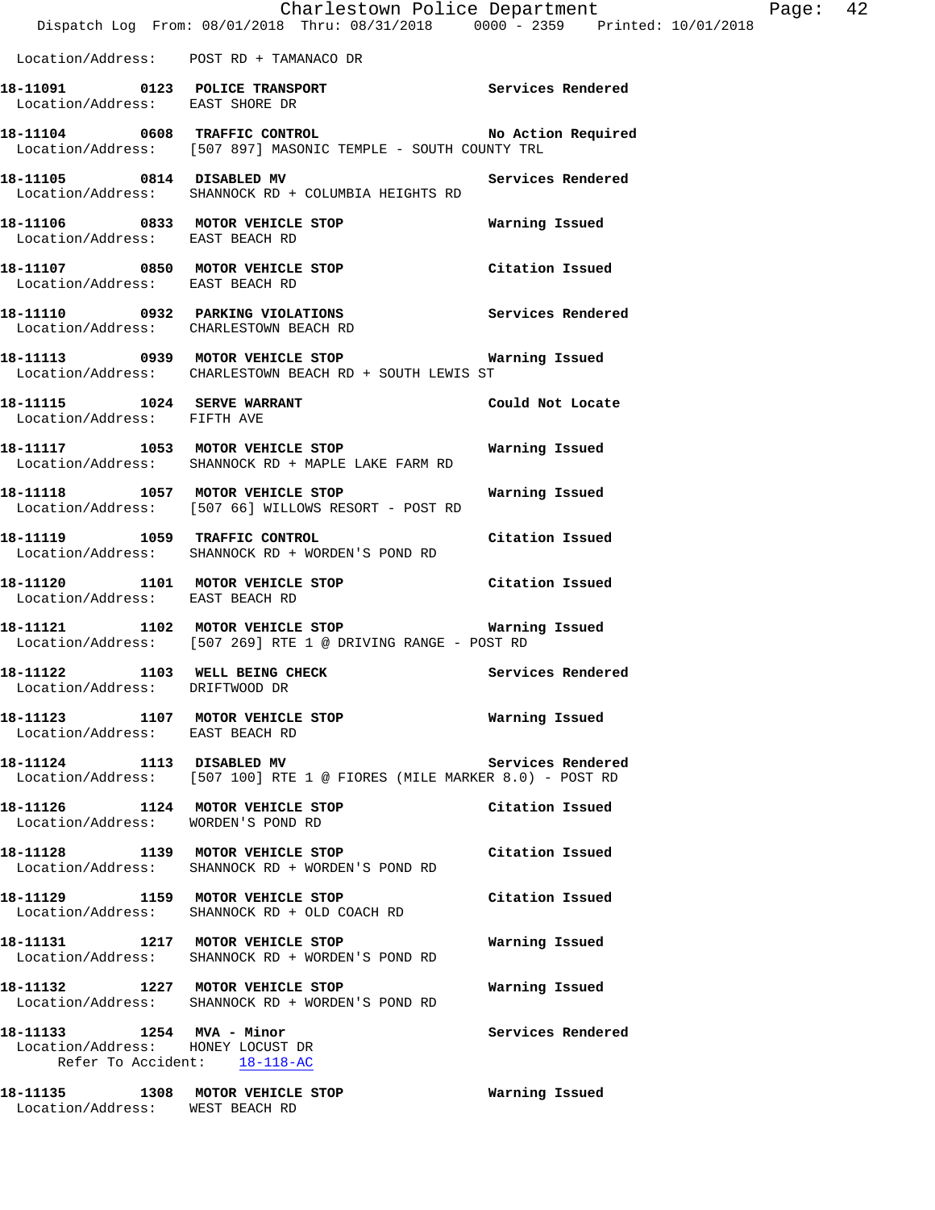Location/Address: POST RD + TAMANACO DR

**18-11091 0123 POLICE TRANSPORT** Services Rendered
Location/Address: EAST SHORE DR

**18-11104 0608 TRAFFIC CONTROL** No Action Required
Location/Address: [507 897] MASONIC TEMPLE - SOUTH COUNTY TRL

**18-11105 0814 DISABLED MV** Services Rendered
Location/Address: SHANNOCK RD + COLUMBIA HEIGHTS RD

**18-11106 0833 MOTOR VEHICLE STOP** Warning Issued
Location/Address: EAST BEACH RD

**18-11107 0850 MOTOR VEHICLE STOP** Citation Issued
Location/Address: EAST BEACH RD

**18-11110 0932 PARKING VIOLATIONS** Services Rendered
Location/Address: CHARLESTOWN BEACH RD

**18-11113 0939 MOTOR VEHICLE STOP** Warning Issued
Location/Address: CHARLESTOWN BEACH RD + SOUTH LEWIS ST

**18-11115 1024 SERVE WARRANT** Could Not Locate
Location/Address: FIFTH AVE

**18-11117 1053 MOTOR VEHICLE STOP** Warning Issued
Location/Address: SHANNOCK RD + MAPLE LAKE FARM RD

**18-11118 1057 MOTOR VEHICLE STOP** Warning Issued
Location/Address: [507 66] WILLOWS RESORT - POST RD

**18-11119 1059 TRAFFIC CONTROL** Citation Issued
Location/Address: SHANNOCK RD + WORDEN'S POND RD

**18-11120 1101 MOTOR VEHICLE STOP** Citation Issued
Location/Address: EAST BEACH RD

**18-11121 1102 MOTOR VEHICLE STOP** Warning Issued
Location/Address: [507 269] RTE 1 @ DRIVING RANGE - POST RD

**18-11122 1103 WELL BEING CHECK** Services Rendered
Location/Address: DRIFTWOOD DR

**18-11123 1107 MOTOR VEHICLE STOP** Warning Issued
Location/Address: EAST BEACH RD

**18-11124 1113 DISABLED MV** Services Rendered
Location/Address: [507 100] RTE 1 @ FIORES (MILE MARKER 8.0) - POST RD

**18-11126 1124 MOTOR VEHICLE STOP** Citation Issued
Location/Address: WORDEN'S POND RD

**18-11128 1139 MOTOR VEHICLE STOP** Citation Issued
Location/Address: SHANNOCK RD + WORDEN'S POND RD

**18-11129 1159 MOTOR VEHICLE STOP** Citation Issued
Location/Address: SHANNOCK RD + OLD COACH RD

**18-11131 1217 MOTOR VEHICLE STOP** Warning Issued
Location/Address: SHANNOCK RD + WORDEN'S POND RD

**18-11132 1227 MOTOR VEHICLE STOP** Warning Issued
Location/Address: SHANNOCK RD + WORDEN'S POND RD

**18-11133 1254 MVA - Minor** Services Rendered
Location/Address: HONEY LOCUST DR
Refer To Accident: 18-118-AC

**18-11135 1308 MOTOR VEHICLE STOP** Warning Issued
Location/Address: WEST BEACH RD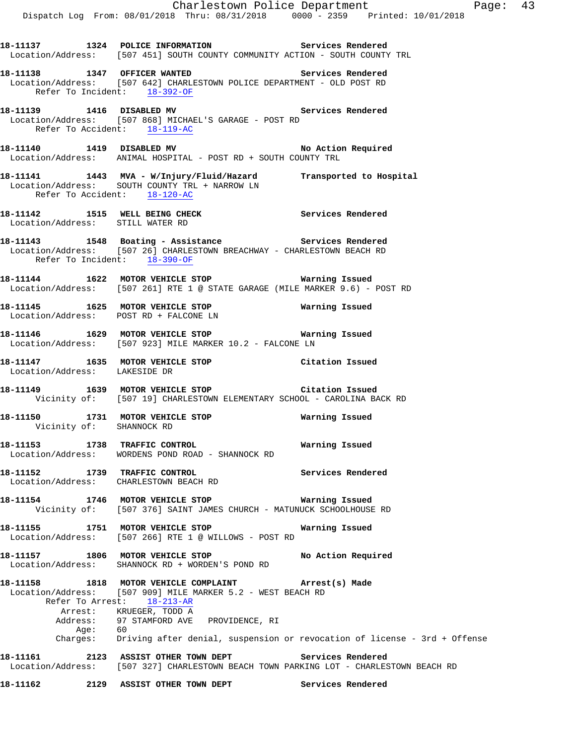18-11137 1324 POLICE INFORMATION Services Rendered
Location/Address: [507 451] SOUTH COUNTY COMMUNITY ACTION - SOUTH COUNTY TRL

18-11138 1347 OFFICER WANTED Services Rendered
Location/Address: [507 642] CHARLESTOWN POLICE DEPARTMENT - OLD POST RD
Refer To Incident: 18-392-OF

18-11139 1416 DISABLED MV Services Rendered
Location/Address: [507 868] MICHAEL'S GARAGE - POST RD
Refer To Accident: 18-119-AC

18-11140 1419 DISABLED MV No Action Required
Location/Address: ANIMAL HOSPITAL - POST RD + SOUTH COUNTY TRL

18-11141 1443 MVA - W/Injury/Fluid/Hazard Transported to Hospital
Location/Address: SOUTH COUNTY TRL + NARROW LN
Refer To Accident: 18-120-AC

18-11142 1515 WELL BEING CHECK Services Rendered
Location/Address: STILL WATER RD

18-11143 1548 Boating - Assistance Services Rendered
Location/Address: [507 26] CHARLESTOWN BREACHWAY - CHARLESTOWN BEACH RD
Refer To Incident: 18-390-OF

18-11144 1622 MOTOR VEHICLE STOP Warning Issued
Location/Address: [507 261] RTE 1 @ STATE GARAGE (MILE MARKER 9.6) - POST RD

18-11145 1625 MOTOR VEHICLE STOP Warning Issued
Location/Address: POST RD + FALCONE LN

18-11146 1629 MOTOR VEHICLE STOP Warning Issued
Location/Address: [507 923] MILE MARKER 10.2 - FALCONE LN

18-11147 1635 MOTOR VEHICLE STOP Citation Issued
Location/Address: LAKESIDE DR

18-11149 1639 MOTOR VEHICLE STOP Citation Issued
Vicinity of: [507 19] CHARLESTOWN ELEMENTARY SCHOOL - CAROLINA BACK RD

18-11150 1731 MOTOR VEHICLE STOP Warning Issued
Vicinity of: SHANNOCK RD

18-11153 1738 TRAFFIC CONTROL Warning Issued
Location/Address: WORDENS POND ROAD - SHANNOCK RD

18-11152 1739 TRAFFIC CONTROL Services Rendered
Location/Address: CHARLESTOWN BEACH RD

18-11154 1746 MOTOR VEHICLE STOP Warning Issued
Vicinity of: [507 376] SAINT JAMES CHURCH - MATUNUCK SCHOOLHOUSE RD

18-11155 1751 MOTOR VEHICLE STOP Warning Issued
Location/Address: [507 266] RTE 1 @ WILLOWS - POST RD

18-11157 1806 MOTOR VEHICLE STOP No Action Required
Location/Address: SHANNOCK RD + WORDEN'S POND RD

18-11158 1818 MOTOR VEHICLE COMPLAINT Arrest(s) Made
Location/Address: [507 909] MILE MARKER 5.2 - WEST BEACH RD
Refer To Arrest: 18-213-AR
Arrest: KRUEGER, TODD A
Address: 97 STAMFORD AVE PROVIDENCE, RI
Age: 60
Charges: Driving after denial, suspension or revocation of license - 3rd + Offense

18-11161 2123 ASSIST OTHER TOWN DEPT Services Rendered
Location/Address: [507 327] CHARLESTOWN BEACH TOWN PARKING LOT - CHARLESTOWN BEACH RD

18-11162 2129 ASSIST OTHER TOWN DEPT Services Rendered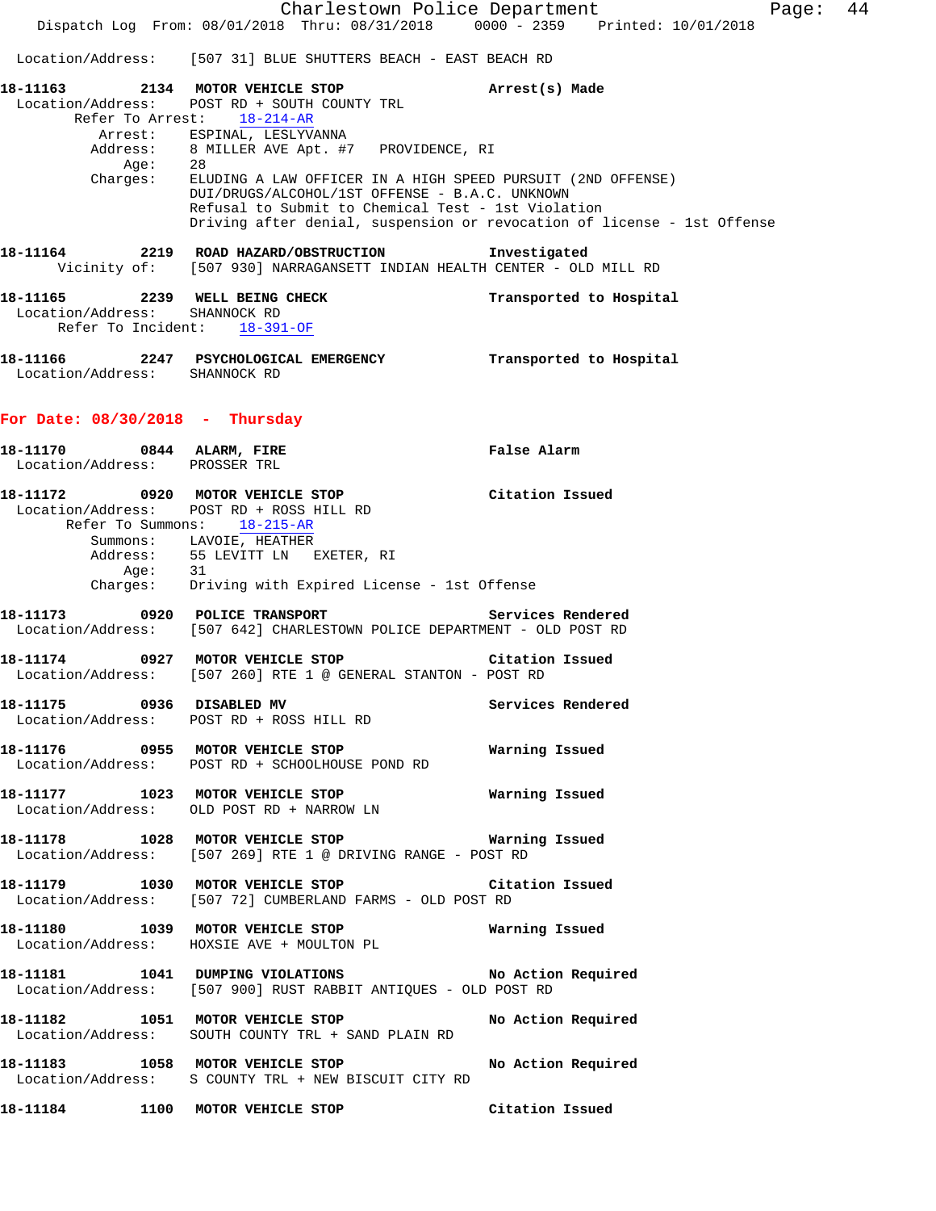Location/Address: [507 31] BLUE SHUTTERS BEACH - EAST BEACH RD

**18-11163** 2134 **MOTOR VEHICLE STOP** **Arrest(s) Made**
Location/Address: POST RD + SOUTH COUNTY TRL
Refer To Arrest: 18-214-AR
Arrest: ESPINAL, LESLYVANNA
Address: 8 MILLER AVE Apt. #7 PROVIDENCE, RI
Age: 28
Charges: ELUDING A LAW OFFICER IN A HIGH SPEED PURSUIT (2ND OFFENSE)
DUI/DRUGS/ALCOHOL/1ST OFFENSE - B.A.C. UNKNOWN
Refusal to Submit to Chemical Test - 1st Violation
Driving after denial, suspension or revocation of license - 1st Offense

**18-11164** 2219 **ROAD HAZARD/OBSTRUCTION** **Investigated**
Vicinity of: [507 930] NARRAGANSETT INDIAN HEALTH CENTER - OLD MILL RD

**18-11165** 2239 **WELL BEING CHECK** **Transported to Hospital**
Location/Address: SHANNOCK RD
Refer To Incident: 18-391-OF

**18-11166** 2247 **PSYCHOLOGICAL EMERGENCY** **Transported to Hospital**
Location/Address: SHANNOCK RD

## For Date: 08/30/2018 - Thursday

**18-11170** 0844 **ALARM, FIRE** **False Alarm**
Location/Address: PROSSER TRL

**18-11172** 0920 **MOTOR VEHICLE STOP** **Citation Issued**
Location/Address: POST RD + ROSS HILL RD
Refer To Summons: 18-215-AR
Summons: LAVOIE, HEATHER
Address: 55 LEVITT LN EXETER, RI
Age: 31
Charges: Driving with Expired License - 1st Offense

**18-11173** 0920 **POLICE TRANSPORT** **Services Rendered**
Location/Address: [507 642] CHARLESTOWN POLICE DEPARTMENT - OLD POST RD

**18-11174** 0927 **MOTOR VEHICLE STOP** **Citation Issued**
Location/Address: [507 260] RTE 1 @ GENERAL STANTON - POST RD

**18-11175** 0936 **DISABLED MV** **Services Rendered**
Location/Address: POST RD + ROSS HILL RD

**18-11176** 0955 **MOTOR VEHICLE STOP** **Warning Issued**
Location/Address: POST RD + SCHOOLHOUSE POND RD

**18-11177** 1023 **MOTOR VEHICLE STOP** **Warning Issued**
Location/Address: OLD POST RD + NARROW LN

**18-11178** 1028 **MOTOR VEHICLE STOP** **Warning Issued**
Location/Address: [507 269] RTE 1 @ DRIVING RANGE - POST RD

**18-11179** 1030 **MOTOR VEHICLE STOP** **Citation Issued**
Location/Address: [507 72] CUMBERLAND FARMS - OLD POST RD

**18-11180** 1039 **MOTOR VEHICLE STOP** **Warning Issued**
Location/Address: HOXSIE AVE + MOULTON PL

**18-11181** 1041 **DUMPING VIOLATIONS** **No Action Required**
Location/Address: [507 900] RUST RABBIT ANTIQUES - OLD POST RD

**18-11182** 1051 **MOTOR VEHICLE STOP** **No Action Required**
Location/Address: SOUTH COUNTY TRL + SAND PLAIN RD

**18-11183** 1058 **MOTOR VEHICLE STOP** **No Action Required**
Location/Address: S COUNTY TRL + NEW BISCUIT CITY RD

**18-11184** 1100 **MOTOR VEHICLE STOP** **Citation Issued**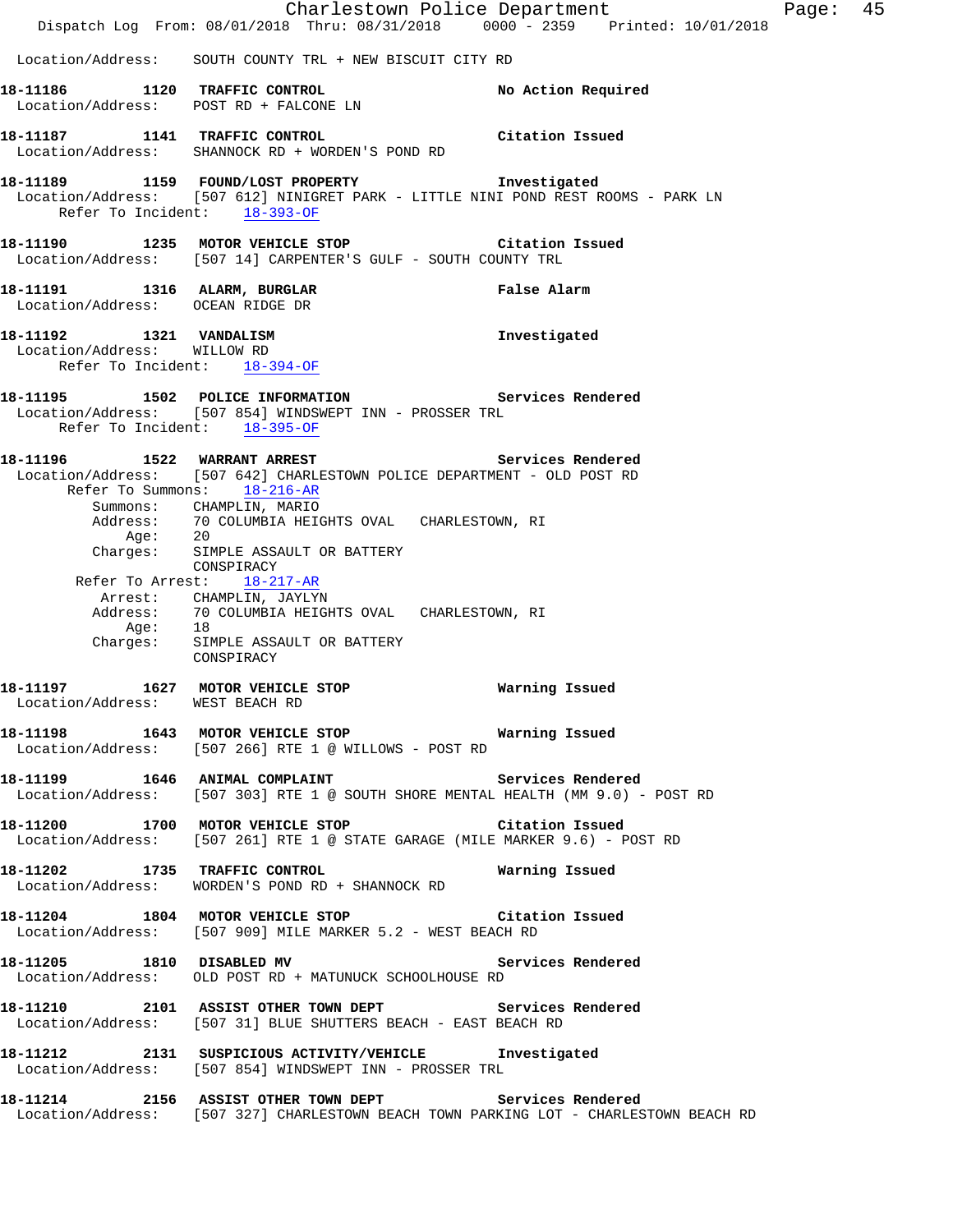Location/Address: SOUTH COUNTY TRL + NEW BISCUIT CITY RD

**18-11186 1120 TRAFFIC CONTROL** No Action Required
Location/Address: POST RD + FALCONE LN

**18-11187 1141 TRAFFIC CONTROL** Citation Issued
Location/Address: SHANNOCK RD + WORDEN'S POND RD

**18-11189 1159 FOUND/LOST PROPERTY** Investigated
Location/Address: [507 612] NINIGRET PARK - LITTLE NINI POND REST ROOMS - PARK LN
Refer To Incident: 18-393-OF

**18-11190 1235 MOTOR VEHICLE STOP** Citation Issued
Location/Address: [507 14] CARPENTER'S GULF - SOUTH COUNTY TRL

**18-11191 1316 ALARM, BURGLAR** False Alarm
Location/Address: OCEAN RIDGE DR

**18-11192 1321 VANDALISM** Investigated
Location/Address: WILLOW RD
Refer To Incident: 18-394-OF

**18-11195 1502 POLICE INFORMATION** Services Rendered
Location/Address: [507 854] WINDSWEPT INN - PROSSER TRL
Refer To Incident: 18-395-OF

**18-11196 1522 WARRANT ARREST** Services Rendered
Location/Address: [507 642] CHARLESTOWN POLICE DEPARTMENT - OLD POST RD
Refer To Summons: 18-216-AR
Summons: CHAMPLIN, MARIO
Address: 70 COLUMBIA HEIGHTS OVAL CHARLESTOWN, RI
Age: 20
Charges: SIMPLE ASSAULT OR BATTERY
CONSPIRACY
Refer To Arrest: 18-217-AR
Arrest: CHAMPLIN, JAYLYN
Address: 70 COLUMBIA HEIGHTS OVAL CHARLESTOWN, RI
Age: 18
Charges: SIMPLE ASSAULT OR BATTERY
CONSPIRACY

**18-11197 1627 MOTOR VEHICLE STOP** Warning Issued
Location/Address: WEST BEACH RD

**18-11198 1643 MOTOR VEHICLE STOP** Warning Issued
Location/Address: [507 266] RTE 1 @ WILLOWS - POST RD

**18-11199 1646 ANIMAL COMPLAINT** Services Rendered
Location/Address: [507 303] RTE 1 @ SOUTH SHORE MENTAL HEALTH (MM 9.0) - POST RD

**18-11200 1700 MOTOR VEHICLE STOP** Citation Issued
Location/Address: [507 261] RTE 1 @ STATE GARAGE (MILE MARKER 9.6) - POST RD

**18-11202 1735 TRAFFIC CONTROL** Warning Issued
Location/Address: WORDEN'S POND RD + SHANNOCK RD

**18-11204 1804 MOTOR VEHICLE STOP** Citation Issued
Location/Address: [507 909] MILE MARKER 5.2 - WEST BEACH RD

**18-11205 1810 DISABLED MV** Services Rendered
Location/Address: OLD POST RD + MATUNUCK SCHOOLHOUSE RD

**18-11210 2101 ASSIST OTHER TOWN DEPT** Services Rendered
Location/Address: [507 31] BLUE SHUTTERS BEACH - EAST BEACH RD

**18-11212 2131 SUSPICIOUS ACTIVITY/VEHICLE** Investigated
Location/Address: [507 854] WINDSWEPT INN - PROSSER TRL

**18-11214 2156 ASSIST OTHER TOWN DEPT** Services Rendered
Location/Address: [507 327] CHARLESTOWN BEACH TOWN PARKING LOT - CHARLESTOWN BEACH RD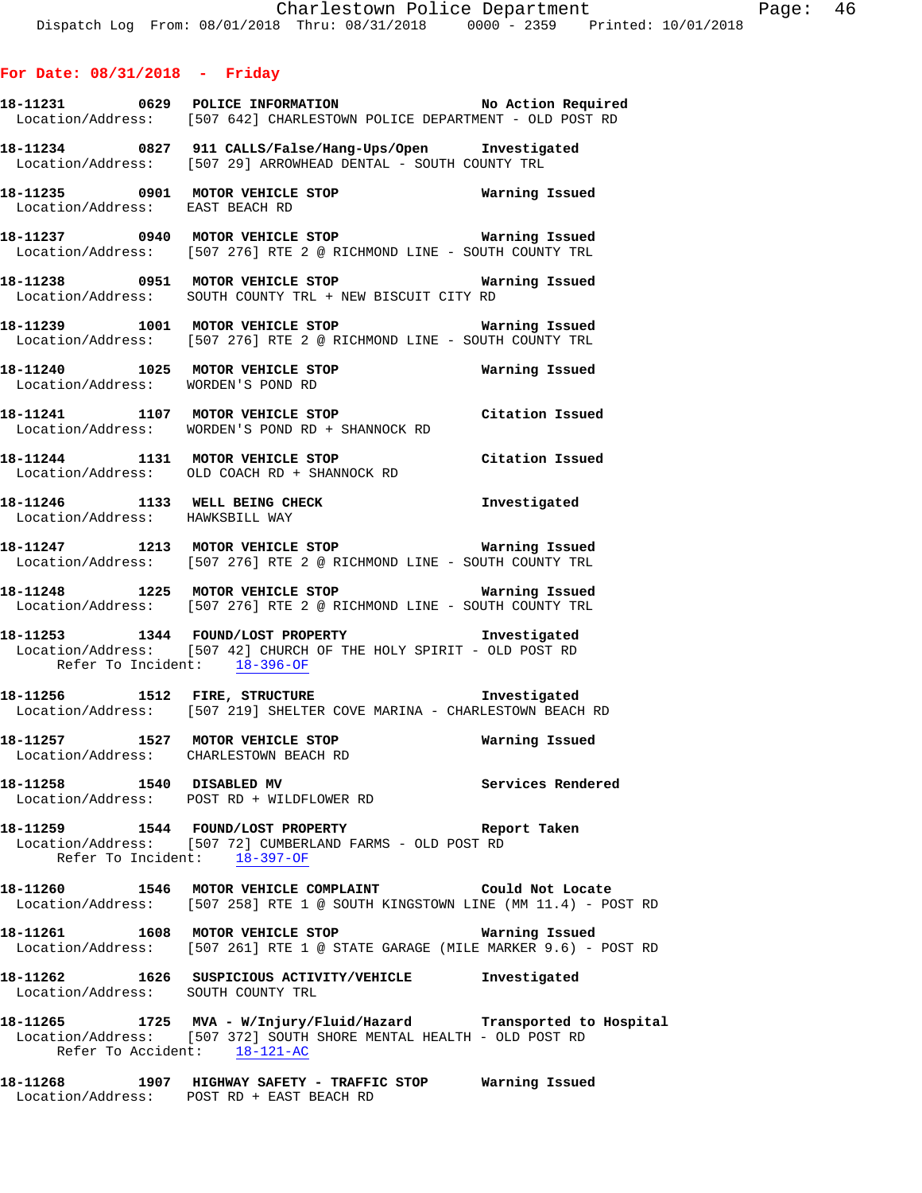**For Date: 08/31/2018 - Friday**

**18-11231 0629 POLICE INFORMATION** No Action Required
Location/Address: [507 642] CHARLESTOWN POLICE DEPARTMENT - OLD POST RD

**18-11234 0827 911 CALLS/False/Hang-Ups/Open** Investigated
Location/Address: [507 29] ARROWHEAD DENTAL - SOUTH COUNTY TRL

**18-11235 0901 MOTOR VEHICLE STOP** Warning Issued
Location/Address: EAST BEACH RD

**18-11237 0940 MOTOR VEHICLE STOP** Warning Issued
Location/Address: [507 276] RTE 2 @ RICHMOND LINE - SOUTH COUNTY TRL

**18-11238 0951 MOTOR VEHICLE STOP** Warning Issued
Location/Address: SOUTH COUNTY TRL + NEW BISCUIT CITY RD

**18-11239 1001 MOTOR VEHICLE STOP** Warning Issued
Location/Address: [507 276] RTE 2 @ RICHMOND LINE - SOUTH COUNTY TRL

**18-11240 1025 MOTOR VEHICLE STOP** Warning Issued
Location/Address: WORDEN'S POND RD

**18-11241 1107 MOTOR VEHICLE STOP** Citation Issued
Location/Address: WORDEN'S POND RD + SHANNOCK RD

**18-11244 1131 MOTOR VEHICLE STOP** Citation Issued
Location/Address: OLD COACH RD + SHANNOCK RD

**18-11246 1133 WELL BEING CHECK** Investigated
Location/Address: HAWKSBILL WAY

**18-11247 1213 MOTOR VEHICLE STOP** Warning Issued
Location/Address: [507 276] RTE 2 @ RICHMOND LINE - SOUTH COUNTY TRL

**18-11248 1225 MOTOR VEHICLE STOP** Warning Issued
Location/Address: [507 276] RTE 2 @ RICHMOND LINE - SOUTH COUNTY TRL

**18-11253 1344 FOUND/LOST PROPERTY** Investigated
Location/Address: [507 42] CHURCH OF THE HOLY SPIRIT - OLD POST RD
Refer To Incident: 18-396-OF

**18-11256 1512 FIRE, STRUCTURE** Investigated
Location/Address: [507 219] SHELTER COVE MARINA - CHARLESTOWN BEACH RD

**18-11257 1527 MOTOR VEHICLE STOP** Warning Issued
Location/Address: CHARLESTOWN BEACH RD

**18-11258 1540 DISABLED MV** Services Rendered
Location/Address: POST RD + WILDFLOWER RD

**18-11259 1544 FOUND/LOST PROPERTY** Report Taken
Location/Address: [507 72] CUMBERLAND FARMS - OLD POST RD
Refer To Incident: 18-397-OF

**18-11260 1546 MOTOR VEHICLE COMPLAINT** Could Not Locate
Location/Address: [507 258] RTE 1 @ SOUTH KINGSTOWN LINE (MM 11.4) - POST RD

**18-11261 1608 MOTOR VEHICLE STOP** Warning Issued
Location/Address: [507 261] RTE 1 @ STATE GARAGE (MILE MARKER 9.6) - POST RD

**18-11262 1626 SUSPICIOUS ACTIVITY/VEHICLE** Investigated
Location/Address: SOUTH COUNTY TRL

**18-11265 1725 MVA - W/Injury/Fluid/Hazard** Transported to Hospital
Location/Address: [507 372] SOUTH SHORE MENTAL HEALTH - OLD POST RD
Refer To Accident: 18-121-AC

**18-11268 1907 HIGHWAY SAFETY - TRAFFIC STOP** Warning Issued
Location/Address: POST RD + EAST BEACH RD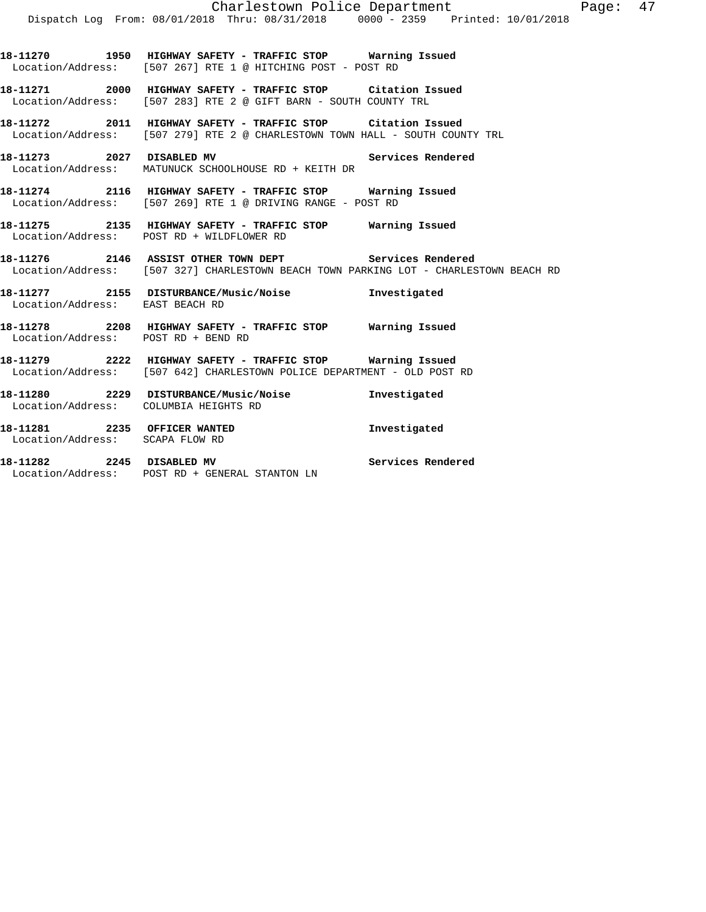**18-11270 1950 HIGHWAY SAFETY - TRAFFIC STOP Warning Issued**
Location/Address: [507 267] RTE 1 @ HITCHING POST - POST RD

**18-11271 2000 HIGHWAY SAFETY - TRAFFIC STOP Citation Issued**
Location/Address: [507 283] RTE 2 @ GIFT BARN - SOUTH COUNTY TRL

**18-11272 2011 HIGHWAY SAFETY - TRAFFIC STOP Citation Issued**
Location/Address: [507 279] RTE 2 @ CHARLESTOWN TOWN HALL - SOUTH COUNTY TRL

**18-11273 2027 DISABLED MV Services Rendered**
Location/Address: MATUNUCK SCHOOLHOUSE RD + KEITH DR

**18-11274 2116 HIGHWAY SAFETY - TRAFFIC STOP Warning Issued**
Location/Address: [507 269] RTE 1 @ DRIVING RANGE - POST RD

**18-11275 2135 HIGHWAY SAFETY - TRAFFIC STOP Warning Issued**
Location/Address: POST RD + WILDFLOWER RD

**18-11276 2146 ASSIST OTHER TOWN DEPT Services Rendered**
Location/Address: [507 327] CHARLESTOWN BEACH TOWN PARKING LOT - CHARLESTOWN BEACH RD

**18-11277 2155 DISTURBANCE/Music/Noise Investigated**
Location/Address: EAST BEACH RD

**18-11278 2208 HIGHWAY SAFETY - TRAFFIC STOP Warning Issued**
Location/Address: POST RD + BEND RD

**18-11279 2222 HIGHWAY SAFETY - TRAFFIC STOP Warning Issued**
Location/Address: [507 642] CHARLESTOWN POLICE DEPARTMENT - OLD POST RD

**18-11280 2229 DISTURBANCE/Music/Noise Investigated**
Location/Address: COLUMBIA HEIGHTS RD

**18-11281 2235 OFFICER WANTED Investigated**
Location/Address: SCAPA FLOW RD

**18-11282 2245 DISABLED MV Services Rendered**
Location/Address: POST RD + GENERAL STANTON LN